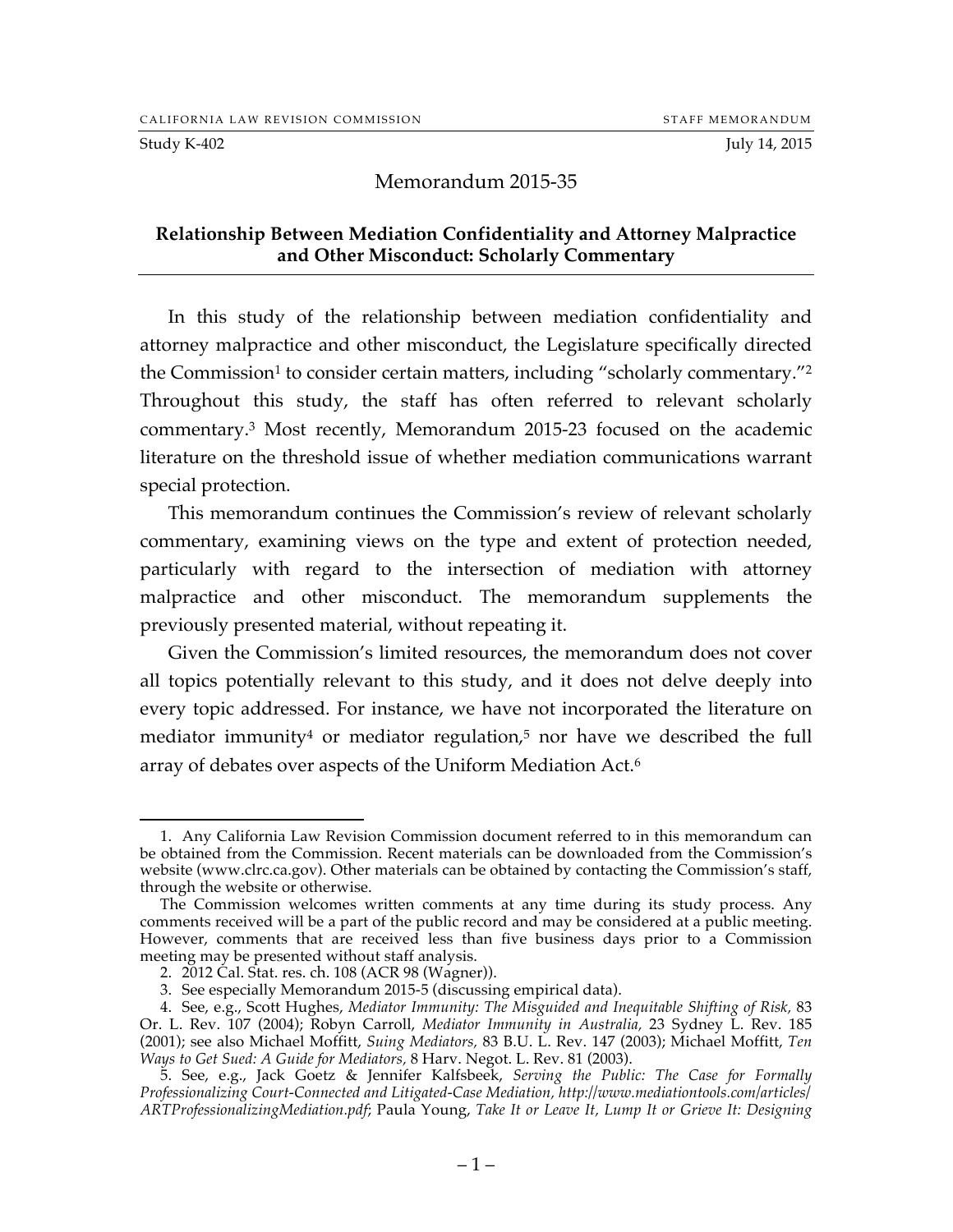CALIFORNIA LAW REVISION COMMISSION — STAFF MEMORANDUM

Study K-402 — July 14, 2015

# Memorandum 2015-35

## Relationship Between Mediation Confidentiality and Attorney Malpractice and Other Misconduct: Scholarly Commentary

In this study of the relationship between mediation confidentiality and attorney malpractice and other misconduct, the Legislature specifically directed the Commission[1] to consider certain matters, including "scholarly commentary."[2] Throughout this study, the staff has often referred to relevant scholarly commentary.[3] Most recently, Memorandum 2015-23 focused on the academic literature on the threshold issue of whether mediation communications warrant special protection.

This memorandum continues the Commission's review of relevant scholarly commentary, examining views on the type and extent of protection needed, particularly with regard to the intersection of mediation with attorney malpractice and other misconduct. The memorandum supplements the previously presented material, without repeating it.

Given the Commission's limited resources, the memorandum does not cover all topics potentially relevant to this study, and it does not delve deeply into every topic addressed. For instance, we have not incorporated the literature on mediator immunity[4] or mediator regulation,[5] nor have we described the full array of debates over aspects of the Uniform Mediation Act.[6]

---

1. Any California Law Revision Commission document referred to in this memorandum can be obtained from the Commission. Recent materials can be downloaded from the Commission's website (www.clrc.ca.gov). Other materials can be obtained by contacting the Commission's staff, through the website or otherwise.

The Commission welcomes written comments at any time during its study process. Any comments received will be a part of the public record and may be considered at a public meeting. However, comments that are received less than five business days prior to a Commission meeting may be presented without staff analysis.

2. 2012 Cal. Stat. res. ch. 108 (ACR 98 (Wagner)).

3. See especially Memorandum 2015-5 (discussing empirical data).

4. See, e.g., Scott Hughes, *Mediator Immunity: The Misguided and Inequitable Shifting of Risk,* 83 Or. L. Rev. 107 (2004); Robyn Carroll, *Mediator Immunity in Australia,* 23 Sydney L. Rev. 185 (2001); see also Michael Moffitt, *Suing Mediators,* 83 B.U. L. Rev. 147 (2003); Michael Moffitt, *Ten Ways to Get Sued: A Guide for Mediators,* 8 Harv. Negot. L. Rev. 81 (2003).

5. See, e.g., Jack Goetz & Jennifer Kalfsbeek, *Serving the Public: The Case for Formally Professionalizing Court-Connected and Litigated-Case Mediation, http://www.mediationtools.com/articles/ARTProfessionalizingMediation.pdf*; Paula Young, *Take It or Leave It, Lump It or Grieve It: Designing*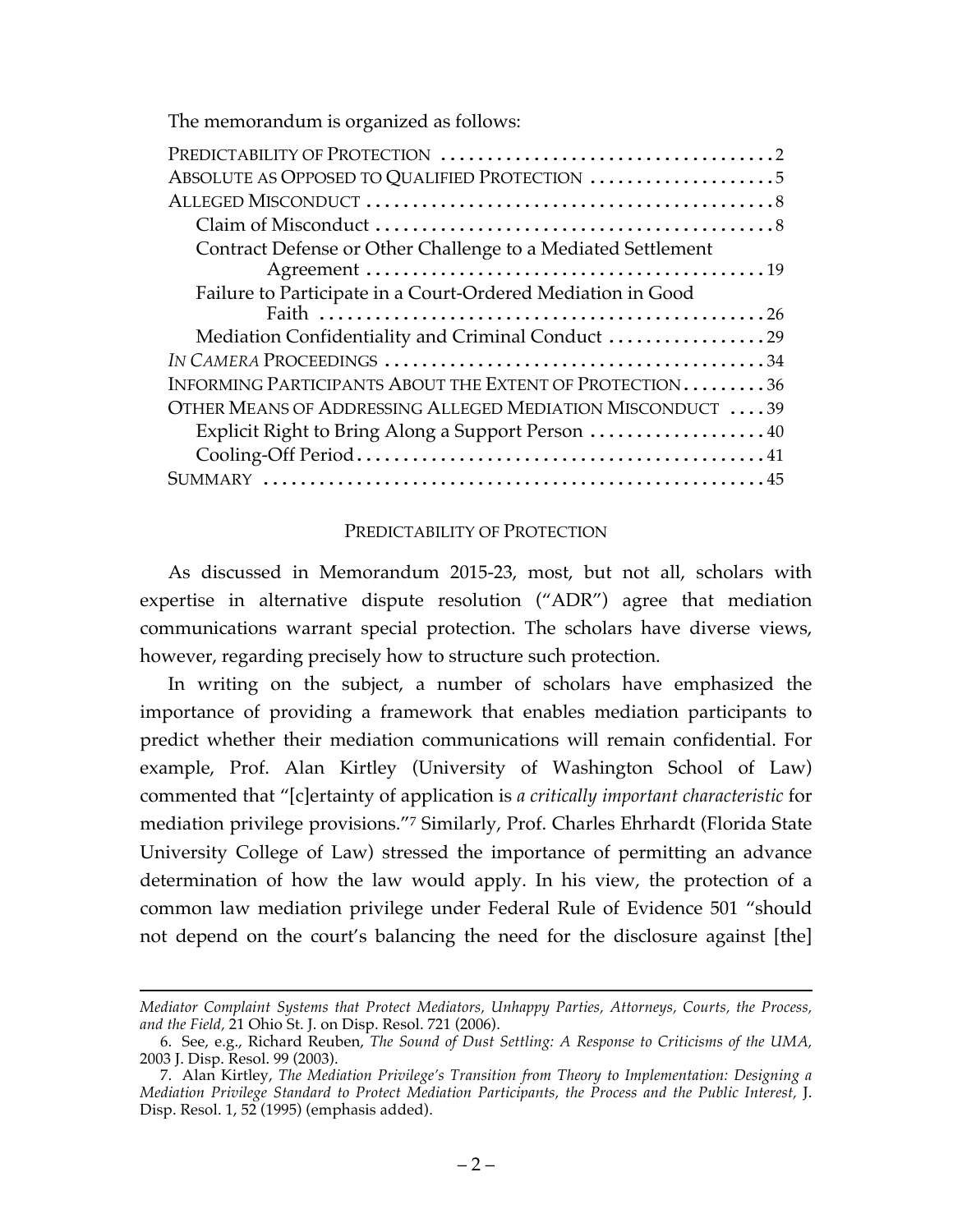The memorandum is organized as follows:

| | |
|---|---|
| PREDICTABILITY OF PROTECTION | 2 |
| ABSOLUTE AS OPPOSED TO QUALIFIED PROTECTION | 5 |
| ALLEGED MISCONDUCT | 8 |
| Claim of Misconduct | 8 |
| Contract Defense or Other Challenge to a Mediated Settlement Agreement | 19 |
| Failure to Participate in a Court-Ordered Mediation in Good Faith | 26 |
| Mediation Confidentiality and Criminal Conduct | 29 |
| *IN CAMERA* PROCEEDINGS | 34 |
| INFORMING PARTICIPANTS ABOUT THE EXTENT OF PROTECTION | 36 |
| OTHER MEANS OF ADDRESSING ALLEGED MEDIATION MISCONDUCT | 39 |
| Explicit Right to Bring Along a Support Person | 40 |
| Cooling-Off Period | 41 |
| SUMMARY | 45 |

## PREDICTABILITY OF PROTECTION

As discussed in Memorandum 2015-23, most, but not all, scholars with expertise in alternative dispute resolution ("ADR") agree that mediation communications warrant special protection. The scholars have diverse views, however, regarding precisely how to structure such protection.

In writing on the subject, a number of scholars have emphasized the importance of providing a framework that enables mediation participants to predict whether their mediation communications will remain confidential. For example, Prof. Alan Kirtley (University of Washington School of Law) commented that "[c]ertainty of application is *a critically important characteristic* for mediation privilege provisions."[7] Similarly, Prof. Charles Ehrhardt (Florida State University College of Law) stressed the importance of permitting an advance determination of how the law would apply. In his view, the protection of a common law mediation privilege under Federal Rule of Evidence 501 "should not depend on the court's balancing the need for the disclosure against [the]

---

*Mediator Complaint Systems that Protect Mediators, Unhappy Parties, Attorneys, Courts, the Process, and the Field,* 21 Ohio St. J. on Disp. Resol. 721 (2006).

6. See, e.g., Richard Reuben, *The Sound of Dust Settling: A Response to Criticisms of the UMA,* 2003 J. Disp. Resol. 99 (2003).

7. Alan Kirtley, *The Mediation Privilege's Transition from Theory to Implementation: Designing a Mediation Privilege Standard to Protect Mediation Participants, the Process and the Public Interest,* J. Disp. Resol. 1, 52 (1995) (emphasis added).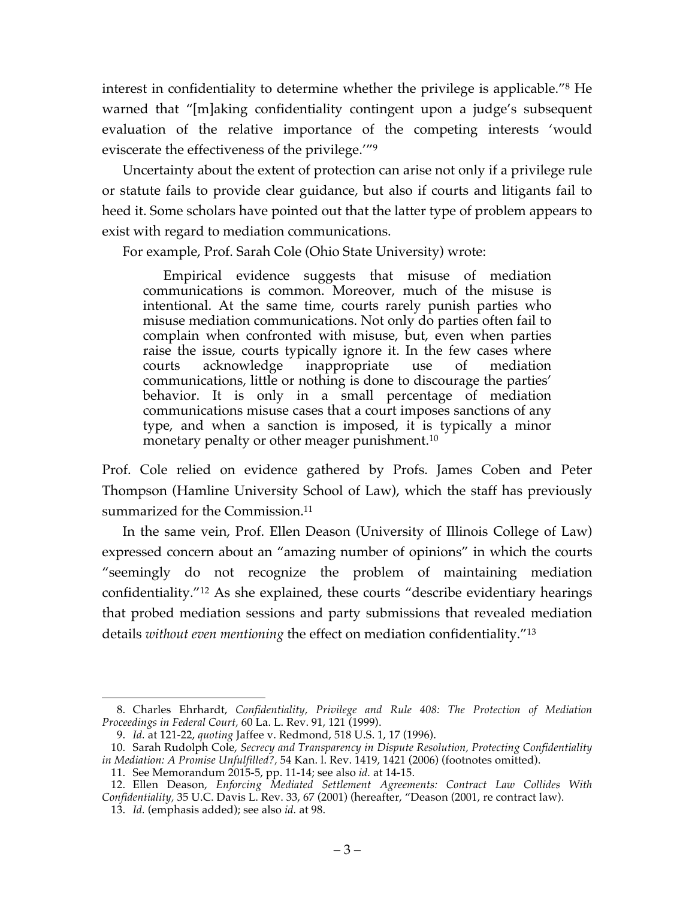interest in confidentiality to determine whether the privilege is applicable."[8] He warned that "[m]aking confidentiality contingent upon a judge's subsequent evaluation of the relative importance of the competing interests 'would eviscerate the effectiveness of the privilege.'"[9]

Uncertainty about the extent of protection can arise not only if a privilege rule or statute fails to provide clear guidance, but also if courts and litigants fail to heed it. Some scholars have pointed out that the latter type of problem appears to exist with regard to mediation communications.

For example, Prof. Sarah Cole (Ohio State University) wrote:

> Empirical evidence suggests that misuse of mediation communications is common. Moreover, much of the misuse is intentional. At the same time, courts rarely punish parties who misuse mediation communications. Not only do parties often fail to complain when confronted with misuse, but, even when parties raise the issue, courts typically ignore it. In the few cases where courts acknowledge inappropriate use of mediation communications, little or nothing is done to discourage the parties' behavior. It is only in a small percentage of mediation communications misuse cases that a court imposes sanctions of any type, and when a sanction is imposed, it is typically a minor monetary penalty or other meager punishment.[10]

Prof. Cole relied on evidence gathered by Profs. James Coben and Peter Thompson (Hamline University School of Law), which the staff has previously summarized for the Commission.[11]

In the same vein, Prof. Ellen Deason (University of Illinois College of Law) expressed concern about an "amazing number of opinions" in which the courts "seemingly do not recognize the problem of maintaining mediation confidentiality."[12] As she explained, these courts "describe evidentiary hearings that probed mediation sessions and party submissions that revealed mediation details *without even mentioning* the effect on mediation confidentiality."[13]

---

8. Charles Ehrhardt, *Confidentiality, Privilege and Rule 408: The Protection of Mediation Proceedings in Federal Court,* 60 La. L. Rev. 91, 121 (1999).

9. *Id.* at 121-22, *quoting* Jaffee v. Redmond, 518 U.S. 1, 17 (1996).

10. Sarah Rudolph Cole, *Secrecy and Transparency in Dispute Resolution, Protecting Confidentiality in Mediation: A Promise Unfulfilled?,* 54 Kan. l. Rev. 1419, 1421 (2006) (footnotes omitted).

11. See Memorandum 2015-5, pp. 11-14; see also *id.* at 14-15.

12. Ellen Deason, *Enforcing Mediated Settlement Agreements: Contract Law Collides With Confidentiality,* 35 U.C. Davis L. Rev. 33, 67 (2001) (hereafter, "Deason (2001, re contract law).

13. *Id.* (emphasis added); see also *id.* at 98.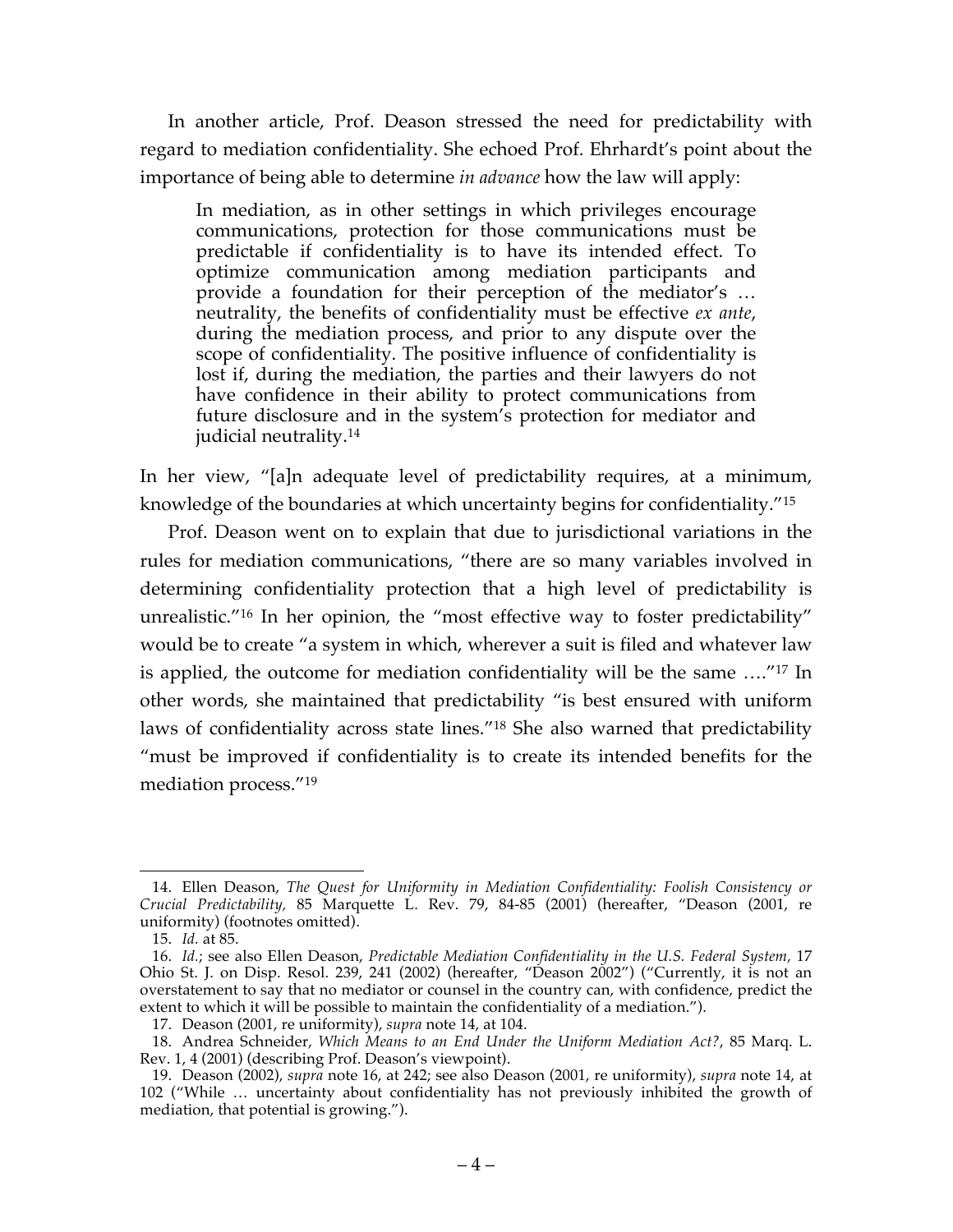In another article, Prof. Deason stressed the need for predictability with regard to mediation confidentiality. She echoed Prof. Ehrhardt's point about the importance of being able to determine *in advance* how the law will apply:

> In mediation, as in other settings in which privileges encourage communications, protection for those communications must be predictable if confidentiality is to have its intended effect. To optimize communication among mediation participants and provide a foundation for their perception of the mediator's … neutrality, the benefits of confidentiality must be effective *ex ante*, during the mediation process, and prior to any dispute over the scope of confidentiality. The positive influence of confidentiality is lost if, during the mediation, the parties and their lawyers do not have confidence in their ability to protect communications from future disclosure and in the system's protection for mediator and judicial neutrality.[14]

In her view, "[a]n adequate level of predictability requires, at a minimum, knowledge of the boundaries at which uncertainty begins for confidentiality."[15]

Prof. Deason went on to explain that due to jurisdictional variations in the rules for mediation communications, "there are so many variables involved in determining confidentiality protection that a high level of predictability is unrealistic."[16] In her opinion, the "most effective way to foster predictability" would be to create "a system in which, wherever a suit is filed and whatever law is applied, the outcome for mediation confidentiality will be the same …."[17] In other words, she maintained that predictability "is best ensured with uniform laws of confidentiality across state lines."[18] She also warned that predictability "must be improved if confidentiality is to create its intended benefits for the mediation process."[19]

---

14. Ellen Deason, *The Quest for Uniformity in Mediation Confidentiality: Foolish Consistency or Crucial Predictability*, 85 Marquette L. Rev. 79, 84-85 (2001) (hereafter, "Deason (2001, re uniformity) (footnotes omitted).

15. *Id.* at 85.

16. *Id.*; see also Ellen Deason, *Predictable Mediation Confidentiality in the U.S. Federal System,* 17 Ohio St. J. on Disp. Resol. 239, 241 (2002) (hereafter, "Deason 2002") ("Currently, it is not an overstatement to say that no mediator or counsel in the country can, with confidence, predict the extent to which it will be possible to maintain the confidentiality of a mediation.").

17. Deason (2001, re uniformity), *supra* note 14, at 104.

18. Andrea Schneider, *Which Means to an End Under the Uniform Mediation Act?*, 85 Marq. L. Rev. 1, 4 (2001) (describing Prof. Deason's viewpoint).

19. Deason (2002), *supra* note 16, at 242; see also Deason (2001, re uniformity), *supra* note 14, at 102 ("While … uncertainty about confidentiality has not previously inhibited the growth of mediation, that potential is growing.").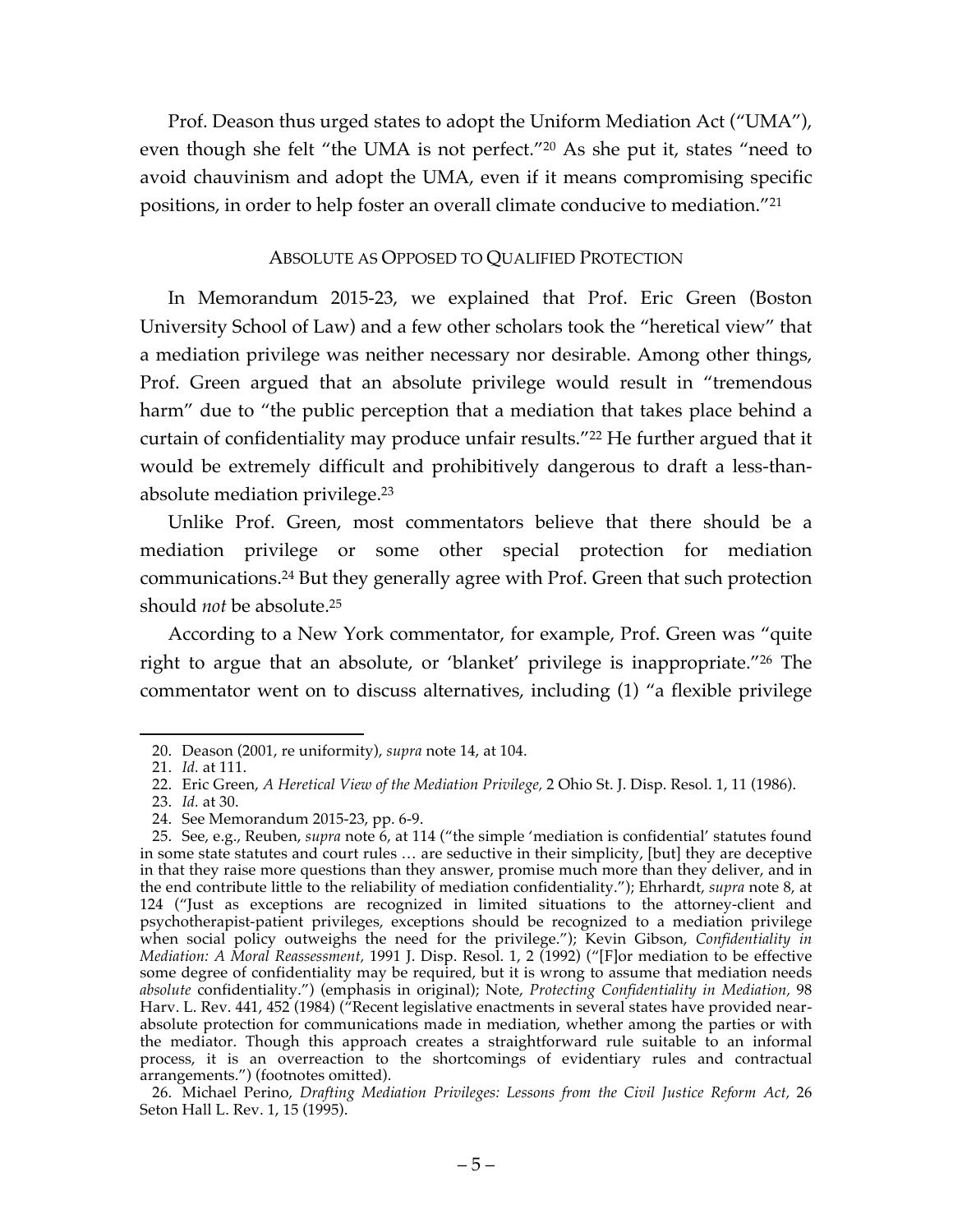Prof. Deason thus urged states to adopt the Uniform Mediation Act ("UMA"), even though she felt "the UMA is not perfect."[20] As she put it, states "need to avoid chauvinism and adopt the UMA, even if it means compromising specific positions, in order to help foster an overall climate conducive to mediation."[21]

## ABSOLUTE AS OPPOSED TO QUALIFIED PROTECTION

In Memorandum 2015-23, we explained that Prof. Eric Green (Boston University School of Law) and a few other scholars took the "heretical view" that a mediation privilege was neither necessary nor desirable. Among other things, Prof. Green argued that an absolute privilege would result in "tremendous harm" due to "the public perception that a mediation that takes place behind a curtain of confidentiality may produce unfair results."[22] He further argued that it would be extremely difficult and prohibitively dangerous to draft a less-than-absolute mediation privilege.[23]

Unlike Prof. Green, most commentators believe that there should be a mediation privilege or some other special protection for mediation communications.[24] But they generally agree with Prof. Green that such protection should *not* be absolute.[25]

According to a New York commentator, for example, Prof. Green was "quite right to argue that an absolute, or 'blanket' privilege is inappropriate."[26] The commentator went on to discuss alternatives, including (1) "a flexible privilege

---

20. Deason (2001, re uniformity), *supra* note 14, at 104.

21. *Id.* at 111.

22. Eric Green, *A Heretical View of the Mediation Privilege,* 2 Ohio St. J. Disp. Resol. 1, 11 (1986).

23. *Id.* at 30.

24. See Memorandum 2015-23, pp. 6-9.

25. See, e.g., Reuben, *supra* note 6, at 114 ("the simple 'mediation is confidential' statutes found in some state statutes and court rules … are seductive in their simplicity, [but] they are deceptive in that they raise more questions than they answer, promise much more than they deliver, and in the end contribute little to the reliability of mediation confidentiality."); Ehrhardt, *supra* note 8, at 124 ("Just as exceptions are recognized in limited situations to the attorney-client and psychotherapist-patient privileges, exceptions should be recognized to a mediation privilege when social policy outweighs the need for the privilege."); Kevin Gibson, *Confidentiality in Mediation: A Moral Reassessment,* 1991 J. Disp. Resol. 1, 2 (1992) ("[F]or mediation to be effective some degree of confidentiality may be required, but it is wrong to assume that mediation needs *absolute* confidentiality.") (emphasis in original); Note, *Protecting Confidentiality in Mediation,* 98 Harv. L. Rev. 441, 452 (1984) ("Recent legislative enactments in several states have provided near-absolute protection for communications made in mediation, whether among the parties or with the mediator. Though this approach creates a straightforward rule suitable to an informal process, it is an overreaction to the shortcomings of evidentiary rules and contractual arrangements.") (footnotes omitted).

26. Michael Perino, *Drafting Mediation Privileges: Lessons from the Civil Justice Reform Act,* 26 Seton Hall L. Rev. 1, 15 (1995).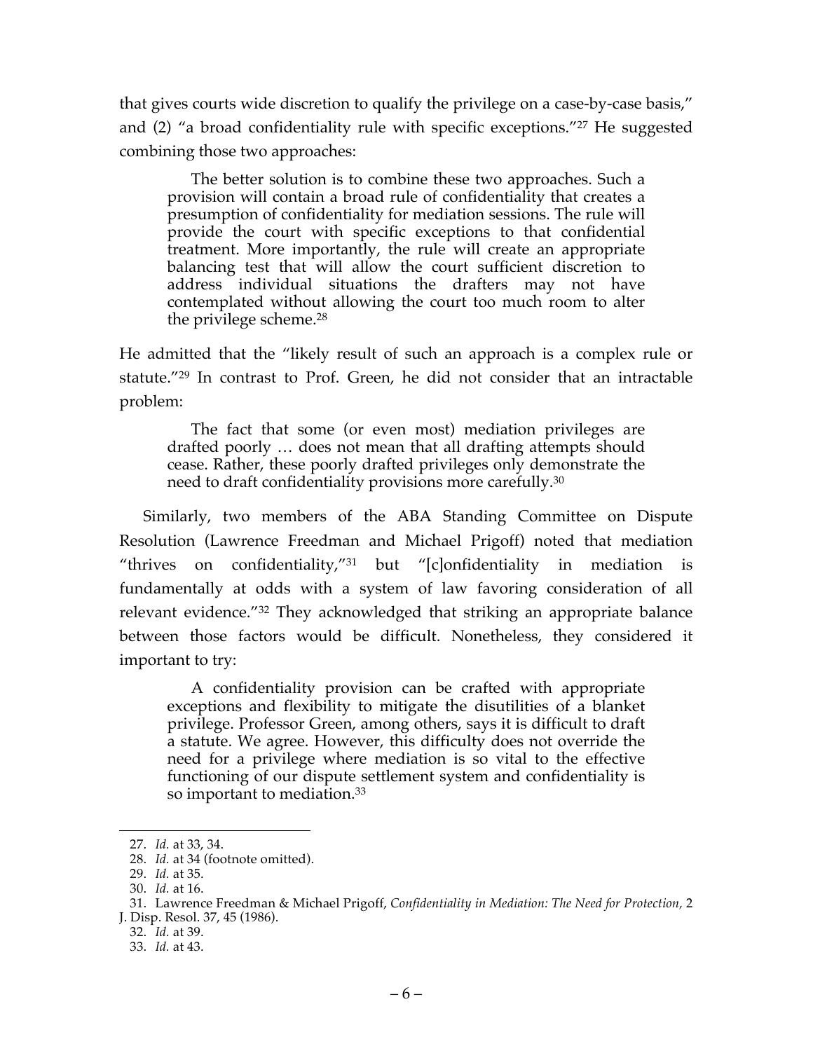that gives courts wide discretion to qualify the privilege on a case-by-case basis," and (2) "a broad confidentiality rule with specific exceptions."[27] He suggested combining those two approaches:

> The better solution is to combine these two approaches. Such a provision will contain a broad rule of confidentiality that creates a presumption of confidentiality for mediation sessions. The rule will provide the court with specific exceptions to that confidential treatment. More importantly, the rule will create an appropriate balancing test that will allow the court sufficient discretion to address individual situations the drafters may not have contemplated without allowing the court too much room to alter the privilege scheme.[28]

He admitted that the "likely result of such an approach is a complex rule or statute."[29] In contrast to Prof. Green, he did not consider that an intractable problem:

> The fact that some (or even most) mediation privileges are drafted poorly … does not mean that all drafting attempts should cease. Rather, these poorly drafted privileges only demonstrate the need to draft confidentiality provisions more carefully.[30]

Similarly, two members of the ABA Standing Committee on Dispute Resolution (Lawrence Freedman and Michael Prigoff) noted that mediation "thrives on confidentiality,"[31] but "[c]onfidentiality in mediation is fundamentally at odds with a system of law favoring consideration of all relevant evidence."[32] They acknowledged that striking an appropriate balance between those factors would be difficult. Nonetheless, they considered it important to try:

> A confidentiality provision can be crafted with appropriate exceptions and flexibility to mitigate the disutilities of a blanket privilege. Professor Green, among others, says it is difficult to draft a statute. We agree. However, this difficulty does not override the need for a privilege where mediation is so vital to the effective functioning of our dispute settlement system and confidentiality is so important to mediation.[33]

---

27. *Id.* at 33, 34.
28. *Id.* at 34 (footnote omitted).
29. *Id.* at 35.
30. *Id.* at 16.
31. Lawrence Freedman & Michael Prigoff, *Confidentiality in Mediation: The Need for Protection,* 2 J. Disp. Resol. 37, 45 (1986).
32. *Id.* at 39.
33. *Id.* at 43.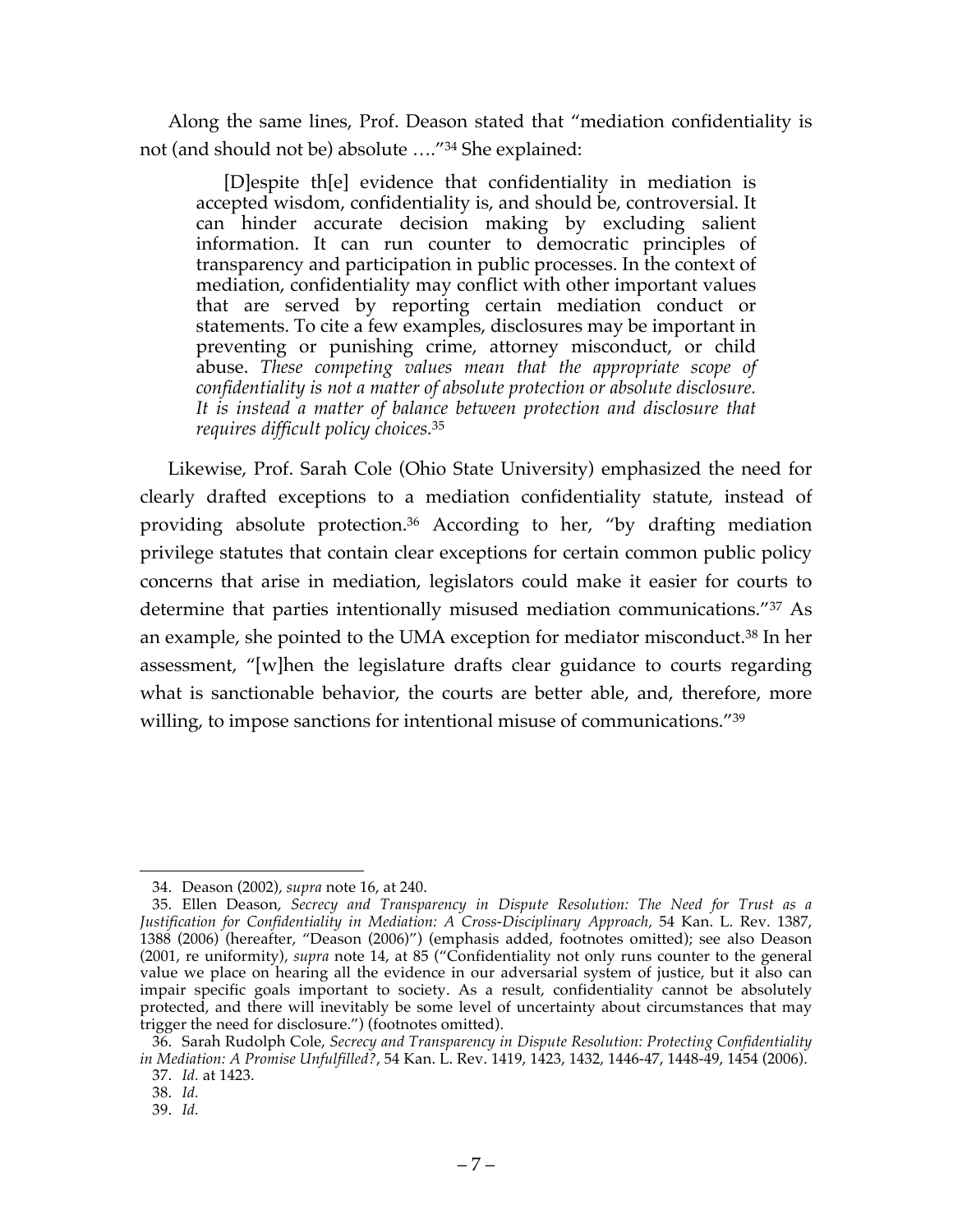Along the same lines, Prof. Deason stated that "mediation confidentiality is not (and should not be) absolute …."[34] She explained:

> [D]espite th[e] evidence that confidentiality in mediation is accepted wisdom, confidentiality is, and should be, controversial. It can hinder accurate decision making by excluding salient information. It can run counter to democratic principles of transparency and participation in public processes. In the context of mediation, confidentiality may conflict with other important values that are served by reporting certain mediation conduct or statements. To cite a few examples, disclosures may be important in preventing or punishing crime, attorney misconduct, or child abuse. *These competing values mean that the appropriate scope of confidentiality is not a matter of absolute protection or absolute disclosure. It is instead a matter of balance between protection and disclosure that requires difficult policy choices.*[35]

Likewise, Prof. Sarah Cole (Ohio State University) emphasized the need for clearly drafted exceptions to a mediation confidentiality statute, instead of providing absolute protection.[36] According to her, "by drafting mediation privilege statutes that contain clear exceptions for certain common public policy concerns that arise in mediation, legislators could make it easier for courts to determine that parties intentionally misused mediation communications."[37] As an example, she pointed to the UMA exception for mediator misconduct.[38] In her assessment, "[w]hen the legislature drafts clear guidance to courts regarding what is sanctionable behavior, the courts are better able, and, therefore, more willing, to impose sanctions for intentional misuse of communications."[39]

---

34. Deason (2002), *supra* note 16, at 240.

35. Ellen Deason, *Secrecy and Transparency in Dispute Resolution: The Need for Trust as a Justification for Confidentiality in Mediation: A Cross-Disciplinary Approach,* 54 Kan. L. Rev. 1387, 1388 (2006) (hereafter, "Deason (2006)") (emphasis added, footnotes omitted); see also Deason (2001, re uniformity), *supra* note 14, at 85 ("Confidentiality not only runs counter to the general value we place on hearing all the evidence in our adversarial system of justice, but it also can impair specific goals important to society. As a result, confidentiality cannot be absolutely protected, and there will inevitably be some level of uncertainty about circumstances that may trigger the need for disclosure.") (footnotes omitted).

36. Sarah Rudolph Cole, *Secrecy and Transparency in Dispute Resolution: Protecting Confidentiality in Mediation: A Promise Unfulfilled?*, 54 Kan. L. Rev. 1419, 1423, 1432, 1446-47, 1448-49, 1454 (2006).

37. *Id.* at 1423.

38. *Id.*

39. *Id.*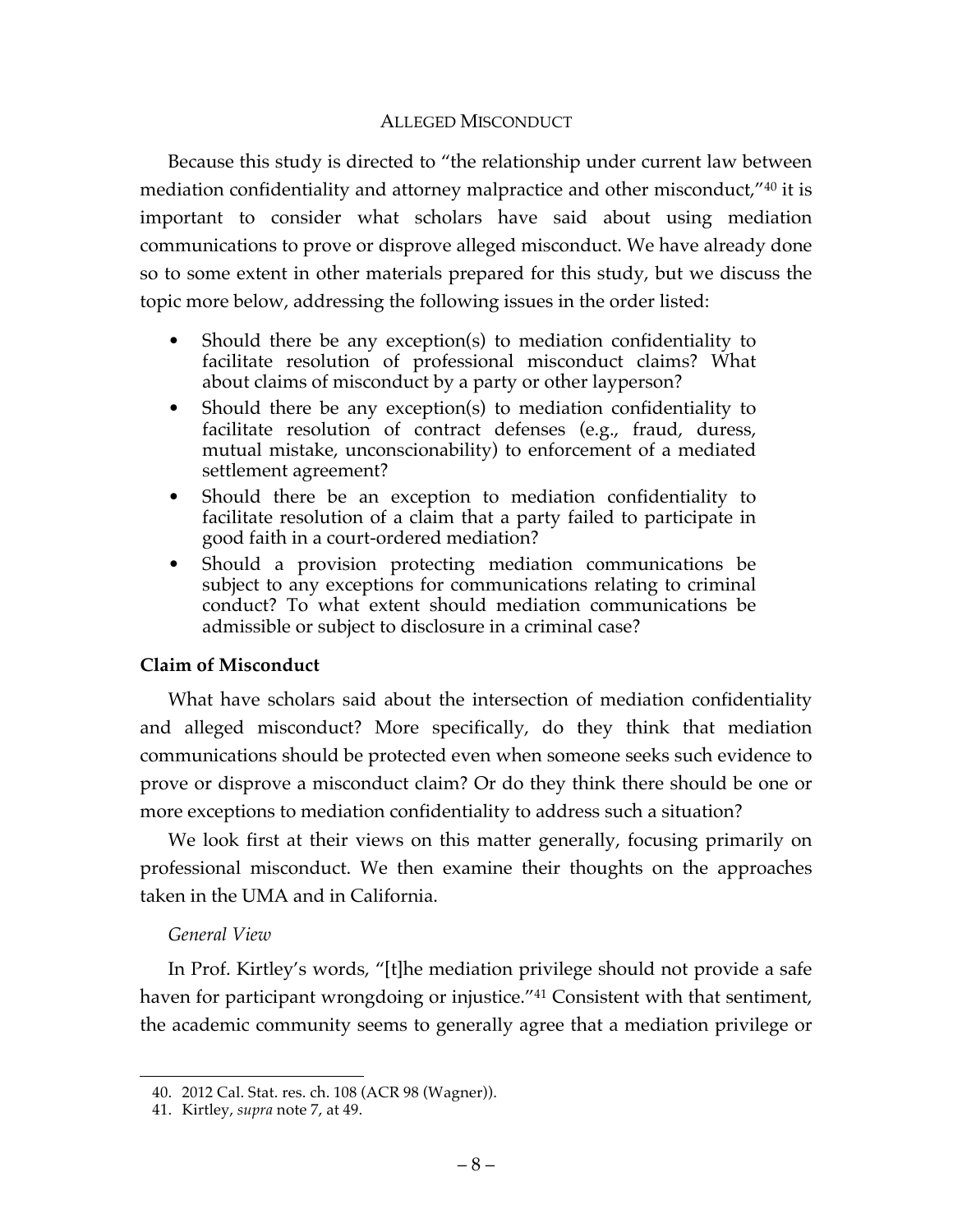## ALLEGED MISCONDUCT

Because this study is directed to "the relationship under current law between mediation confidentiality and attorney malpractice and other misconduct,"[40] it is important to consider what scholars have said about using mediation communications to prove or disprove alleged misconduct. We have already done so to some extent in other materials prepared for this study, but we discuss the topic more below, addressing the following issues in the order listed:

- Should there be any exception(s) to mediation confidentiality to facilitate resolution of professional misconduct claims? What about claims of misconduct by a party or other layperson?
- Should there be any exception(s) to mediation confidentiality to facilitate resolution of contract defenses (e.g., fraud, duress, mutual mistake, unconscionability) to enforcement of a mediated settlement agreement?
- Should there be an exception to mediation confidentiality to facilitate resolution of a claim that a party failed to participate in good faith in a court-ordered mediation?
- Should a provision protecting mediation communications be subject to any exceptions for communications relating to criminal conduct? To what extent should mediation communications be admissible or subject to disclosure in a criminal case?

### Claim of Misconduct

What have scholars said about the intersection of mediation confidentiality and alleged misconduct? More specifically, do they think that mediation communications should be protected even when someone seeks such evidence to prove or disprove a misconduct claim? Or do they think there should be one or more exceptions to mediation confidentiality to address such a situation?

We look first at their views on this matter generally, focusing primarily on professional misconduct. We then examine their thoughts on the approaches taken in the UMA and in California.

#### *General View*

In Prof. Kirtley's words, "[t]he mediation privilege should not provide a safe haven for participant wrongdoing or injustice."[41] Consistent with that sentiment, the academic community seems to generally agree that a mediation privilege or

---

40. 2012 Cal. Stat. res. ch. 108 (ACR 98 (Wagner)).

41. Kirtley, *supra* note 7, at 49.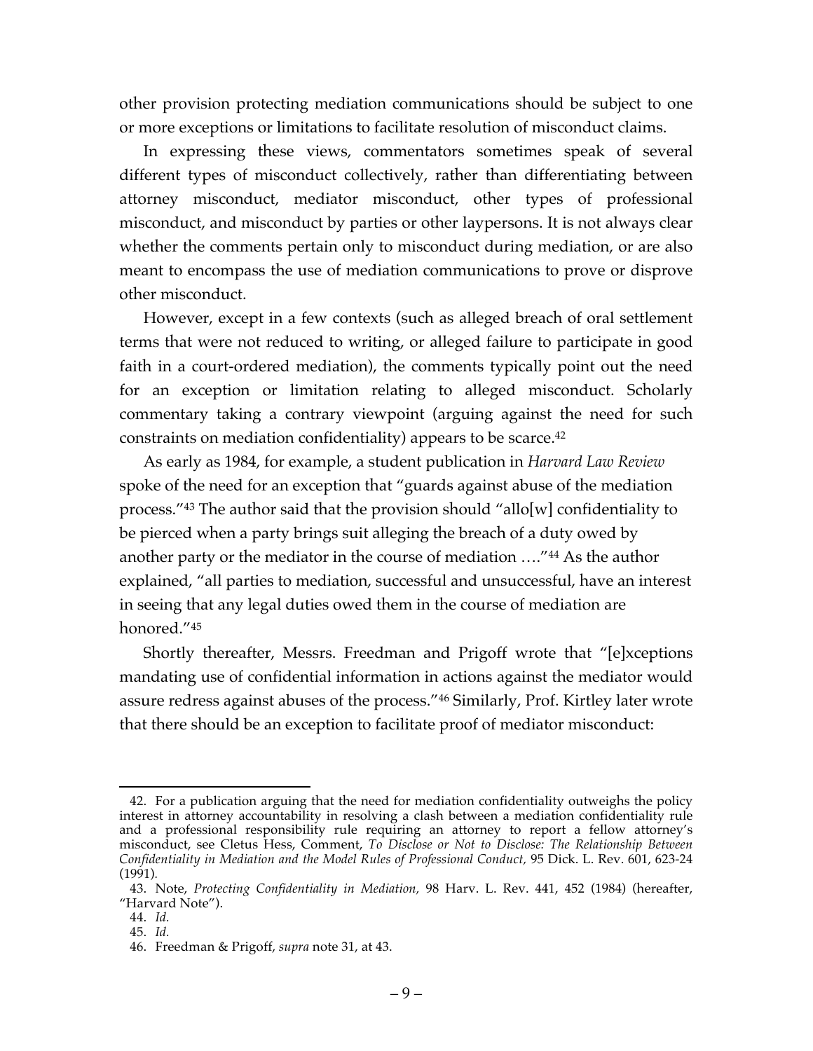other provision protecting mediation communications should be subject to one or more exceptions or limitations to facilitate resolution of misconduct claims.

In expressing these views, commentators sometimes speak of several different types of misconduct collectively, rather than differentiating between attorney misconduct, mediator misconduct, other types of professional misconduct, and misconduct by parties or other laypersons. It is not always clear whether the comments pertain only to misconduct during mediation, or are also meant to encompass the use of mediation communications to prove or disprove other misconduct.

However, except in a few contexts (such as alleged breach of oral settlement terms that were not reduced to writing, or alleged failure to participate in good faith in a court-ordered mediation), the comments typically point out the need for an exception or limitation relating to alleged misconduct. Scholarly commentary taking a contrary viewpoint (arguing against the need for such constraints on mediation confidentiality) appears to be scarce.[42]

As early as 1984, for example, a student publication in *Harvard Law Review* spoke of the need for an exception that "guards against abuse of the mediation process."[43] The author said that the provision should "allo[w] confidentiality to be pierced when a party brings suit alleging the breach of a duty owed by another party or the mediator in the course of mediation …."[44] As the author explained, "all parties to mediation, successful and unsuccessful, have an interest in seeing that any legal duties owed them in the course of mediation are honored."[45]

Shortly thereafter, Messrs. Freedman and Prigoff wrote that "[e]xceptions mandating use of confidential information in actions against the mediator would assure redress against abuses of the process."[46] Similarly, Prof. Kirtley later wrote that there should be an exception to facilitate proof of mediator misconduct:

---

42. For a publication arguing that the need for mediation confidentiality outweighs the policy interest in attorney accountability in resolving a clash between a mediation confidentiality rule and a professional responsibility rule requiring an attorney to report a fellow attorney's misconduct, see Cletus Hess, Comment, *To Disclose or Not to Disclose: The Relationship Between Confidentiality in Mediation and the Model Rules of Professional Conduct,* 95 Dick. L. Rev. 601, 623-24 (1991).

43. Note, *Protecting Confidentiality in Mediation,* 98 Harv. L. Rev. 441, 452 (1984) (hereafter, "Harvard Note").

44. *Id.*

45. *Id.*

46. Freedman & Prigoff, *supra* note 31, at 43.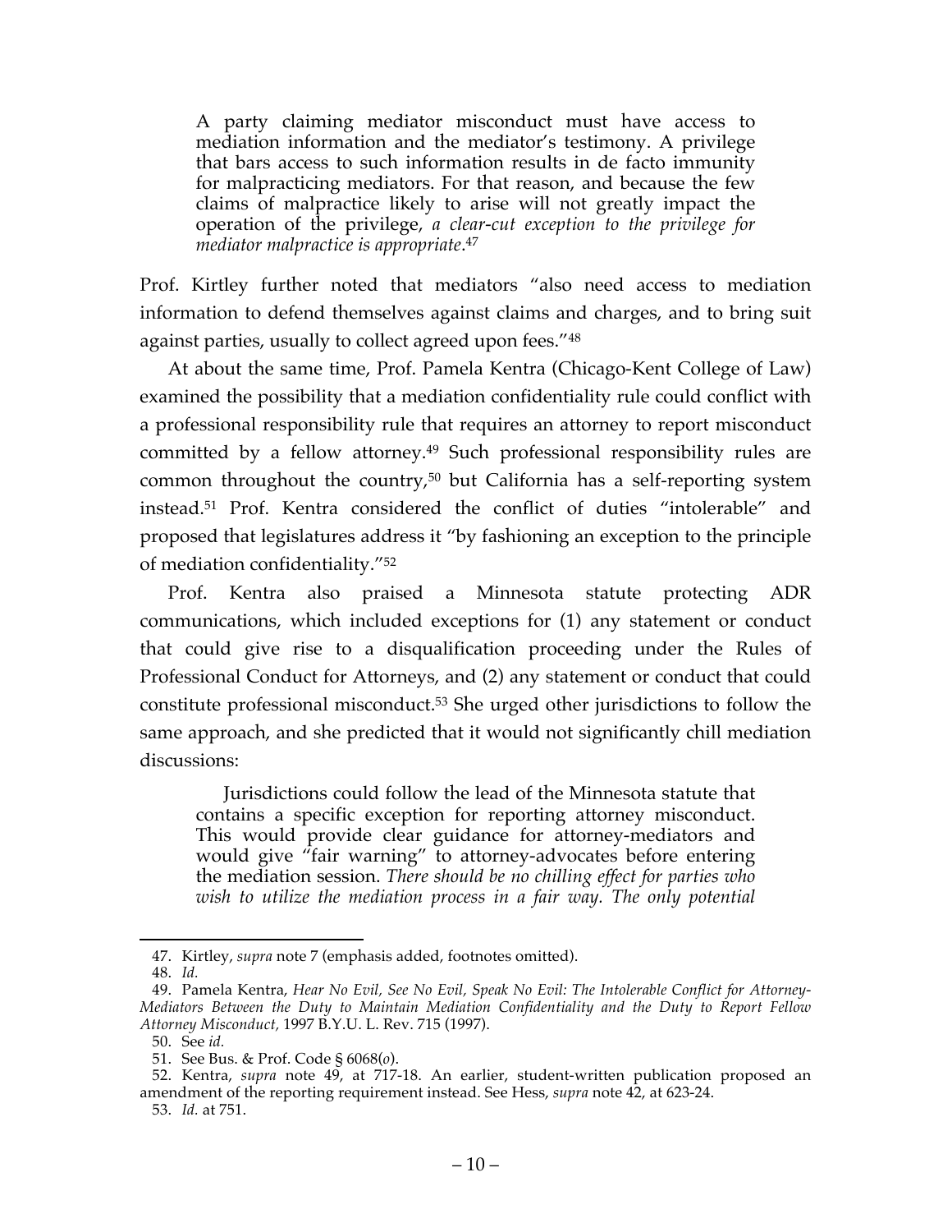> A party claiming mediator misconduct must have access to mediation information and the mediator's testimony. A privilege that bars access to such information results in de facto immunity for malpracticing mediators. For that reason, and because the few claims of malpractice likely to arise will not greatly impact the operation of the privilege, *a clear-cut exception to the privilege for mediator malpractice is appropriate*.[47]

Prof. Kirtley further noted that mediators "also need access to mediation information to defend themselves against claims and charges, and to bring suit against parties, usually to collect agreed upon fees."[48]

At about the same time, Prof. Pamela Kentra (Chicago-Kent College of Law) examined the possibility that a mediation confidentiality rule could conflict with a professional responsibility rule that requires an attorney to report misconduct committed by a fellow attorney.[49] Such professional responsibility rules are common throughout the country,[50] but California has a self-reporting system instead.[51] Prof. Kentra considered the conflict of duties "intolerable" and proposed that legislatures address it "by fashioning an exception to the principle of mediation confidentiality."[52]

Prof. Kentra also praised a Minnesota statute protecting ADR communications, which included exceptions for (1) any statement or conduct that could give rise to a disqualification proceeding under the Rules of Professional Conduct for Attorneys, and (2) any statement or conduct that could constitute professional misconduct.[53] She urged other jurisdictions to follow the same approach, and she predicted that it would not significantly chill mediation discussions:

> Jurisdictions could follow the lead of the Minnesota statute that contains a specific exception for reporting attorney misconduct. This would provide clear guidance for attorney-mediators and would give "fair warning" to attorney-advocates before entering the mediation session. *There should be no chilling effect for parties who wish to utilize the mediation process in a fair way. The only potential*

---

47. Kirtley, *supra* note 7 (emphasis added, footnotes omitted).

48. *Id.*

49. Pamela Kentra, *Hear No Evil, See No Evil, Speak No Evil: The Intolerable Conflict for Attorney-Mediators Between the Duty to Maintain Mediation Confidentiality and the Duty to Report Fellow Attorney Misconduct,* 1997 B.Y.U. L. Rev. 715 (1997).

50. See *id.*

51. See Bus. & Prof. Code § 6068(*o*).

52. Kentra, *supra* note 49, at 717-18. An earlier, student-written publication proposed an amendment of the reporting requirement instead. See Hess, *supra* note 42, at 623-24.

53. *Id.* at 751.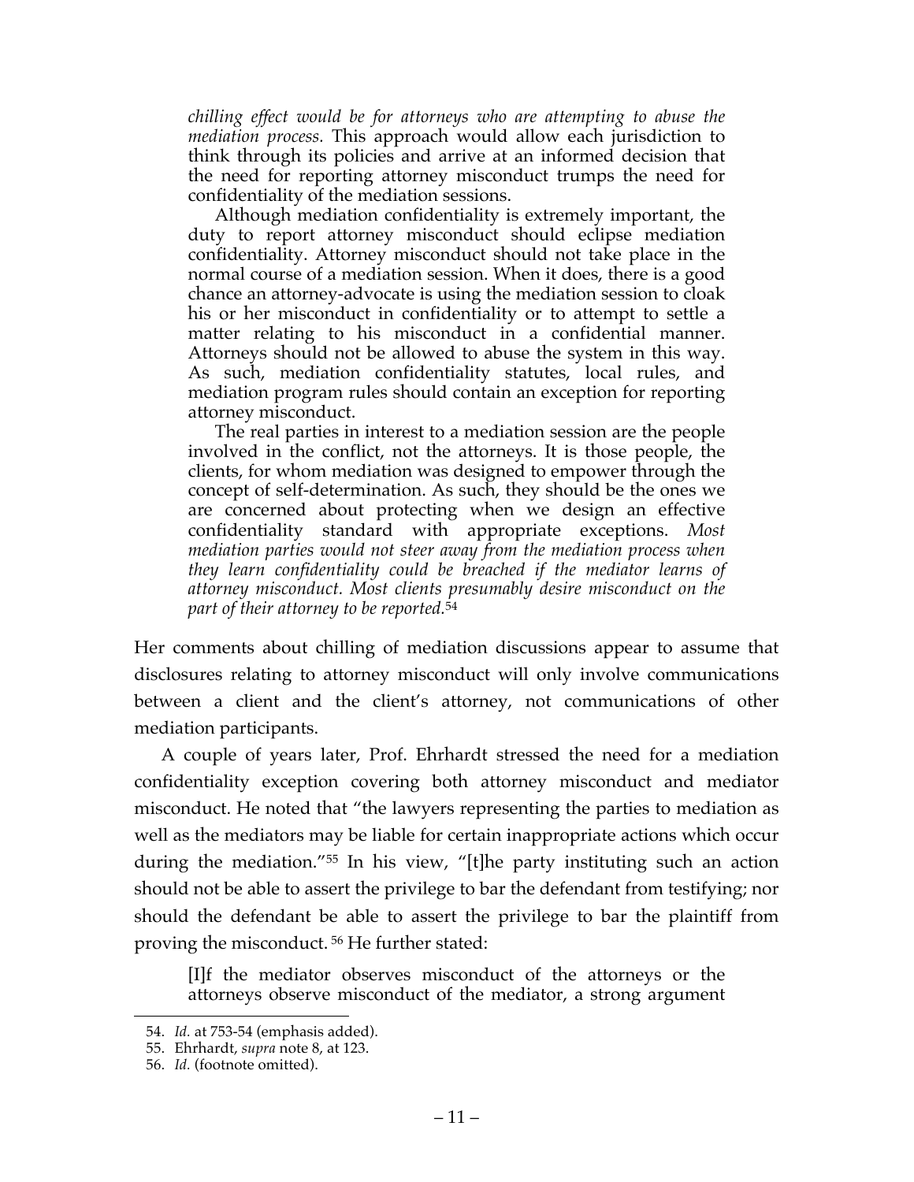*chilling effect would be for attorneys who are attempting to abuse the mediation process.* This approach would allow each jurisdiction to think through its policies and arrive at an informed decision that the need for reporting attorney misconduct trumps the need for confidentiality of the mediation sessions.

> Although mediation confidentiality is extremely important, the duty to report attorney misconduct should eclipse mediation confidentiality. Attorney misconduct should not take place in the normal course of a mediation session. When it does, there is a good chance an attorney-advocate is using the mediation session to cloak his or her misconduct in confidentiality or to attempt to settle a matter relating to his misconduct in a confidential manner. Attorneys should not be allowed to abuse the system in this way. As such, mediation confidentiality statutes, local rules, and mediation program rules should contain an exception for reporting attorney misconduct.
>
> The real parties in interest to a mediation session are the people involved in the conflict, not the attorneys. It is those people, the clients, for whom mediation was designed to empower through the concept of self-determination. As such, they should be the ones we are concerned about protecting when we design an effective confidentiality standard with appropriate exceptions. *Most mediation parties would not steer away from the mediation process when they learn confidentiality could be breached if the mediator learns of attorney misconduct. Most clients presumably desire misconduct on the part of their attorney to be reported.*[54]

Her comments about chilling of mediation discussions appear to assume that disclosures relating to attorney misconduct will only involve communications between a client and the client's attorney, not communications of other mediation participants.

A couple of years later, Prof. Ehrhardt stressed the need for a mediation confidentiality exception covering both attorney misconduct and mediator misconduct. He noted that "the lawyers representing the parties to mediation as well as the mediators may be liable for certain inappropriate actions which occur during the mediation."[55] In his view, "[t]he party instituting such an action should not be able to assert the privilege to bar the defendant from testifying; nor should the defendant be able to assert the privilege to bar the plaintiff from proving the misconduct.[56] He further stated:

> [I]f the mediator observes misconduct of the attorneys or the attorneys observe misconduct of the mediator, a strong argument

54. *Id.* at 753-54 (emphasis added).
55. Ehrhardt, *supra* note 8, at 123.
56. *Id.* (footnote omitted).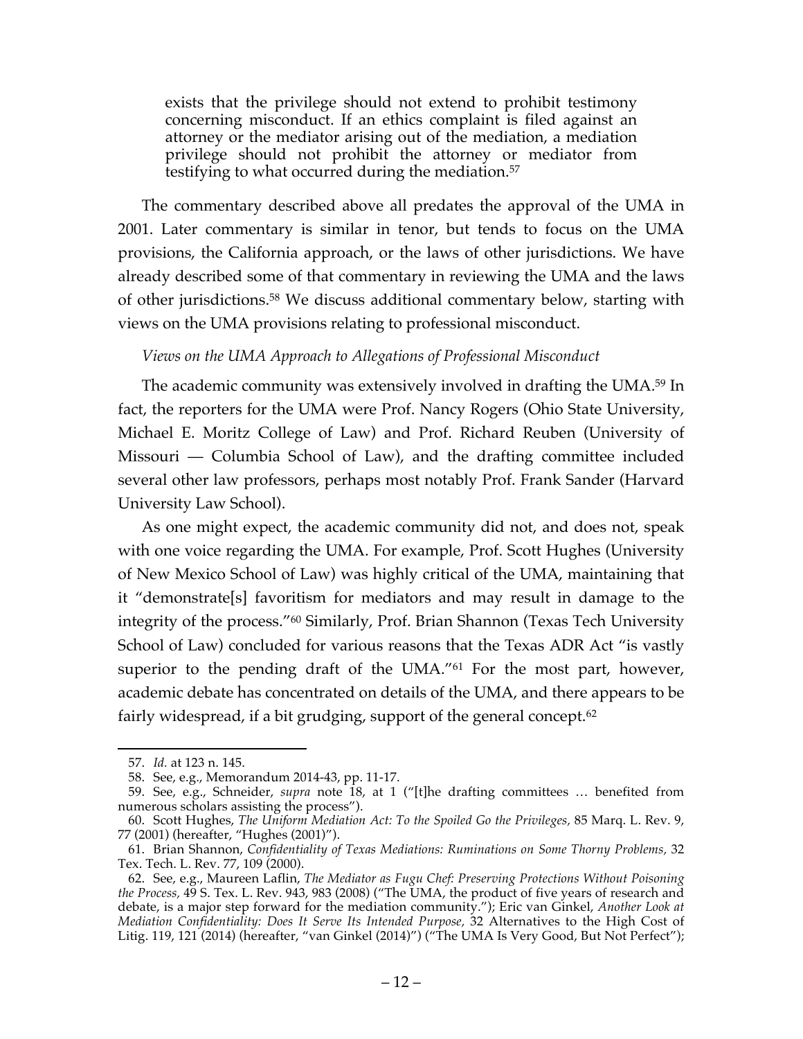> exists that the privilege should not extend to prohibit testimony concerning misconduct. If an ethics complaint is filed against an attorney or the mediator arising out of the mediation, a mediation privilege should not prohibit the attorney or mediator from testifying to what occurred during the mediation.[57]

The commentary described above all predates the approval of the UMA in 2001. Later commentary is similar in tenor, but tends to focus on the UMA provisions, the California approach, or the laws of other jurisdictions. We have already described some of that commentary in reviewing the UMA and the laws of other jurisdictions.[58] We discuss additional commentary below, starting with views on the UMA provisions relating to professional misconduct.

*Views on the UMA Approach to Allegations of Professional Misconduct*

The academic community was extensively involved in drafting the UMA.[59] In fact, the reporters for the UMA were Prof. Nancy Rogers (Ohio State University, Michael E. Moritz College of Law) and Prof. Richard Reuben (University of Missouri — Columbia School of Law), and the drafting committee included several other law professors, perhaps most notably Prof. Frank Sander (Harvard University Law School).

As one might expect, the academic community did not, and does not, speak with one voice regarding the UMA. For example, Prof. Scott Hughes (University of New Mexico School of Law) was highly critical of the UMA, maintaining that it "demonstrate[s] favoritism for mediators and may result in damage to the integrity of the process."[60] Similarly, Prof. Brian Shannon (Texas Tech University School of Law) concluded for various reasons that the Texas ADR Act "is vastly superior to the pending draft of the UMA."[61] For the most part, however, academic debate has concentrated on details of the UMA, and there appears to be fairly widespread, if a bit grudging, support of the general concept.[62]

---

57. *Id.* at 123 n. 145.

58. See, e.g., Memorandum 2014-43, pp. 11-17.

59. See, e.g., Schneider, *supra* note 18, at 1 ("[t]he drafting committees … benefited from numerous scholars assisting the process").

60. Scott Hughes, *The Uniform Mediation Act: To the Spoiled Go the Privileges,* 85 Marq. L. Rev. 9, 77 (2001) (hereafter, "Hughes (2001)").

61. Brian Shannon, *Confidentiality of Texas Mediations: Ruminations on Some Thorny Problems,* 32 Tex. Tech. L. Rev. 77, 109 (2000).

62. See, e.g., Maureen Laflin, *The Mediator as Fugu Chef: Preserving Protections Without Poisoning the Process,* 49 S. Tex. L. Rev. 943, 983 (2008) ("The UMA, the product of five years of research and debate, is a major step forward for the mediation community."); Eric van Ginkel, *Another Look at Mediation Confidentiality: Does It Serve Its Intended Purpose,* 32 Alternatives to the High Cost of Litig. 119, 121 (2014) (hereafter, "van Ginkel (2014)") ("The UMA Is Very Good, But Not Perfect");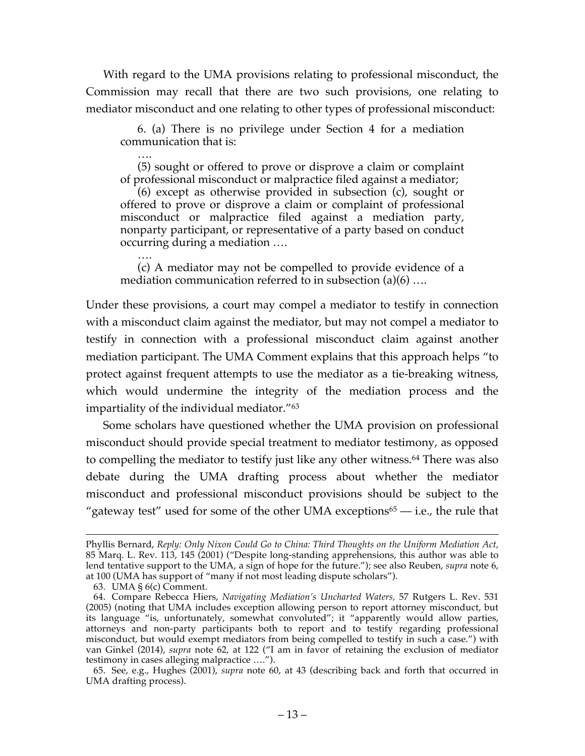With regard to the UMA provisions relating to professional misconduct, the Commission may recall that there are two such provisions, one relating to mediator misconduct and one relating to other types of professional misconduct:

> 6. (a) There is no privilege under Section 4 for a mediation communication that is:
>
> ….
>
> (5) sought or offered to prove or disprove a claim or complaint of professional misconduct or malpractice filed against a mediator;
>
> (6) except as otherwise provided in subsection (c), sought or offered to prove or disprove a claim or complaint of professional misconduct or malpractice filed against a mediation party, nonparty participant, or representative of a party based on conduct occurring during a mediation ….
>
> ….
>
> (c) A mediator may not be compelled to provide evidence of a mediation communication referred to in subsection (a)(6) ….

Under these provisions, a court may compel a mediator to testify in connection with a misconduct claim against the mediator, but may not compel a mediator to testify in connection with a professional misconduct claim against another mediation participant. The UMA Comment explains that this approach helps "to protect against frequent attempts to use the mediator as a tie-breaking witness, which would undermine the integrity of the mediation process and the impartiality of the individual mediator."[63]

Some scholars have questioned whether the UMA provision on professional misconduct should provide special treatment to mediator testimony, as opposed to compelling the mediator to testify just like any other witness.[64] There was also debate during the UMA drafting process about whether the mediator misconduct and professional misconduct provisions should be subject to the "gateway test" used for some of the other UMA exceptions[65] — i.e., the rule that

---

Phyllis Bernard, *Reply: Only Nixon Could Go to China: Third Thoughts on the Uniform Mediation Act,* 85 Marq. L. Rev. 113, 145 (2001) ("Despite long-standing apprehensions, this author was able to lend tentative support to the UMA, a sign of hope for the future."); see also Reuben, *supra* note 6, at 100 (UMA has support of "many if not most leading dispute scholars").

63. UMA § 6(c) Comment.

64. Compare Rebecca Hiers, *Navigating Mediation's Uncharted Waters,* 57 Rutgers L. Rev. 531 (2005) (noting that UMA includes exception allowing person to report attorney misconduct, but its language "is, unfortunately, somewhat convoluted"; it "apparently would allow parties, attorneys and non-party participants both to report and to testify regarding professional misconduct, but would exempt mediators from being compelled to testify in such a case.") with van Ginkel (2014), *supra* note 62, at 122 ("I am in favor of retaining the exclusion of mediator testimony in cases alleging malpractice ….").

65. See, e.g., Hughes (2001), *supra* note 60, at 43 (describing back and forth that occurred in UMA drafting process).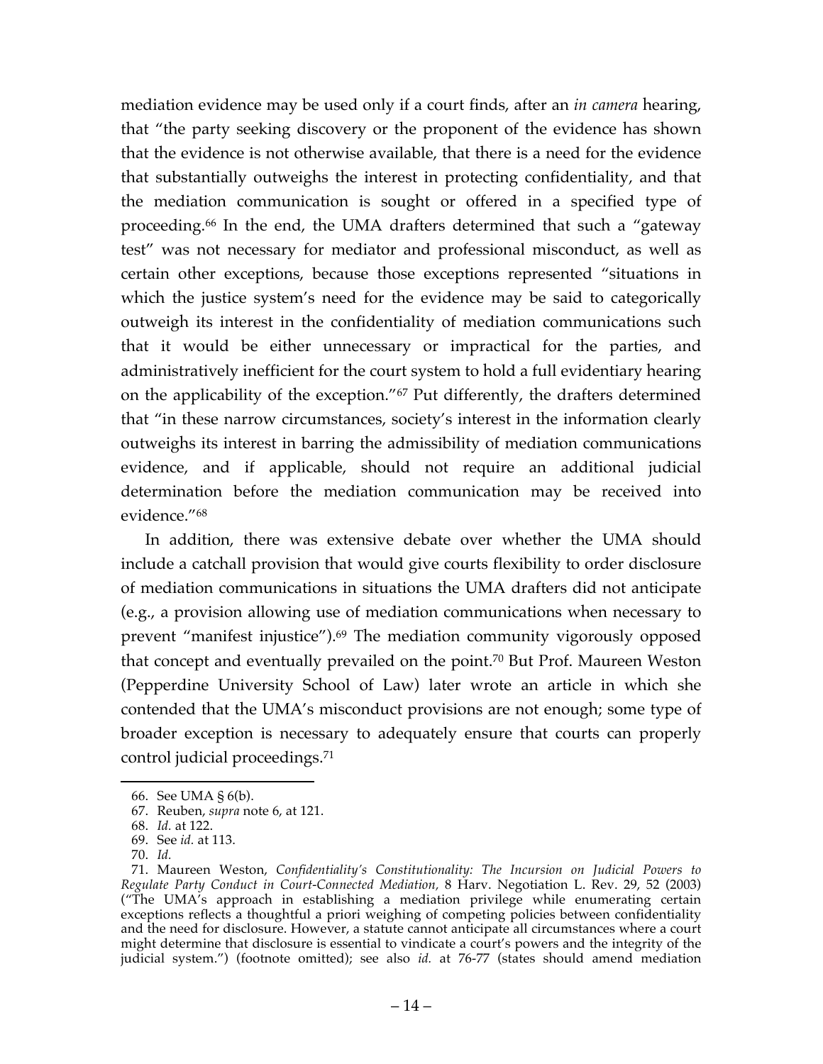mediation evidence may be used only if a court finds, after an *in camera* hearing, that "the party seeking discovery or the proponent of the evidence has shown that the evidence is not otherwise available, that there is a need for the evidence that substantially outweighs the interest in protecting confidentiality, and that the mediation communication is sought or offered in a specified type of proceeding.[66] In the end, the UMA drafters determined that such a "gateway test" was not necessary for mediator and professional misconduct, as well as certain other exceptions, because those exceptions represented "situations in which the justice system's need for the evidence may be said to categorically outweigh its interest in the confidentiality of mediation communications such that it would be either unnecessary or impractical for the parties, and administratively inefficient for the court system to hold a full evidentiary hearing on the applicability of the exception."[67] Put differently, the drafters determined that "in these narrow circumstances, society's interest in the information clearly outweighs its interest in barring the admissibility of mediation communications evidence, and if applicable, should not require an additional judicial determination before the mediation communication may be received into evidence."[68]

In addition, there was extensive debate over whether the UMA should include a catchall provision that would give courts flexibility to order disclosure of mediation communications in situations the UMA drafters did not anticipate (e.g., a provision allowing use of mediation communications when necessary to prevent "manifest injustice").[69] The mediation community vigorously opposed that concept and eventually prevailed on the point.[70] But Prof. Maureen Weston (Pepperdine University School of Law) later wrote an article in which she contended that the UMA's misconduct provisions are not enough; some type of broader exception is necessary to adequately ensure that courts can properly control judicial proceedings.[71]

---

66. See UMA § 6(b).

67. Reuben, *supra* note 6, at 121.

68. *Id.* at 122.

69. See *id.* at 113.

70. *Id.*

71. Maureen Weston, *Confidentiality's Constitutionality: The Incursion on Judicial Powers to Regulate Party Conduct in Court-Connected Mediation*, 8 Harv. Negotiation L. Rev. 29, 52 (2003) ("The UMA's approach in establishing a mediation privilege while enumerating certain exceptions reflects a thoughtful a priori weighing of competing policies between confidentiality and the need for disclosure. However, a statute cannot anticipate all circumstances where a court might determine that disclosure is essential to vindicate a court's powers and the integrity of the judicial system.") (footnote omitted); see also *id.* at 76-77 (states should amend mediation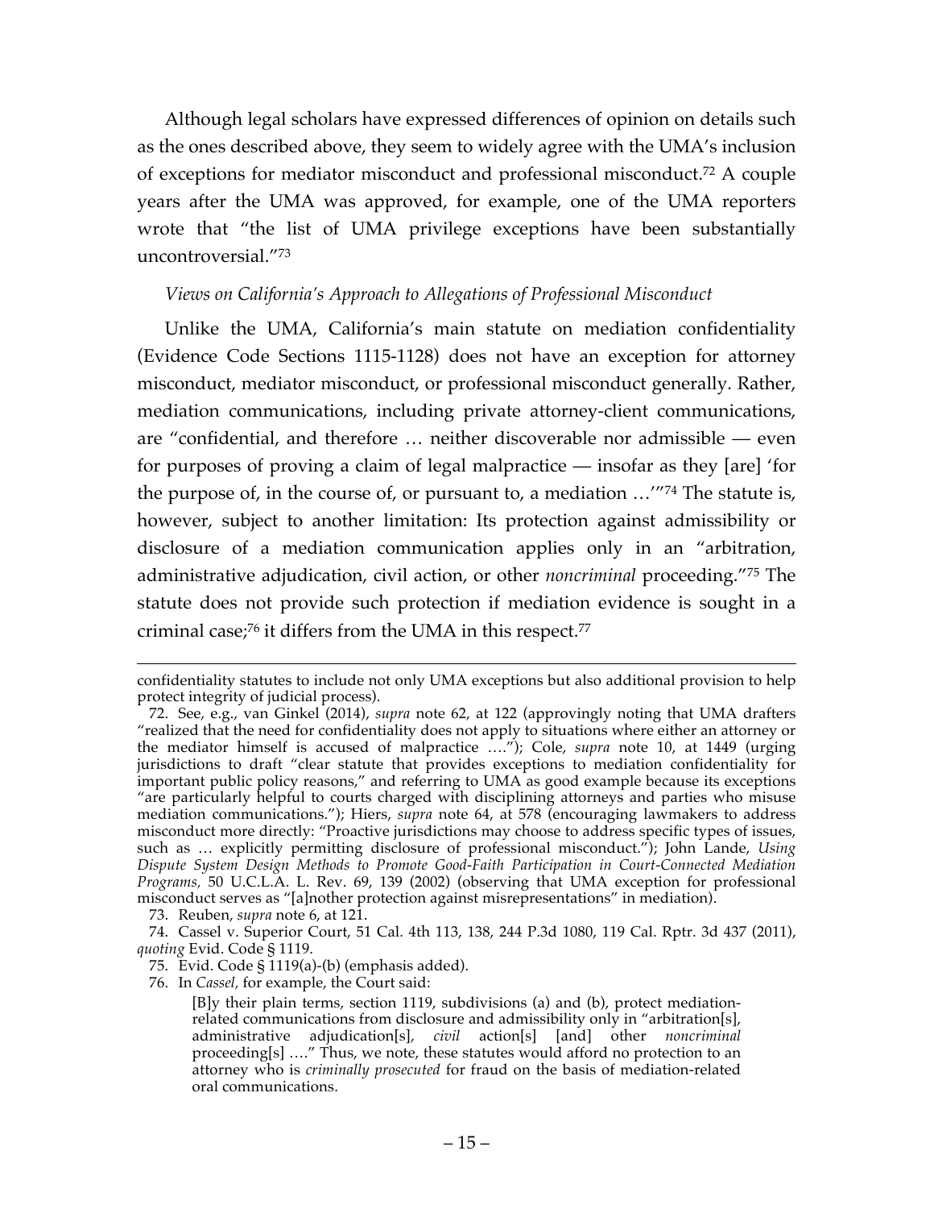Although legal scholars have expressed differences of opinion on details such as the ones described above, they seem to widely agree with the UMA's inclusion of exceptions for mediator misconduct and professional misconduct.[72] A couple years after the UMA was approved, for example, one of the UMA reporters wrote that "the list of UMA privilege exceptions have been substantially uncontroversial."[73]

*Views on California's Approach to Allegations of Professional Misconduct*

Unlike the UMA, California's main statute on mediation confidentiality (Evidence Code Sections 1115-1128) does not have an exception for attorney misconduct, mediator misconduct, or professional misconduct generally. Rather, mediation communications, including private attorney-client communications, are "confidential, and therefore … neither discoverable nor admissible — even for purposes of proving a claim of legal malpractice — insofar as they [are] 'for the purpose of, in the course of, or pursuant to, a mediation …'"[74] The statute is, however, subject to another limitation: Its protection against admissibility or disclosure of a mediation communication applies only in an "arbitration, administrative adjudication, civil action, or other *noncriminal* proceeding."[75] The statute does not provide such protection if mediation evidence is sought in a criminal case;[76] it differs from the UMA in this respect.[77]

---

confidentiality statutes to include not only UMA exceptions but also additional provision to help protect integrity of judicial process).

72. See, e.g., van Ginkel (2014), *supra* note 62, at 122 (approvingly noting that UMA drafters "realized that the need for confidentiality does not apply to situations where either an attorney or the mediator himself is accused of malpractice …."); Cole, *supra* note 10, at 1449 (urging jurisdictions to draft "clear statute that provides exceptions to mediation confidentiality for important public policy reasons," and referring to UMA as good example because its exceptions "are particularly helpful to courts charged with disciplining attorneys and parties who misuse mediation communications."); Hiers, *supra* note 64, at 578 (encouraging lawmakers to address misconduct more directly: "Proactive jurisdictions may choose to address specific types of issues, such as … explicitly permitting disclosure of professional misconduct."); John Lande, *Using Dispute System Design Methods to Promote Good-Faith Participation in Court-Connected Mediation Programs,* 50 U.C.L.A. L. Rev. 69, 139 (2002) (observing that UMA exception for professional misconduct serves as "[a]nother protection against misrepresentations" in mediation).

73. Reuben, *supra* note 6, at 121.

74. Cassel v. Superior Court, 51 Cal. 4th 113, 138, 244 P.3d 1080, 119 Cal. Rptr. 3d 437 (2011), *quoting* Evid. Code § 1119.

75. Evid. Code § 1119(a)-(b) (emphasis added).

76. In *Cassel*, for example, the Court said:

> [B]y their plain terms, section 1119, subdivisions (a) and (b), protect mediation-related communications from disclosure and admissibility only in "arbitration[s], administrative adjudication[s], *civil* action[s] [and] other *noncriminal* proceeding[s] …." Thus, we note, these statutes would afford no protection to an attorney who is *criminally prosecuted* for fraud on the basis of mediation-related oral communications.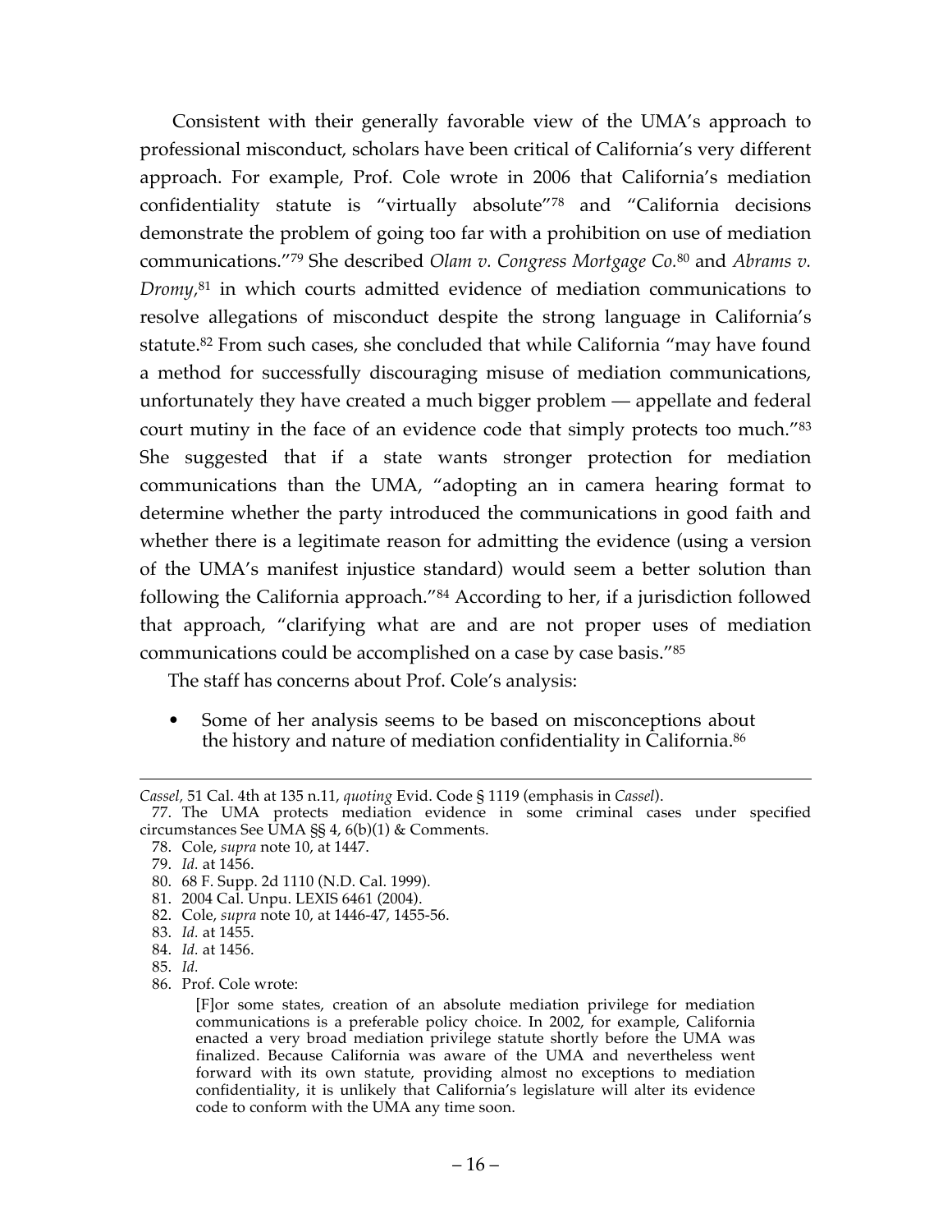Consistent with their generally favorable view of the UMA's approach to professional misconduct, scholars have been critical of California's very different approach. For example, Prof. Cole wrote in 2006 that California's mediation confidentiality statute is "virtually absolute"[78] and "California decisions demonstrate the problem of going too far with a prohibition on use of mediation communications."[79] She described *Olam v. Congress Mortgage Co.*[80] and *Abrams v. Dromy*,[81] in which courts admitted evidence of mediation communications to resolve allegations of misconduct despite the strong language in California's statute.[82] From such cases, she concluded that while California "may have found a method for successfully discouraging misuse of mediation communications, unfortunately they have created a much bigger problem — appellate and federal court mutiny in the face of an evidence code that simply protects too much."[83] She suggested that if a state wants stronger protection for mediation communications than the UMA, "adopting an in camera hearing format to determine whether the party introduced the communications in good faith and whether there is a legitimate reason for admitting the evidence (using a version of the UMA's manifest injustice standard) would seem a better solution than following the California approach."[84] According to her, if a jurisdiction followed that approach, "clarifying what are and are not proper uses of mediation communications could be accomplished on a case by case basis."[85]

The staff has concerns about Prof. Cole's analysis:

- Some of her analysis seems to be based on misconceptions about the history and nature of mediation confidentiality in California.[86]

---

*Cassel,* 51 Cal. 4th at 135 n.11, *quoting* Evid. Code § 1119 (emphasis in *Cassel*).

77. The UMA protects mediation evidence in some criminal cases under specified circumstances See UMA §§ 4, 6(b)(1) & Comments.

78. Cole, *supra* note 10, at 1447.

79. *Id.* at 1456.

80. 68 F. Supp. 2d 1110 (N.D. Cal. 1999).

81. 2004 Cal. Unpu. LEXIS 6461 (2004).

82. Cole, *supra* note 10, at 1446-47, 1455-56.

83. *Id.* at 1455.

84. *Id.* at 1456.

85. *Id.*

86. Prof. Cole wrote:

> [F]or some states, creation of an absolute mediation privilege for mediation communications is a preferable policy choice. In 2002, for example, California enacted a very broad mediation privilege statute shortly before the UMA was finalized. Because California was aware of the UMA and nevertheless went forward with its own statute, providing almost no exceptions to mediation confidentiality, it is unlikely that California's legislature will alter its evidence code to conform with the UMA any time soon.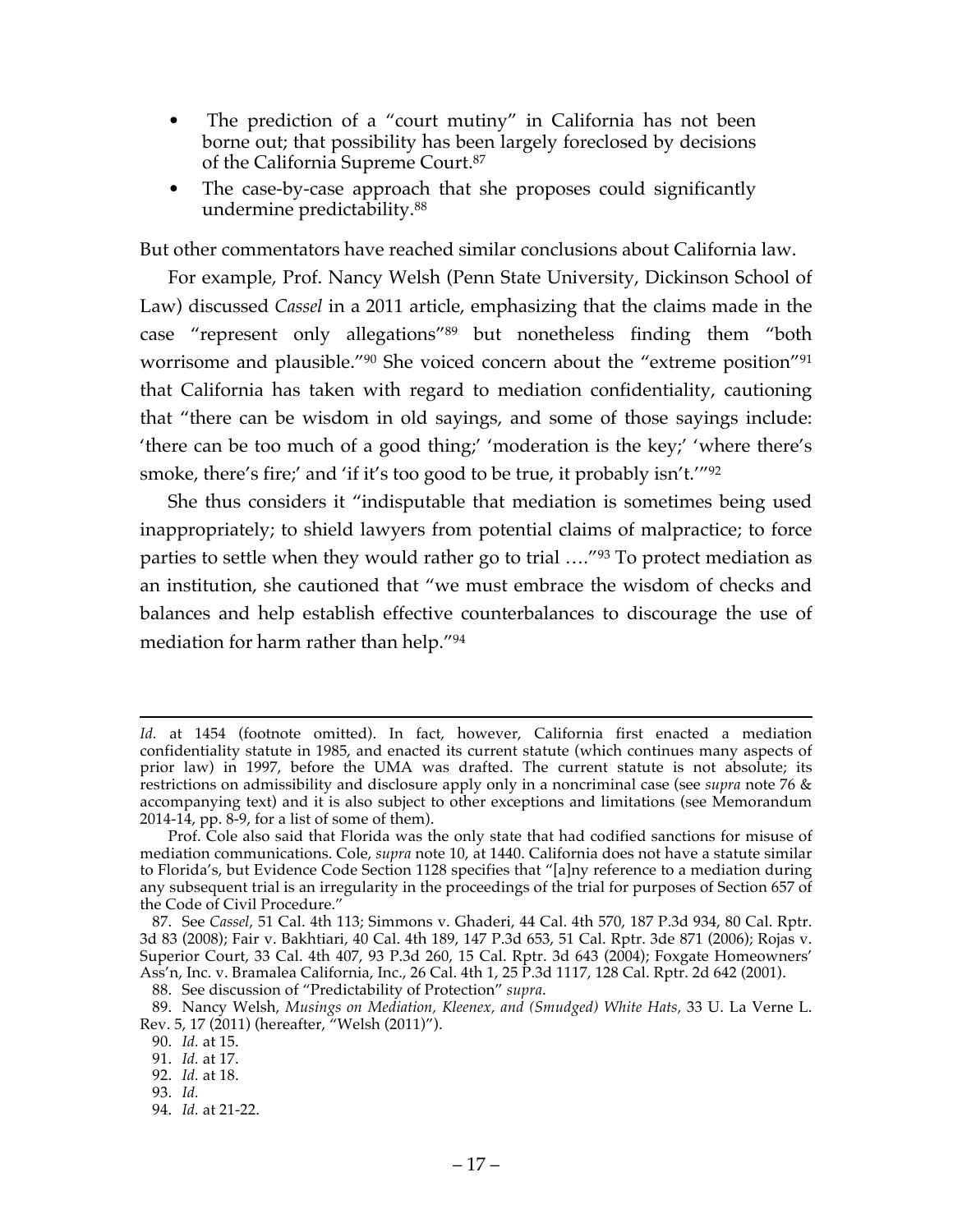- The prediction of a "court mutiny" in California has not been borne out; that possibility has been largely foreclosed by decisions of the California Supreme Court.[87]
- The case-by-case approach that she proposes could significantly undermine predictability.[88]

But other commentators have reached similar conclusions about California law.

For example, Prof. Nancy Welsh (Penn State University, Dickinson School of Law) discussed *Cassel* in a 2011 article, emphasizing that the claims made in the case "represent only allegations"[89] but nonetheless finding them "both worrisome and plausible."[90] She voiced concern about the "extreme position"[91] that California has taken with regard to mediation confidentiality, cautioning that "there can be wisdom in old sayings, and some of those sayings include: 'there can be too much of a good thing;' 'moderation is the key;' 'where there's smoke, there's fire;' and 'if it's too good to be true, it probably isn't.'"[92]

She thus considers it "indisputable that mediation is sometimes being used inappropriately; to shield lawyers from potential claims of malpractice; to force parties to settle when they would rather go to trial …."[93] To protect mediation as an institution, she cautioned that "we must embrace the wisdom of checks and balances and help establish effective counterbalances to discourage the use of mediation for harm rather than help."[94]

---

*Id.* at 1454 (footnote omitted). In fact, however, California first enacted a mediation confidentiality statute in 1985, and enacted its current statute (which continues many aspects of prior law) in 1997, before the UMA was drafted. The current statute is not absolute; its restrictions on admissibility and disclosure apply only in a noncriminal case (see *supra* note 76 & accompanying text) and it is also subject to other exceptions and limitations (see Memorandum 2014-14, pp. 8-9, for a list of some of them).

Prof. Cole also said that Florida was the only state that had codified sanctions for misuse of mediation communications. Cole, *supra* note 10, at 1440. California does not have a statute similar to Florida's, but Evidence Code Section 1128 specifies that "[a]ny reference to a mediation during any subsequent trial is an irregularity in the proceedings of the trial for purposes of Section 657 of the Code of Civil Procedure."

87. See *Cassel*, 51 Cal. 4th 113; Simmons v. Ghaderi, 44 Cal. 4th 570, 187 P.3d 934, 80 Cal. Rptr. 3d 83 (2008); Fair v. Bakhtiari, 40 Cal. 4th 189, 147 P.3d 653, 51 Cal. Rptr. 3de 871 (2006); Rojas v. Superior Court, 33 Cal. 4th 407, 93 P.3d 260, 15 Cal. Rptr. 3d 643 (2004); Foxgate Homeowners' Ass'n, Inc. v. Bramalea California, Inc., 26 Cal. 4th 1, 25 P.3d 1117, 128 Cal. Rptr. 2d 642 (2001).

88. See discussion of "Predictability of Protection" *supra*.

89. Nancy Welsh, *Musings on Mediation, Kleenex, and (Smudged) White Hats,* 33 U. La Verne L. Rev. 5, 17 (2011) (hereafter, "Welsh (2011)").

90. *Id.* at 15.

91. *Id.* at 17.

92. *Id.* at 18.

93. *Id.*

94. *Id.* at 21-22.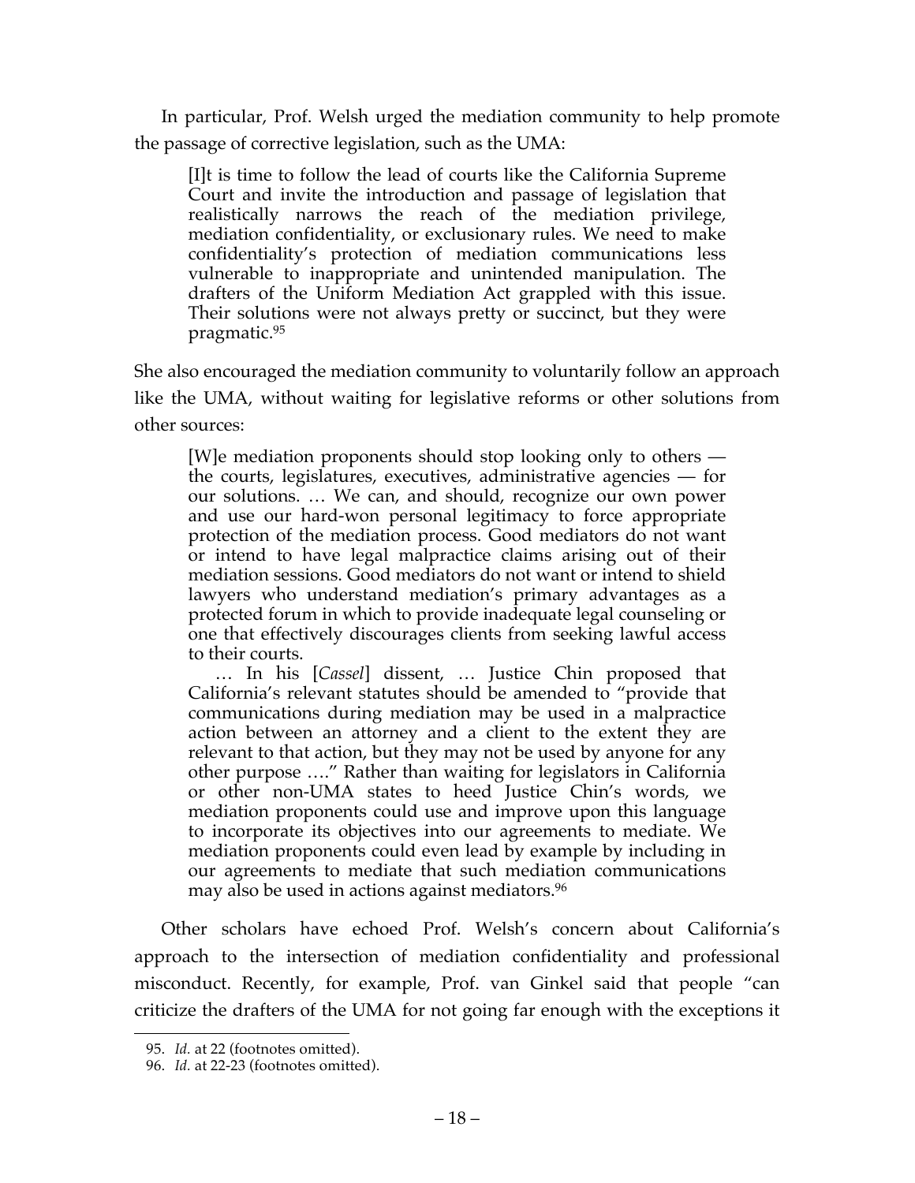In particular, Prof. Welsh urged the mediation community to help promote the passage of corrective legislation, such as the UMA:

> [I]t is time to follow the lead of courts like the California Supreme Court and invite the introduction and passage of legislation that realistically narrows the reach of the mediation privilege, mediation confidentiality, or exclusionary rules. We need to make confidentiality's protection of mediation communications less vulnerable to inappropriate and unintended manipulation. The drafters of the Uniform Mediation Act grappled with this issue. Their solutions were not always pretty or succinct, but they were pragmatic.[95]

She also encouraged the mediation community to voluntarily follow an approach like the UMA, without waiting for legislative reforms or other solutions from other sources:

> [W]e mediation proponents should stop looking only to others — the courts, legislatures, executives, administrative agencies — for our solutions. … We can, and should, recognize our own power and use our hard-won personal legitimacy to force appropriate protection of the mediation process. Good mediators do not want or intend to have legal malpractice claims arising out of their mediation sessions. Good mediators do not want or intend to shield lawyers who understand mediation's primary advantages as a protected forum in which to provide inadequate legal counseling or one that effectively discourages clients from seeking lawful access to their courts.
>
> … In his [*Cassel*] dissent, … Justice Chin proposed that California's relevant statutes should be amended to "provide that communications during mediation may be used in a malpractice action between an attorney and a client to the extent they are relevant to that action, but they may not be used by anyone for any other purpose …." Rather than waiting for legislators in California or other non-UMA states to heed Justice Chin's words, we mediation proponents could use and improve upon this language to incorporate its objectives into our agreements to mediate. We mediation proponents could even lead by example by including in our agreements to mediate that such mediation communications may also be used in actions against mediators.[96]

Other scholars have echoed Prof. Welsh's concern about California's approach to the intersection of mediation confidentiality and professional misconduct. Recently, for example, Prof. van Ginkel said that people "can criticize the drafters of the UMA for not going far enough with the exceptions it

---

95. *Id.* at 22 (footnotes omitted).

96. *Id.* at 22-23 (footnotes omitted).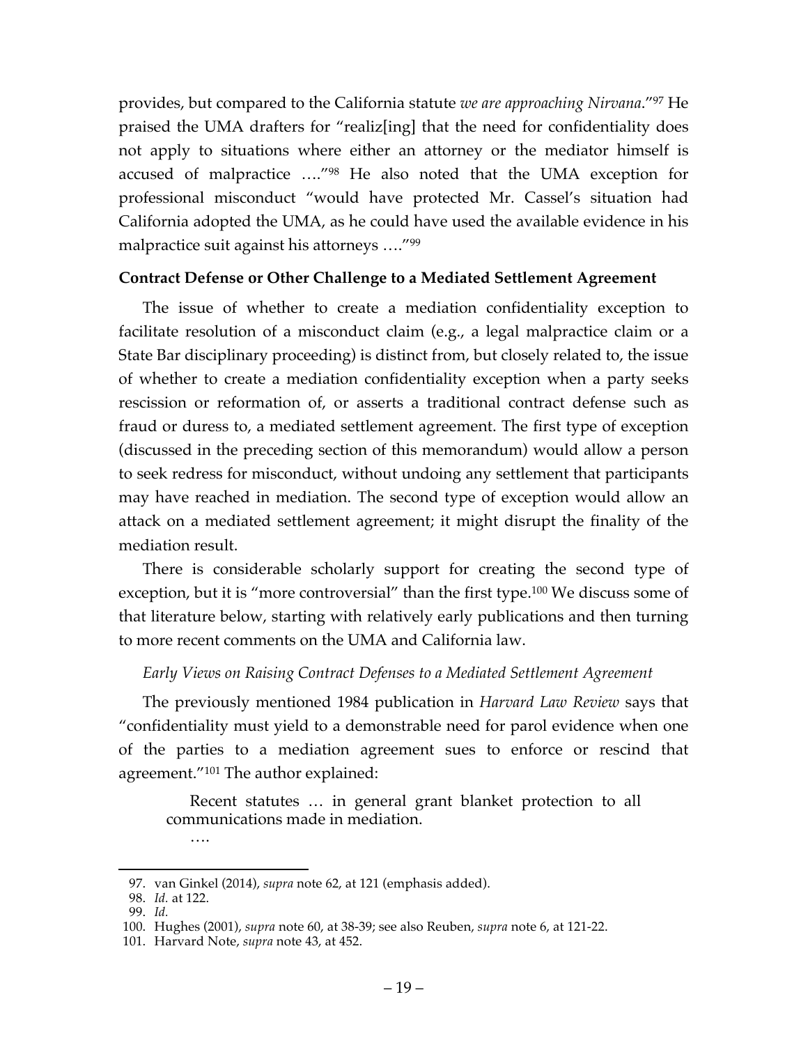provides, but compared to the California statute *we are approaching Nirvana*."[97] He praised the UMA drafters for "realiz[ing] that the need for confidentiality does not apply to situations where either an attorney or the mediator himself is accused of malpractice …."[98] He also noted that the UMA exception for professional misconduct "would have protected Mr. Cassel's situation had California adopted the UMA, as he could have used the available evidence in his malpractice suit against his attorneys …."[99]

### Contract Defense or Other Challenge to a Mediated Settlement Agreement

The issue of whether to create a mediation confidentiality exception to facilitate resolution of a misconduct claim (e.g., a legal malpractice claim or a State Bar disciplinary proceeding) is distinct from, but closely related to, the issue of whether to create a mediation confidentiality exception when a party seeks rescission or reformation of, or asserts a traditional contract defense such as fraud or duress to, a mediated settlement agreement. The first type of exception (discussed in the preceding section of this memorandum) would allow a person to seek redress for misconduct, without undoing any settlement that participants may have reached in mediation. The second type of exception would allow an attack on a mediated settlement agreement; it might disrupt the finality of the mediation result.

There is considerable scholarly support for creating the second type of exception, but it is "more controversial" than the first type.[100] We discuss some of that literature below, starting with relatively early publications and then turning to more recent comments on the UMA and California law.

#### *Early Views on Raising Contract Defenses to a Mediated Settlement Agreement*

The previously mentioned 1984 publication in *Harvard Law Review* says that "confidentiality must yield to a demonstrable need for parol evidence when one of the parties to a mediation agreement sues to enforce or rescind that agreement."[101] The author explained:

> Recent statutes … in general grant blanket protection to all communications made in mediation.
>
> ….

---

97. van Ginkel (2014), *supra* note 62, at 121 (emphasis added).
98. *Id.* at 122.
99. *Id.*
100. Hughes (2001), *supra* note 60, at 38-39; see also Reuben, *supra* note 6, at 121-22.
101. Harvard Note, *supra* note 43, at 452.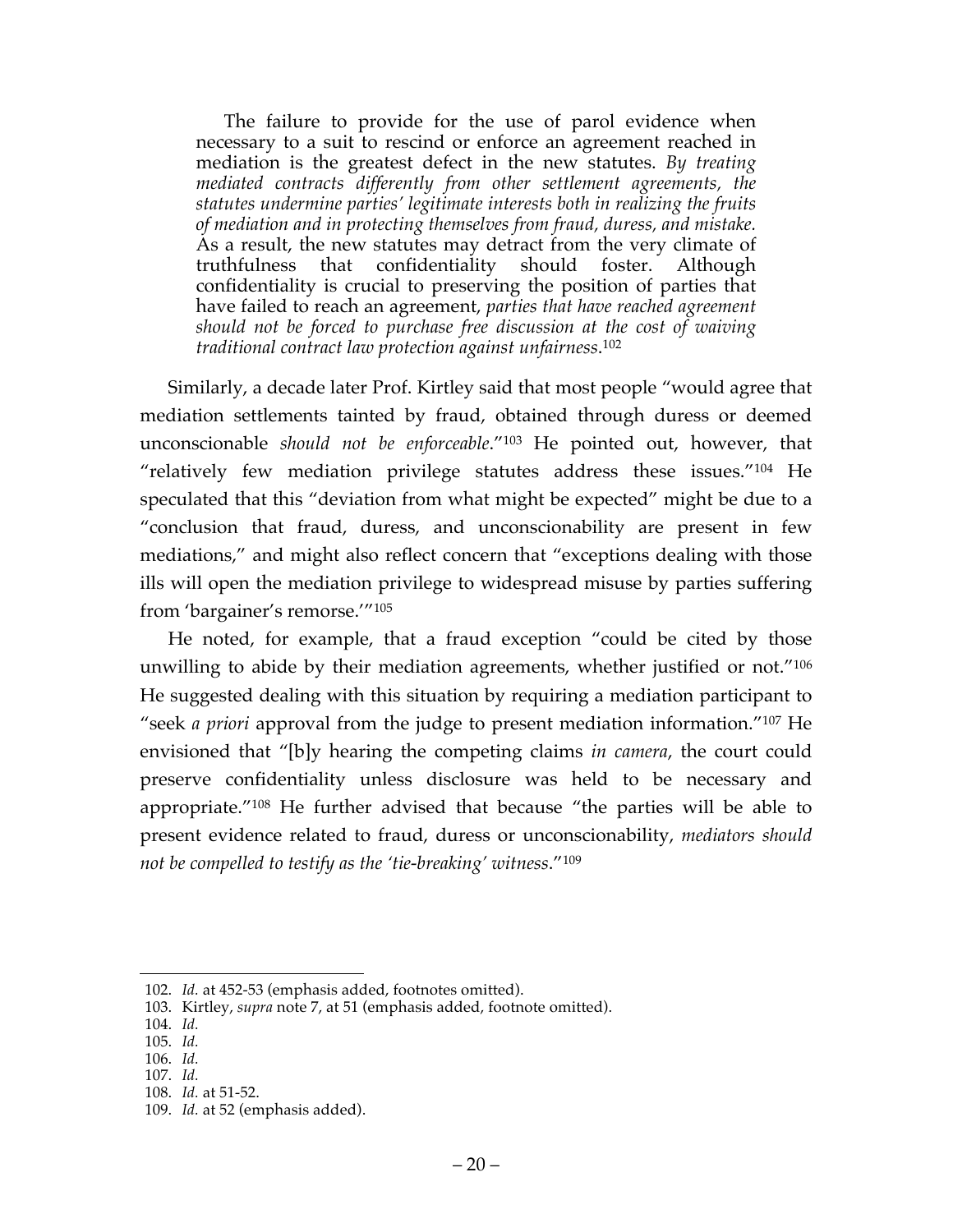> The failure to provide for the use of parol evidence when necessary to a suit to rescind or enforce an agreement reached in mediation is the greatest defect in the new statutes. *By treating mediated contracts differently from other settlement agreements, the statutes undermine parties' legitimate interests both in realizing the fruits of mediation and in protecting themselves from fraud, duress, and mistake.* As a result, the new statutes may detract from the very climate of truthfulness that confidentiality should foster. Although confidentiality is crucial to preserving the position of parties that have failed to reach an agreement, *parties that have reached agreement should not be forced to purchase free discussion at the cost of waiving traditional contract law protection against unfairness*.[102]

Similarly, a decade later Prof. Kirtley said that most people "would agree that mediation settlements tainted by fraud, obtained through duress or deemed unconscionable *should not be enforceable*."[103] He pointed out, however, that "relatively few mediation privilege statutes address these issues."[104] He speculated that this "deviation from what might be expected" might be due to a "conclusion that fraud, duress, and unconscionability are present in few mediations," and might also reflect concern that "exceptions dealing with those ills will open the mediation privilege to widespread misuse by parties suffering from 'bargainer's remorse.'"[105]

He noted, for example, that a fraud exception "could be cited by those unwilling to abide by their mediation agreements, whether justified or not."[106] He suggested dealing with this situation by requiring a mediation participant to "seek *a priori* approval from the judge to present mediation information."[107] He envisioned that "[b]y hearing the competing claims *in camera*, the court could preserve confidentiality unless disclosure was held to be necessary and appropriate."[108] He further advised that because "the parties will be able to present evidence related to fraud, duress or unconscionability, *mediators should not be compelled to testify as the 'tie-breaking' witness*."[109]

---

102. *Id.* at 452-53 (emphasis added, footnotes omitted).
103. Kirtley, *supra* note 7, at 51 (emphasis added, footnote omitted).
104. *Id.*
105. *Id.*
106. *Id.*
107. *Id.*
108. *Id.* at 51-52.
109. *Id.* at 52 (emphasis added).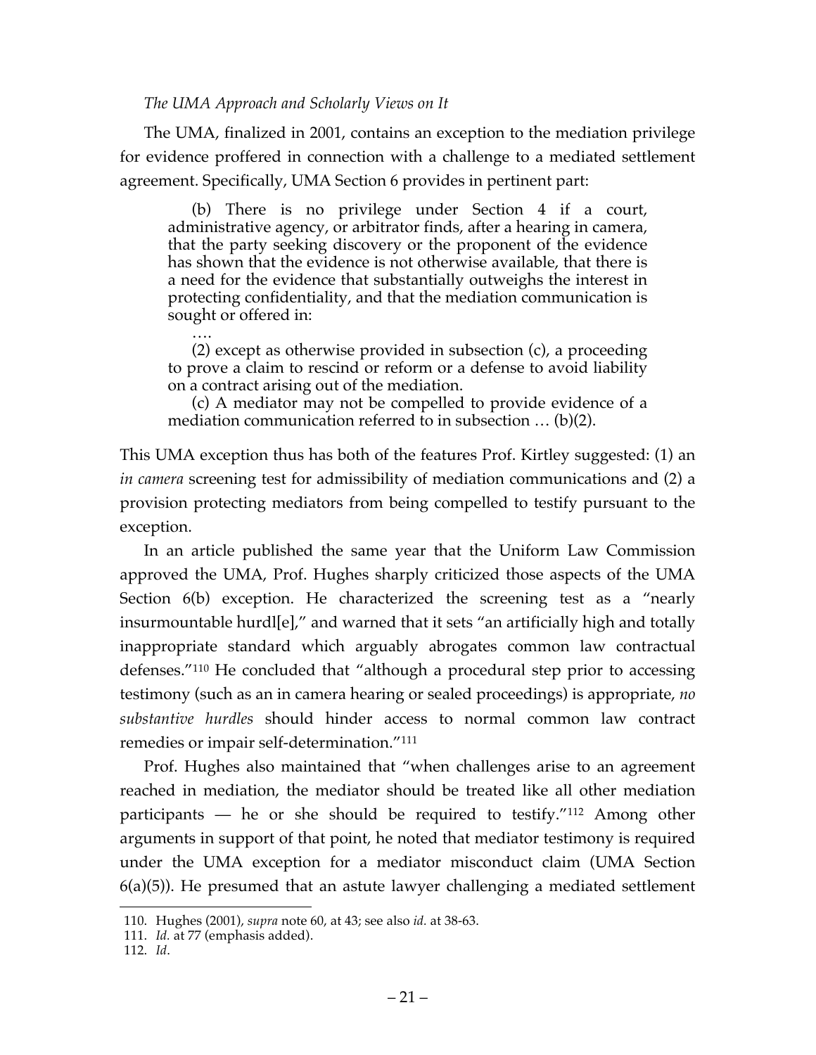*The UMA Approach and Scholarly Views on It*

The UMA, finalized in 2001, contains an exception to the mediation privilege for evidence proffered in connection with a challenge to a mediated settlement agreement. Specifically, UMA Section 6 provides in pertinent part:

> (b) There is no privilege under Section 4 if a court, administrative agency, or arbitrator finds, after a hearing in camera, that the party seeking discovery or the proponent of the evidence has shown that the evidence is not otherwise available, that there is a need for the evidence that substantially outweighs the interest in protecting confidentiality, and that the mediation communication is sought or offered in:
>
> ….
>
> (2) except as otherwise provided in subsection (c), a proceeding to prove a claim to rescind or reform or a defense to avoid liability on a contract arising out of the mediation.
>
> (c) A mediator may not be compelled to provide evidence of a mediation communication referred to in subsection … (b)(2).

This UMA exception thus has both of the features Prof. Kirtley suggested: (1) an *in camera* screening test for admissibility of mediation communications and (2) a provision protecting mediators from being compelled to testify pursuant to the exception.

In an article published the same year that the Uniform Law Commission approved the UMA, Prof. Hughes sharply criticized those aspects of the UMA Section 6(b) exception. He characterized the screening test as a "nearly insurmountable hurdl[e]," and warned that it sets "an artificially high and totally inappropriate standard which arguably abrogates common law contractual defenses."[110] He concluded that "although a procedural step prior to accessing testimony (such as an in camera hearing or sealed proceedings) is appropriate, *no substantive hurdles* should hinder access to normal common law contract remedies or impair self-determination."[111]

Prof. Hughes also maintained that "when challenges arise to an agreement reached in mediation, the mediator should be treated like all other mediation participants — he or she should be required to testify."[112] Among other arguments in support of that point, he noted that mediator testimony is required under the UMA exception for a mediator misconduct claim (UMA Section 6(a)(5)). He presumed that an astute lawyer challenging a mediated settlement

---

110. Hughes (2001), *supra* note 60, at 43; see also *id.* at 38-63.

111. *Id.* at 77 (emphasis added).

112. *Id*.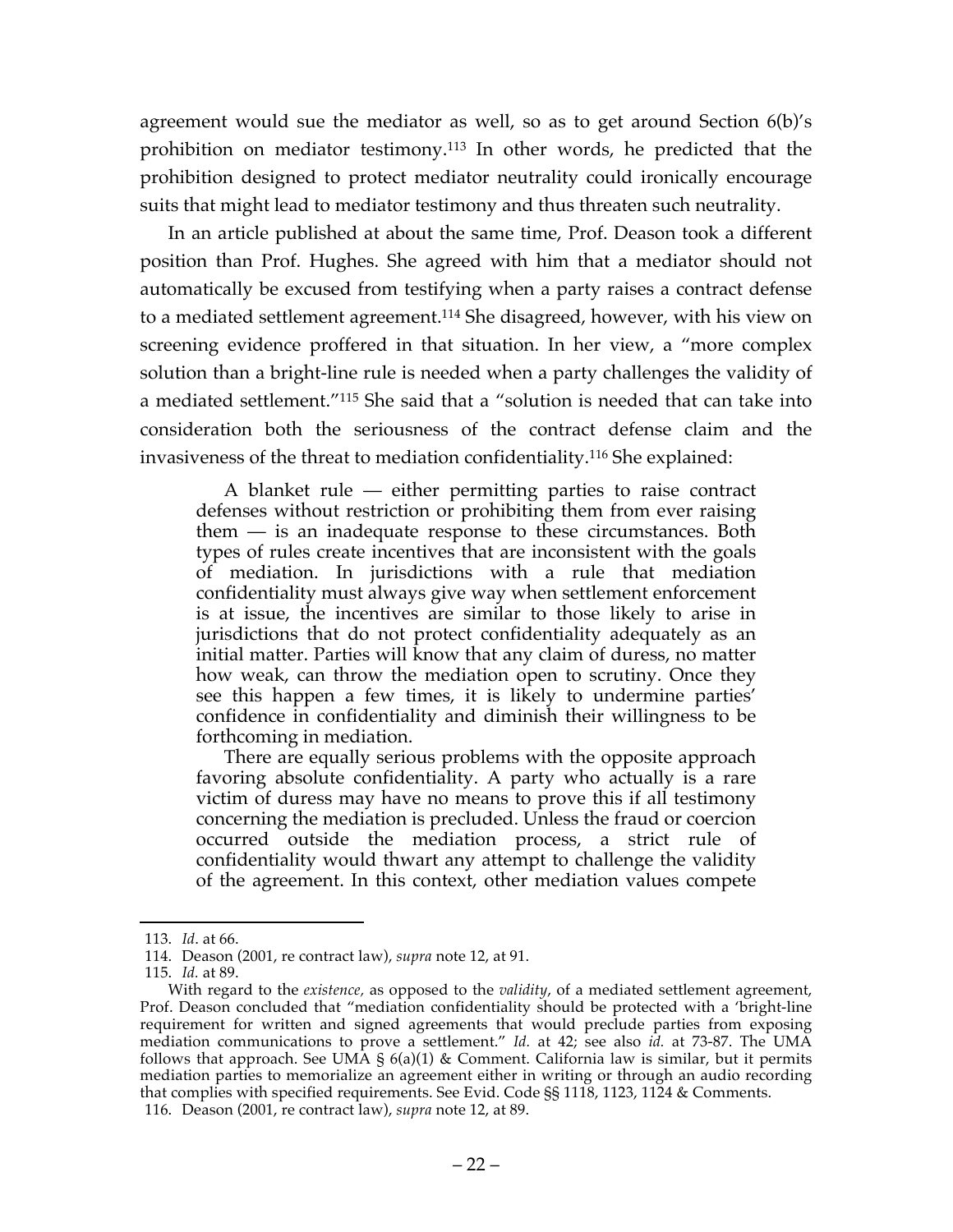agreement would sue the mediator as well, so as to get around Section 6(b)'s prohibition on mediator testimony.[113] In other words, he predicted that the prohibition designed to protect mediator neutrality could ironically encourage suits that might lead to mediator testimony and thus threaten such neutrality.

In an article published at about the same time, Prof. Deason took a different position than Prof. Hughes. She agreed with him that a mediator should not automatically be excused from testifying when a party raises a contract defense to a mediated settlement agreement.[114] She disagreed, however, with his view on screening evidence proffered in that situation. In her view, a "more complex solution than a bright-line rule is needed when a party challenges the validity of a mediated settlement."[115] She said that a "solution is needed that can take into consideration both the seriousness of the contract defense claim and the invasiveness of the threat to mediation confidentiality.[116] She explained:

> A blanket rule — either permitting parties to raise contract defenses without restriction or prohibiting them from ever raising them — is an inadequate response to these circumstances. Both types of rules create incentives that are inconsistent with the goals of mediation. In jurisdictions with a rule that mediation confidentiality must always give way when settlement enforcement is at issue, the incentives are similar to those likely to arise in jurisdictions that do not protect confidentiality adequately as an initial matter. Parties will know that any claim of duress, no matter how weak, can throw the mediation open to scrutiny. Once they see this happen a few times, it is likely to undermine parties' confidence in confidentiality and diminish their willingness to be forthcoming in mediation.
>
> There are equally serious problems with the opposite approach favoring absolute confidentiality. A party who actually is a rare victim of duress may have no means to prove this if all testimony concerning the mediation is precluded. Unless the fraud or coercion occurred outside the mediation process, a strict rule of confidentiality would thwart any attempt to challenge the validity of the agreement. In this context, other mediation values compete

---

113. *Id*. at 66.

114. Deason (2001, re contract law), *supra* note 12, at 91.

115. *Id.* at 89.

With regard to the *existence,* as opposed to the *validity*, of a mediated settlement agreement, Prof. Deason concluded that "mediation confidentiality should be protected with a 'bright-line requirement for written and signed agreements that would preclude parties from exposing mediation communications to prove a settlement." *Id.* at 42; see also *id.* at 73-87. The UMA follows that approach. See UMA § 6(a)(1) & Comment. California law is similar, but it permits mediation parties to memorialize an agreement either in writing or through an audio recording that complies with specified requirements. See Evid. Code §§ 1118, 1123, 1124 & Comments.

116. Deason (2001, re contract law), *supra* note 12, at 89.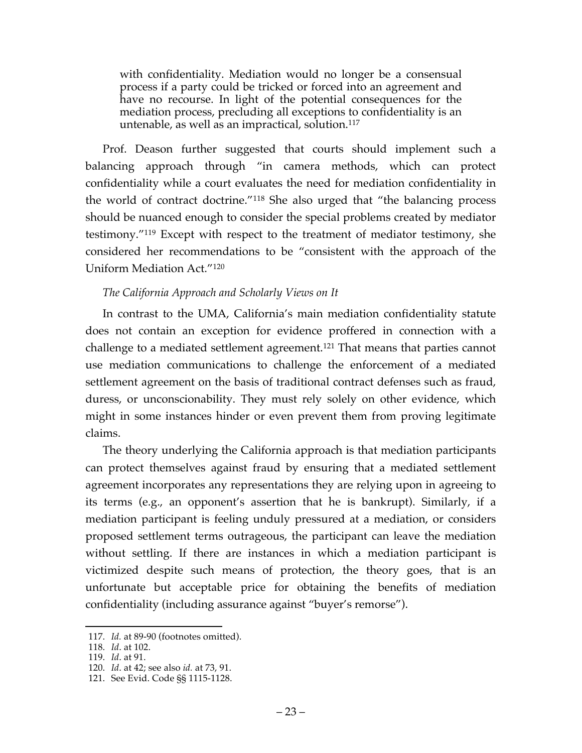> with confidentiality. Mediation would no longer be a consensual process if a party could be tricked or forced into an agreement and have no recourse. In light of the potential consequences for the mediation process, precluding all exceptions to confidentiality is an untenable, as well as an impractical, solution.[117]

Prof. Deason further suggested that courts should implement such a balancing approach through "in camera methods, which can protect confidentiality while a court evaluates the need for mediation confidentiality in the world of contract doctrine."[118] She also urged that "the balancing process should be nuanced enough to consider the special problems created by mediator testimony."[119] Except with respect to the treatment of mediator testimony, she considered her recommendations to be "consistent with the approach of the Uniform Mediation Act."[120]

*The California Approach and Scholarly Views on It*

In contrast to the UMA, California's main mediation confidentiality statute does not contain an exception for evidence proffered in connection with a challenge to a mediated settlement agreement.[121] That means that parties cannot use mediation communications to challenge the enforcement of a mediated settlement agreement on the basis of traditional contract defenses such as fraud, duress, or unconscionability. They must rely solely on other evidence, which might in some instances hinder or even prevent them from proving legitimate claims.

The theory underlying the California approach is that mediation participants can protect themselves against fraud by ensuring that a mediated settlement agreement incorporates any representations they are relying upon in agreeing to its terms (e.g., an opponent's assertion that he is bankrupt). Similarly, if a mediation participant is feeling unduly pressured at a mediation, or considers proposed settlement terms outrageous, the participant can leave the mediation without settling. If there are instances in which a mediation participant is victimized despite such means of protection, the theory goes, that is an unfortunate but acceptable price for obtaining the benefits of mediation confidentiality (including assurance against "buyer's remorse").

---

117. *Id.* at 89-90 (footnotes omitted).

118. *Id*. at 102.

119. *Id*. at 91.

120. *Id*. at 42; see also *id.* at 73, 91.

121. See Evid. Code §§ 1115-1128.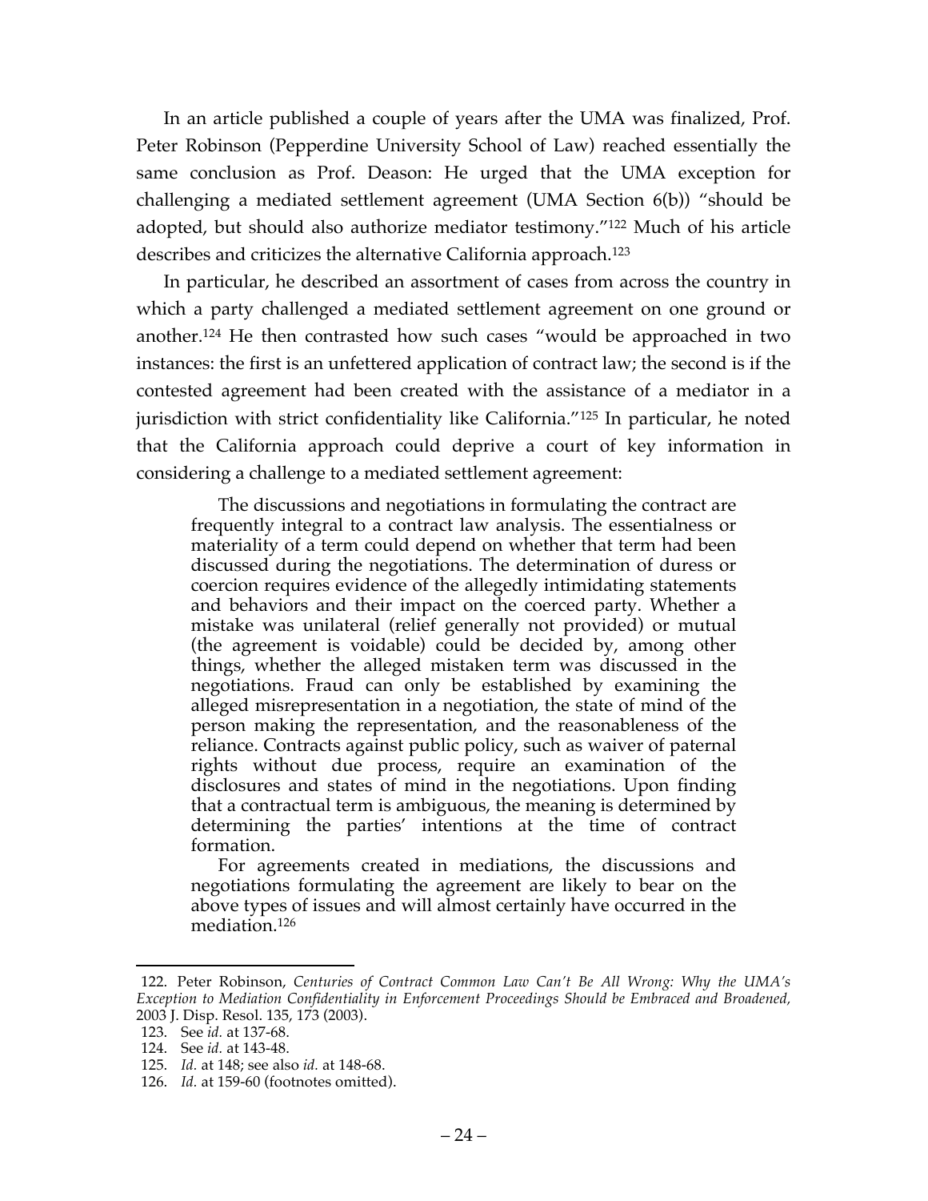In an article published a couple of years after the UMA was finalized, Prof. Peter Robinson (Pepperdine University School of Law) reached essentially the same conclusion as Prof. Deason: He urged that the UMA exception for challenging a mediated settlement agreement (UMA Section 6(b)) "should be adopted, but should also authorize mediator testimony."[122] Much of his article describes and criticizes the alternative California approach.[123]

In particular, he described an assortment of cases from across the country in which a party challenged a mediated settlement agreement on one ground or another.[124] He then contrasted how such cases "would be approached in two instances: the first is an unfettered application of contract law; the second is if the contested agreement had been created with the assistance of a mediator in a jurisdiction with strict confidentiality like California."[125] In particular, he noted that the California approach could deprive a court of key information in considering a challenge to a mediated settlement agreement:

> The discussions and negotiations in formulating the contract are frequently integral to a contract law analysis. The essentialness or materiality of a term could depend on whether that term had been discussed during the negotiations. The determination of duress or coercion requires evidence of the allegedly intimidating statements and behaviors and their impact on the coerced party. Whether a mistake was unilateral (relief generally not provided) or mutual (the agreement is voidable) could be decided by, among other things, whether the alleged mistaken term was discussed in the negotiations. Fraud can only be established by examining the alleged misrepresentation in a negotiation, the state of mind of the person making the representation, and the reasonableness of the reliance. Contracts against public policy, such as waiver of paternal rights without due process, require an examination of the disclosures and states of mind in the negotiations. Upon finding that a contractual term is ambiguous, the meaning is determined by determining the parties' intentions at the time of contract formation.
>
> For agreements created in mediations, the discussions and negotiations formulating the agreement are likely to bear on the above types of issues and will almost certainly have occurred in the mediation.[126]

---

122. Peter Robinson, *Centuries of Contract Common Law Can't Be All Wrong: Why the UMA's Exception to Mediation Confidentiality in Enforcement Proceedings Should be Embraced and Broadened,* 2003 J. Disp. Resol. 135, 173 (2003).

123. See *id.* at 137-68.

124. See *id.* at 143-48.

125. *Id.* at 148; see also *id.* at 148-68.

126. *Id.* at 159-60 (footnotes omitted).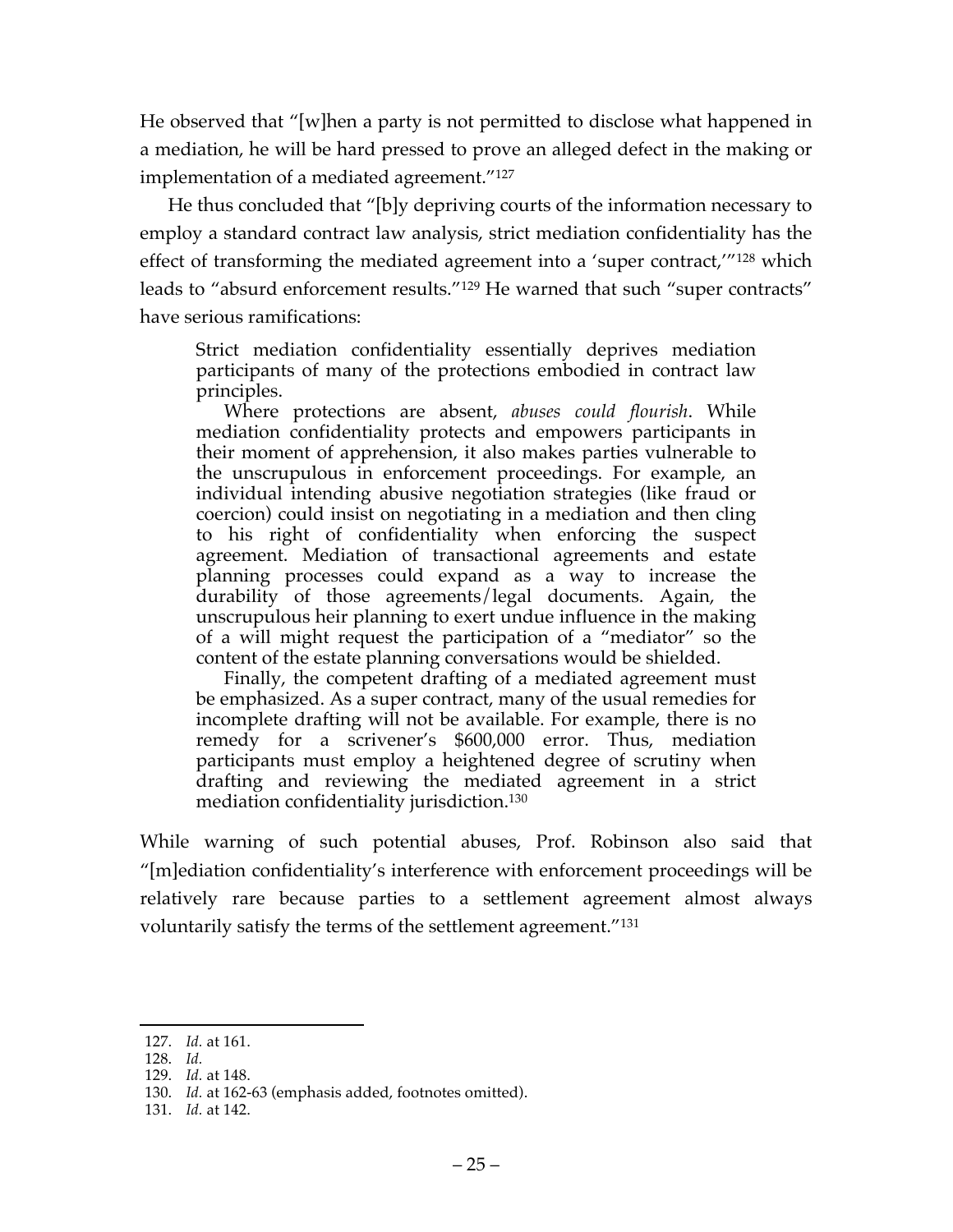He observed that "[w]hen a party is not permitted to disclose what happened in a mediation, he will be hard pressed to prove an alleged defect in the making or implementation of a mediated agreement."[127]

He thus concluded that "[b]y depriving courts of the information necessary to employ a standard contract law analysis, strict mediation confidentiality has the effect of transforming the mediated agreement into a 'super contract,'"[128] which leads to "absurd enforcement results."[129] He warned that such "super contracts" have serious ramifications:

> Strict mediation confidentiality essentially deprives mediation participants of many of the protections embodied in contract law principles.
>
> Where protections are absent, *abuses could flourish*. While mediation confidentiality protects and empowers participants in their moment of apprehension, it also makes parties vulnerable to the unscrupulous in enforcement proceedings. For example, an individual intending abusive negotiation strategies (like fraud or coercion) could insist on negotiating in a mediation and then cling to his right of confidentiality when enforcing the suspect agreement. Mediation of transactional agreements and estate planning processes could expand as a way to increase the durability of those agreements/legal documents. Again, the unscrupulous heir planning to exert undue influence in the making of a will might request the participation of a "mediator" so the content of the estate planning conversations would be shielded.
>
> Finally, the competent drafting of a mediated agreement must be emphasized. As a super contract, many of the usual remedies for incomplete drafting will not be available. For example, there is no remedy for a scrivener's $600,000 error. Thus, mediation participants must employ a heightened degree of scrutiny when drafting and reviewing the mediated agreement in a strict mediation confidentiality jurisdiction.[130]

While warning of such potential abuses, Prof. Robinson also said that "[m]ediation confidentiality's interference with enforcement proceedings will be relatively rare because parties to a settlement agreement almost always voluntarily satisfy the terms of the settlement agreement."[131]

---

127. *Id.* at 161.
128. *Id.*
129. *Id.* at 148.
130. *Id.* at 162-63 (emphasis added, footnotes omitted).
131. *Id.* at 142.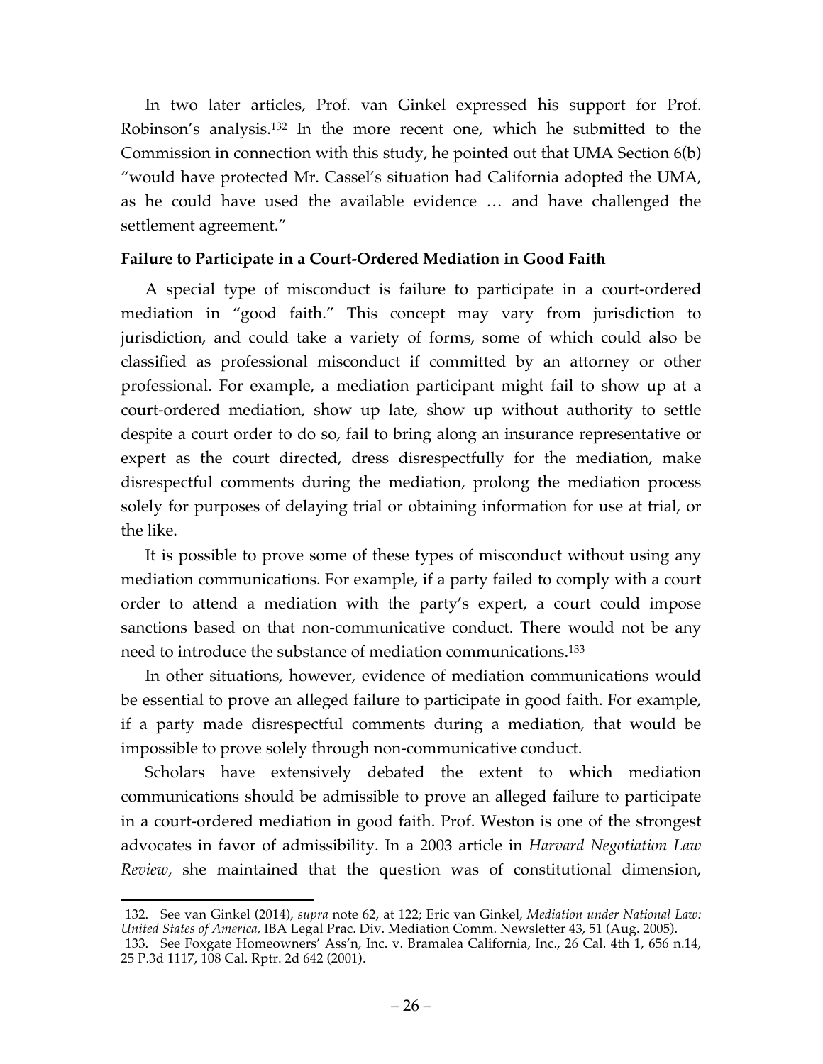In two later articles, Prof. van Ginkel expressed his support for Prof. Robinson's analysis.[132] In the more recent one, which he submitted to the Commission in connection with this study, he pointed out that UMA Section 6(b) "would have protected Mr. Cassel's situation had California adopted the UMA, as he could have used the available evidence … and have challenged the settlement agreement."

### Failure to Participate in a Court-Ordered Mediation in Good Faith

A special type of misconduct is failure to participate in a court-ordered mediation in "good faith." This concept may vary from jurisdiction to jurisdiction, and could take a variety of forms, some of which could also be classified as professional misconduct if committed by an attorney or other professional. For example, a mediation participant might fail to show up at a court-ordered mediation, show up late, show up without authority to settle despite a court order to do so, fail to bring along an insurance representative or expert as the court directed, dress disrespectfully for the mediation, make disrespectful comments during the mediation, prolong the mediation process solely for purposes of delaying trial or obtaining information for use at trial, or the like.

It is possible to prove some of these types of misconduct without using any mediation communications. For example, if a party failed to comply with a court order to attend a mediation with the party's expert, a court could impose sanctions based on that non-communicative conduct. There would not be any need to introduce the substance of mediation communications.[133]

In other situations, however, evidence of mediation communications would be essential to prove an alleged failure to participate in good faith. For example, if a party made disrespectful comments during a mediation, that would be impossible to prove solely through non-communicative conduct.

Scholars have extensively debated the extent to which mediation communications should be admissible to prove an alleged failure to participate in a court-ordered mediation in good faith. Prof. Weston is one of the strongest advocates in favor of admissibility. In a 2003 article in *Harvard Negotiation Law Review,* she maintained that the question was of constitutional dimension,

---

132. See van Ginkel (2014), *supra* note 62, at 122; Eric van Ginkel, *Mediation under National Law: United States of America,* IBA Legal Prac. Div. Mediation Comm. Newsletter 43, 51 (Aug. 2005).

133. See Foxgate Homeowners' Ass'n, Inc. v. Bramalea California, Inc., 26 Cal. 4th 1, 656 n.14, 25 P.3d 1117, 108 Cal. Rptr. 2d 642 (2001).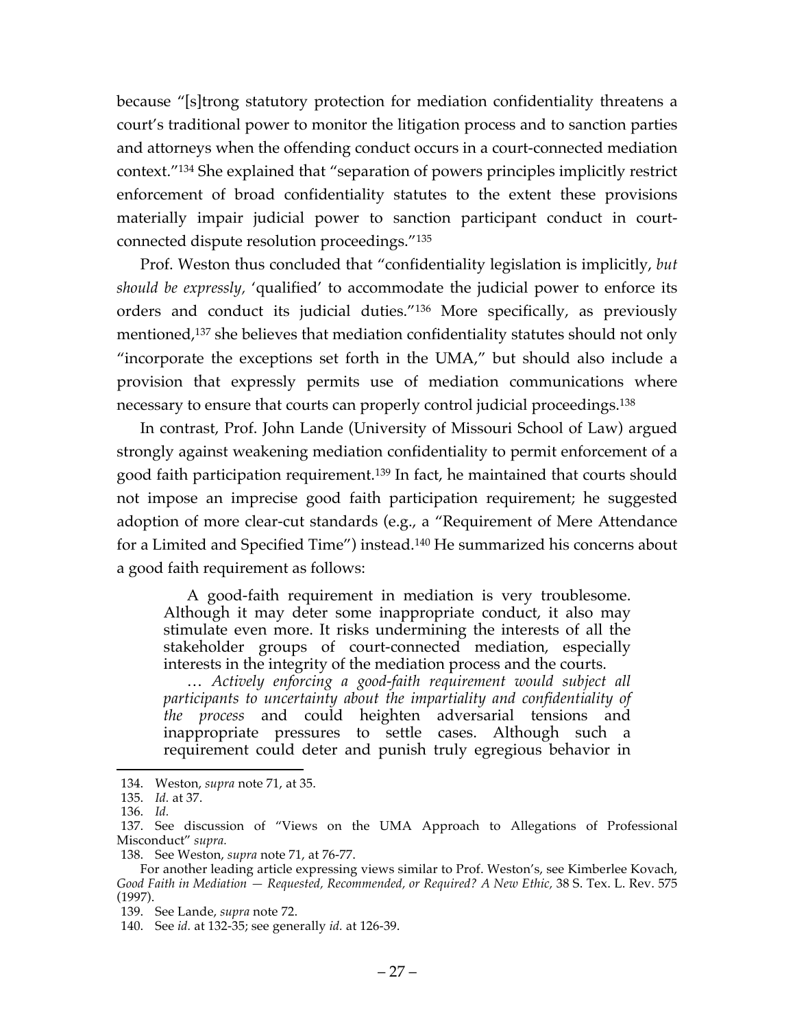because "[s]trong statutory protection for mediation confidentiality threatens a court's traditional power to monitor the litigation process and to sanction parties and attorneys when the offending conduct occurs in a court-connected mediation context."[134] She explained that "separation of powers principles implicitly restrict enforcement of broad confidentiality statutes to the extent these provisions materially impair judicial power to sanction participant conduct in court-connected dispute resolution proceedings."[135]

Prof. Weston thus concluded that "confidentiality legislation is implicitly, *but should be expressly,* 'qualified' to accommodate the judicial power to enforce its orders and conduct its judicial duties."[136] More specifically, as previously mentioned,[137] she believes that mediation confidentiality statutes should not only "incorporate the exceptions set forth in the UMA," but should also include a provision that expressly permits use of mediation communications where necessary to ensure that courts can properly control judicial proceedings.[138]

In contrast, Prof. John Lande (University of Missouri School of Law) argued strongly against weakening mediation confidentiality to permit enforcement of a good faith participation requirement.[139] In fact, he maintained that courts should not impose an imprecise good faith participation requirement; he suggested adoption of more clear-cut standards (e.g., a "Requirement of Mere Attendance for a Limited and Specified Time") instead.[140] He summarized his concerns about a good faith requirement as follows:

> A good-faith requirement in mediation is very troublesome. Although it may deter some inappropriate conduct, it also may stimulate even more. It risks undermining the interests of all the stakeholder groups of court-connected mediation, especially interests in the integrity of the mediation process and the courts.
>
> … *Actively enforcing a good-faith requirement would subject all participants to uncertainty about the impartiality and confidentiality of the process* and could heighten adversarial tensions and inappropriate pressures to settle cases. Although such a requirement could deter and punish truly egregious behavior in

---

134. Weston, *supra* note 71, at 35.

135. *Id.* at 37.

136. *Id.*

137. See discussion of "Views on the UMA Approach to Allegations of Professional Misconduct" *supra.*

138. See Weston, *supra* note 71, at 76-77.

For another leading article expressing views similar to Prof. Weston's, see Kimberlee Kovach, *Good Faith in Mediation — Requested, Recommended, or Required? A New Ethic,* 38 S. Tex. L. Rev. 575 (1997).

139. See Lande, *supra* note 72.

140. See *id.* at 132-35; see generally *id.* at 126-39.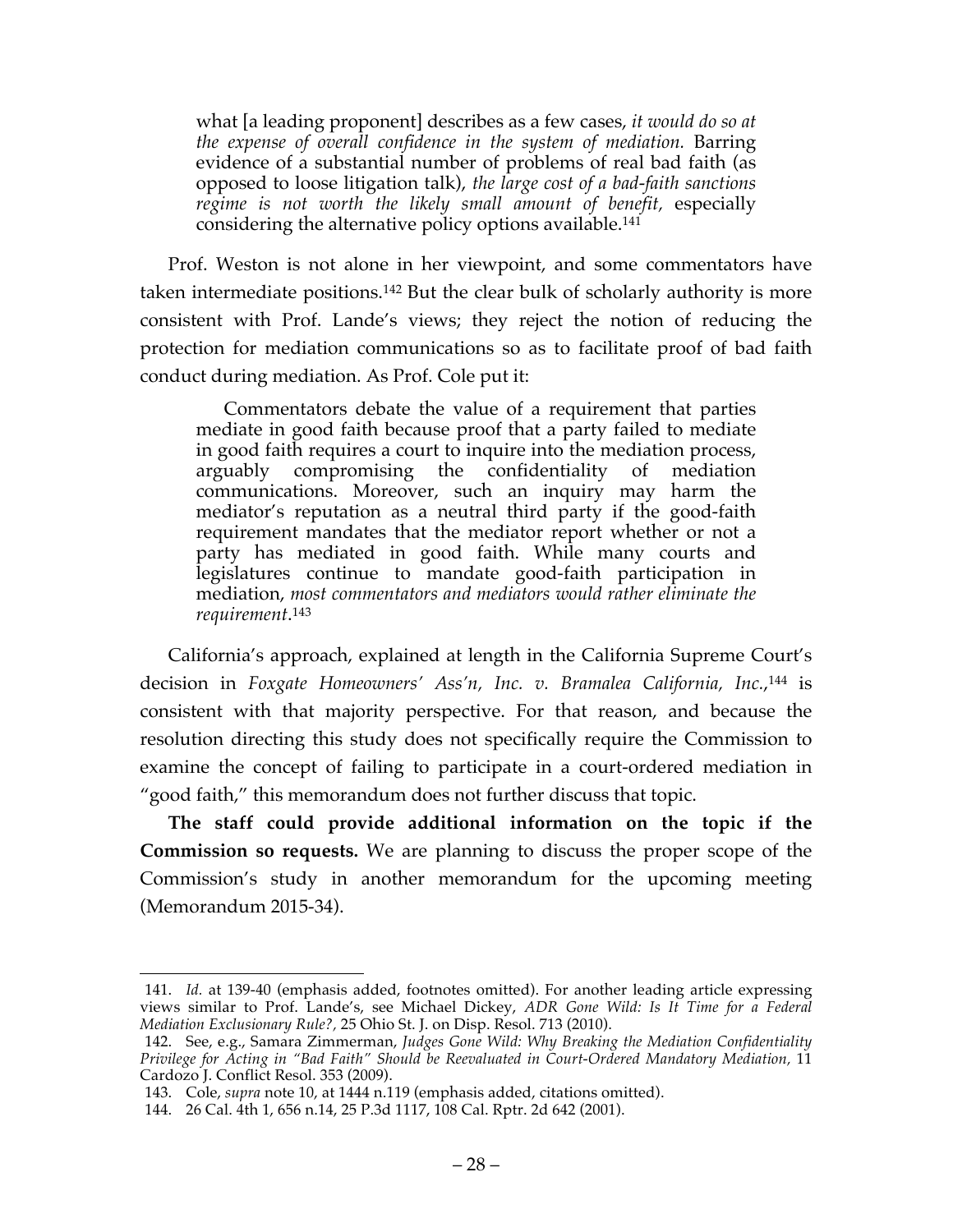> what [a leading proponent] describes as a few cases, *it would do so at the expense of overall confidence in the system of mediation.* Barring evidence of a substantial number of problems of real bad faith (as opposed to loose litigation talk), *the large cost of a bad-faith sanctions regime is not worth the likely small amount of benefit,* especially considering the alternative policy options available.[141]

Prof. Weston is not alone in her viewpoint, and some commentators have taken intermediate positions.[142] But the clear bulk of scholarly authority is more consistent with Prof. Lande's views; they reject the notion of reducing the protection for mediation communications so as to facilitate proof of bad faith conduct during mediation. As Prof. Cole put it:

> Commentators debate the value of a requirement that parties mediate in good faith because proof that a party failed to mediate in good faith requires a court to inquire into the mediation process, arguably compromising the confidentiality of mediation communications. Moreover, such an inquiry may harm the mediator's reputation as a neutral third party if the good-faith requirement mandates that the mediator report whether or not a party has mediated in good faith. While many courts and legislatures continue to mandate good-faith participation in mediation, *most commentators and mediators would rather eliminate the requirement*.[143]

California's approach, explained at length in the California Supreme Court's decision in *Foxgate Homeowners' Ass'n, Inc. v. Bramalea California, Inc.*,[144] is consistent with that majority perspective. For that reason, and because the resolution directing this study does not specifically require the Commission to examine the concept of failing to participate in a court-ordered mediation in "good faith," this memorandum does not further discuss that topic.

**The staff could provide additional information on the topic if the Commission so requests.** We are planning to discuss the proper scope of the Commission's study in another memorandum for the upcoming meeting (Memorandum 2015-34).

---

141. *Id.* at 139-40 (emphasis added, footnotes omitted). For another leading article expressing views similar to Prof. Lande's, see Michael Dickey, *ADR Gone Wild: Is It Time for a Federal Mediation Exclusionary Rule?*, 25 Ohio St. J. on Disp. Resol. 713 (2010).

142. See, e.g., Samara Zimmerman, *Judges Gone Wild: Why Breaking the Mediation Confidentiality Privilege for Acting in "Bad Faith" Should be Reevaluated in Court-Ordered Mandatory Mediation,* 11 Cardozo J. Conflict Resol. 353 (2009).

143. Cole, *supra* note 10, at 1444 n.119 (emphasis added, citations omitted).

144. 26 Cal. 4th 1, 656 n.14, 25 P.3d 1117, 108 Cal. Rptr. 2d 642 (2001).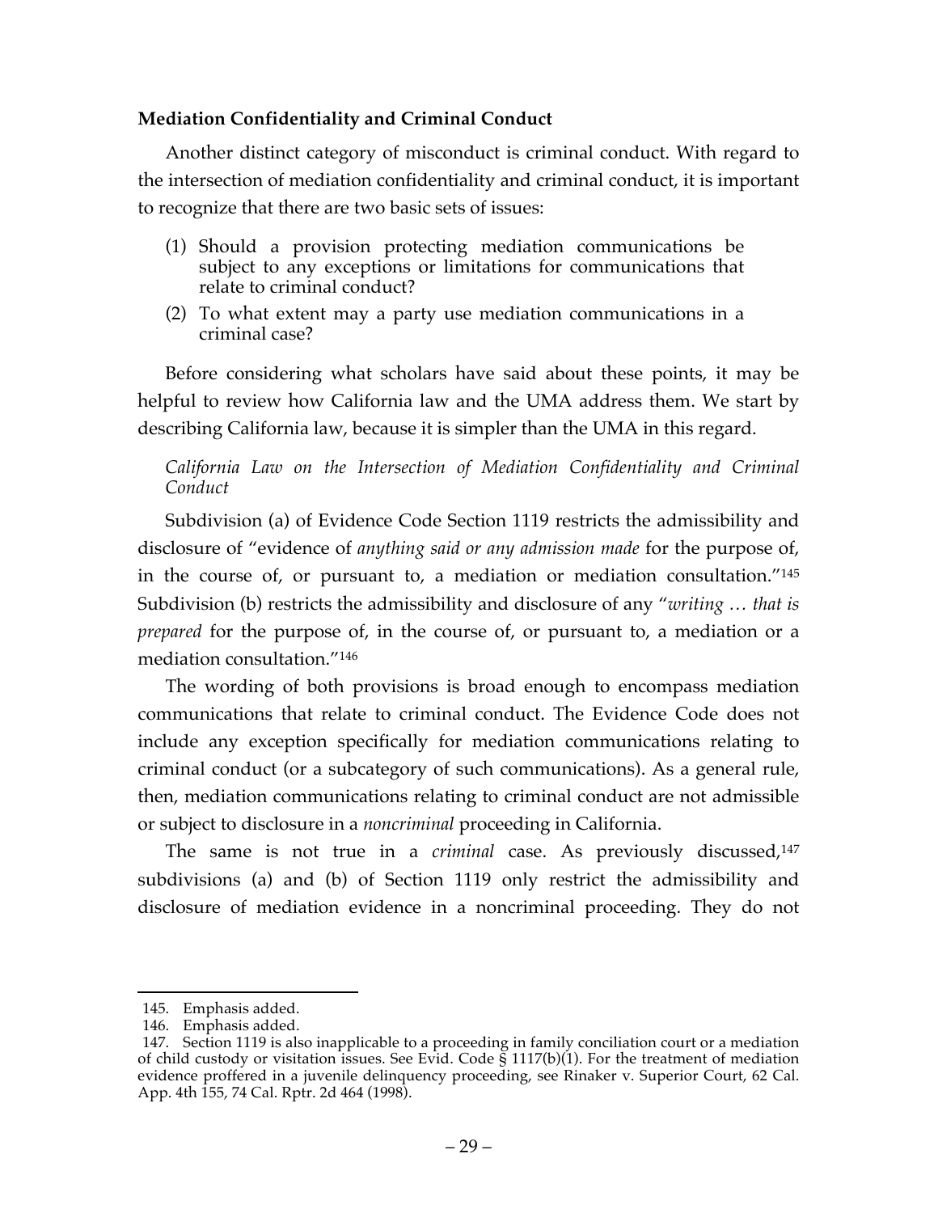**Mediation Confidentiality and Criminal Conduct**

Another distinct category of misconduct is criminal conduct. With regard to the intersection of mediation confidentiality and criminal conduct, it is important to recognize that there are two basic sets of issues:

(1) Should a provision protecting mediation communications be subject to any exceptions or limitations for communications that relate to criminal conduct?

(2) To what extent may a party use mediation communications in a criminal case?

Before considering what scholars have said about these points, it may be helpful to review how California law and the UMA address them. We start by describing California law, because it is simpler than the UMA in this regard.

*California Law on the Intersection of Mediation Confidentiality and Criminal Conduct*

Subdivision (a) of Evidence Code Section 1119 restricts the admissibility and disclosure of "evidence of *anything said or any admission made* for the purpose of, in the course of, or pursuant to, a mediation or mediation consultation."[145] Subdivision (b) restricts the admissibility and disclosure of any "*writing … that is prepared* for the purpose of, in the course of, or pursuant to, a mediation or a mediation consultation."[146]

The wording of both provisions is broad enough to encompass mediation communications that relate to criminal conduct. The Evidence Code does not include any exception specifically for mediation communications relating to criminal conduct (or a subcategory of such communications). As a general rule, then, mediation communications relating to criminal conduct are not admissible or subject to disclosure in a *noncriminal* proceeding in California.

The same is not true in a *criminal* case. As previously discussed,[147] subdivisions (a) and (b) of Section 1119 only restrict the admissibility and disclosure of mediation evidence in a noncriminal proceeding. They do not

145. Emphasis added.

146. Emphasis added.

147. Section 1119 is also inapplicable to a proceeding in family conciliation court or a mediation of child custody or visitation issues. See Evid. Code § 1117(b)(1). For the treatment of mediation evidence proffered in a juvenile delinquency proceeding, see Rinaker v. Superior Court, 62 Cal. App. 4th 155, 74 Cal. Rptr. 2d 464 (1998).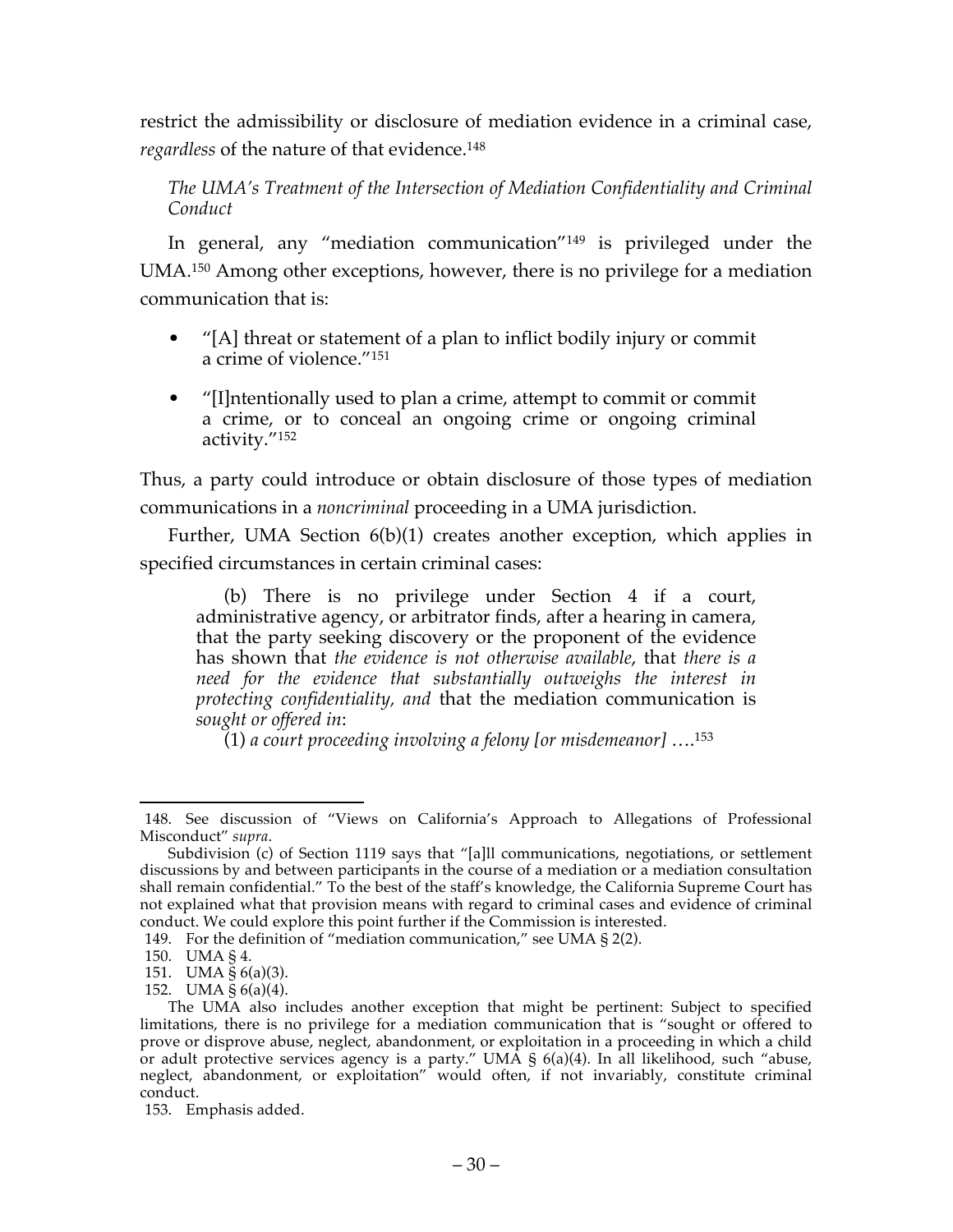restrict the admissibility or disclosure of mediation evidence in a criminal case, *regardless* of the nature of that evidence.[148]

*The UMA's Treatment of the Intersection of Mediation Confidentiality and Criminal Conduct*

In general, any "mediation communication"[149] is privileged under the UMA.[150] Among other exceptions, however, there is no privilege for a mediation communication that is:

- "[A] threat or statement of a plan to inflict bodily injury or commit a crime of violence."[151]
- "[I]ntentionally used to plan a crime, attempt to commit or commit a crime, or to conceal an ongoing crime or ongoing criminal activity."[152]

Thus, a party could introduce or obtain disclosure of those types of mediation communications in a *noncriminal* proceeding in a UMA jurisdiction.

Further, UMA Section 6(b)(1) creates another exception, which applies in specified circumstances in certain criminal cases:

> (b) There is no privilege under Section 4 if a court, administrative agency, or arbitrator finds, after a hearing in camera, that the party seeking discovery or the proponent of the evidence has shown that *the evidence is not otherwise available*, that *there is a need for the evidence that substantially outweighs the interest in protecting confidentiality, and* that the mediation communication is *sought or offered in*:
>
> (1) *a court proceeding involving a felony [or misdemeanor]* ….[153]

---

148. See discussion of "Views on California's Approach to Allegations of Professional Misconduct" *supra*.

Subdivision (c) of Section 1119 says that "[a]ll communications, negotiations, or settlement discussions by and between participants in the course of a mediation or a mediation consultation shall remain confidential." To the best of the staff's knowledge, the California Supreme Court has not explained what that provision means with regard to criminal cases and evidence of criminal conduct. We could explore this point further if the Commission is interested.

149. For the definition of "mediation communication," see UMA § 2(2).

150. UMA § 4.

151. UMA § 6(a)(3).

152. UMA § 6(a)(4).

The UMA also includes another exception that might be pertinent: Subject to specified limitations, there is no privilege for a mediation communication that is "sought or offered to prove or disprove abuse, neglect, abandonment, or exploitation in a proceeding in which a child or adult protective services agency is a party." UMA § 6(a)(4). In all likelihood, such "abuse, neglect, abandonment, or exploitation" would often, if not invariably, constitute criminal conduct.

153. Emphasis added.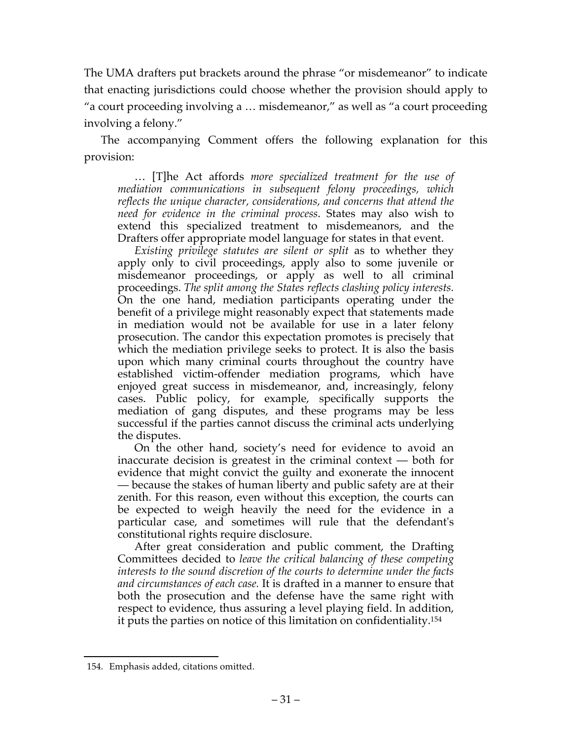The UMA drafters put brackets around the phrase "or misdemeanor" to indicate that enacting jurisdictions could choose whether the provision should apply to "a court proceeding involving a … misdemeanor," as well as "a court proceeding involving a felony."

The accompanying Comment offers the following explanation for this provision:

> … [T]he Act affords *more specialized treatment for the use of mediation communications in subsequent felony proceedings, which reflects the unique character, considerations, and concerns that attend the need for evidence in the criminal process*. States may also wish to extend this specialized treatment to misdemeanors, and the Drafters offer appropriate model language for states in that event.
>
> *Existing privilege statutes are silent or split* as to whether they apply only to civil proceedings, apply also to some juvenile or misdemeanor proceedings, or apply as well to all criminal proceedings. *The split among the States reflects clashing policy interests.* On the one hand, mediation participants operating under the benefit of a privilege might reasonably expect that statements made in mediation would not be available for use in a later felony prosecution. The candor this expectation promotes is precisely that which the mediation privilege seeks to protect. It is also the basis upon which many criminal courts throughout the country have established victim-offender mediation programs, which have enjoyed great success in misdemeanor, and, increasingly, felony cases. Public policy, for example, specifically supports the mediation of gang disputes, and these programs may be less successful if the parties cannot discuss the criminal acts underlying the disputes.
>
> On the other hand, society's need for evidence to avoid an inaccurate decision is greatest in the criminal context — both for evidence that might convict the guilty and exonerate the innocent — because the stakes of human liberty and public safety are at their zenith. For this reason, even without this exception, the courts can be expected to weigh heavily the need for the evidence in a particular case, and sometimes will rule that the defendant's constitutional rights require disclosure.
>
> After great consideration and public comment, the Drafting Committees decided to *leave the critical balancing of these competing interests to the sound discretion of the courts to determine under the facts and circumstances of each case.* It is drafted in a manner to ensure that both the prosecution and the defense have the same right with respect to evidence, thus assuring a level playing field. In addition, it puts the parties on notice of this limitation on confidentiality.[154]

---

154. Emphasis added, citations omitted.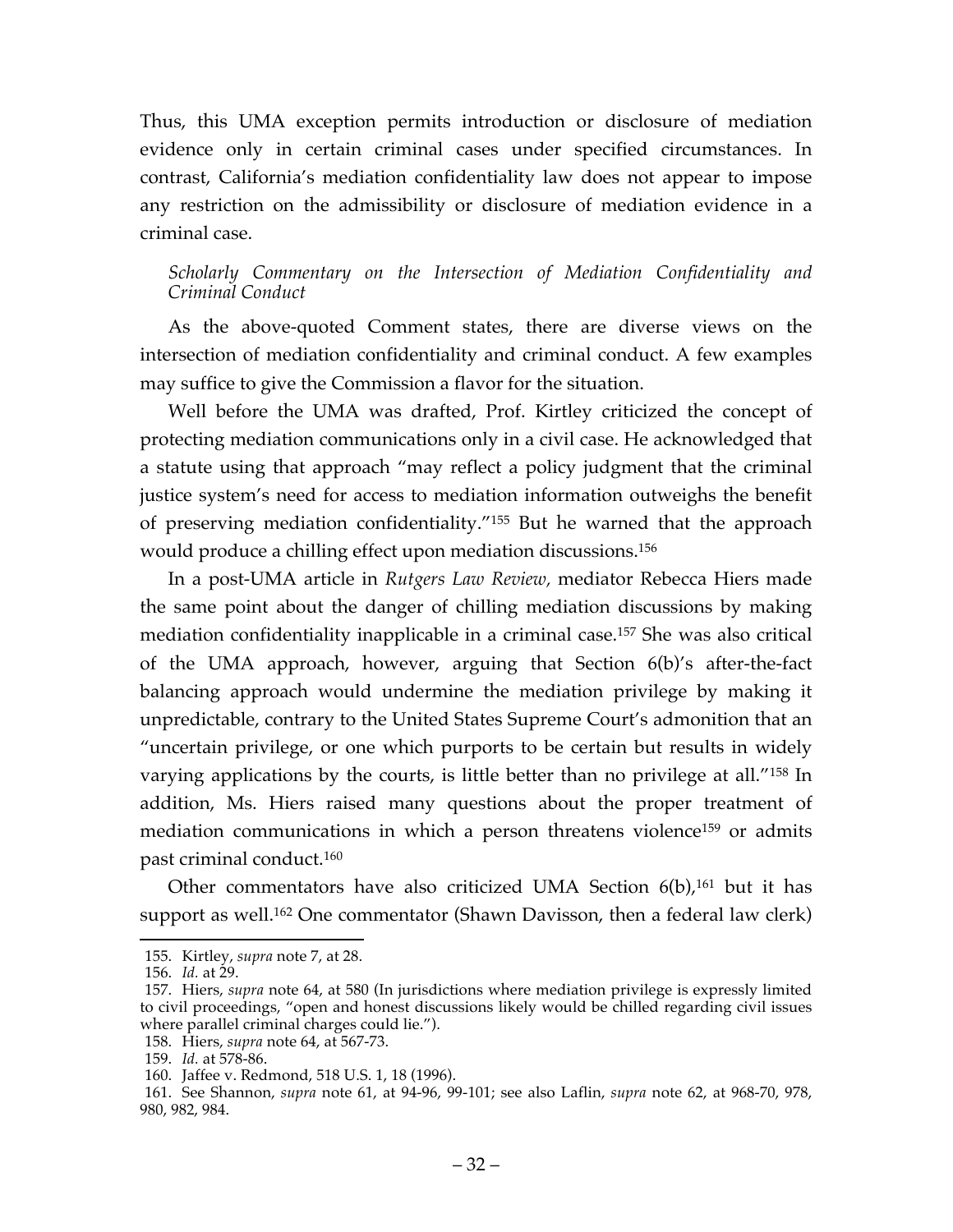Thus, this UMA exception permits introduction or disclosure of mediation evidence only in certain criminal cases under specified circumstances. In contrast, California's mediation confidentiality law does not appear to impose any restriction on the admissibility or disclosure of mediation evidence in a criminal case.

*Scholarly Commentary on the Intersection of Mediation Confidentiality and Criminal Conduct*

As the above-quoted Comment states, there are diverse views on the intersection of mediation confidentiality and criminal conduct. A few examples may suffice to give the Commission a flavor for the situation.

Well before the UMA was drafted, Prof. Kirtley criticized the concept of protecting mediation communications only in a civil case. He acknowledged that a statute using that approach "may reflect a policy judgment that the criminal justice system's need for access to mediation information outweighs the benefit of preserving mediation confidentiality."[155] But he warned that the approach would produce a chilling effect upon mediation discussions.[156]

In a post-UMA article in *Rutgers Law Review*, mediator Rebecca Hiers made the same point about the danger of chilling mediation discussions by making mediation confidentiality inapplicable in a criminal case.[157] She was also critical of the UMA approach, however, arguing that Section 6(b)'s after-the-fact balancing approach would undermine the mediation privilege by making it unpredictable, contrary to the United States Supreme Court's admonition that an "uncertain privilege, or one which purports to be certain but results in widely varying applications by the courts, is little better than no privilege at all."[158] In addition, Ms. Hiers raised many questions about the proper treatment of mediation communications in which a person threatens violence[159] or admits past criminal conduct.[160]

Other commentators have also criticized UMA Section 6(b),[161] but it has support as well.[162] One commentator (Shawn Davisson, then a federal law clerk)

---

155. Kirtley, *supra* note 7, at 28.
156. *Id.* at 29.
157. Hiers, *supra* note 64, at 580 (In jurisdictions where mediation privilege is expressly limited to civil proceedings, "open and honest discussions likely would be chilled regarding civil issues where parallel criminal charges could lie.").
158. Hiers, *supra* note 64, at 567-73.
159. *Id.* at 578-86.
160. Jaffee v. Redmond, 518 U.S. 1, 18 (1996).
161. See Shannon, *supra* note 61, at 94-96, 99-101; see also Laflin, *supra* note 62, at 968-70, 978, 980, 982, 984.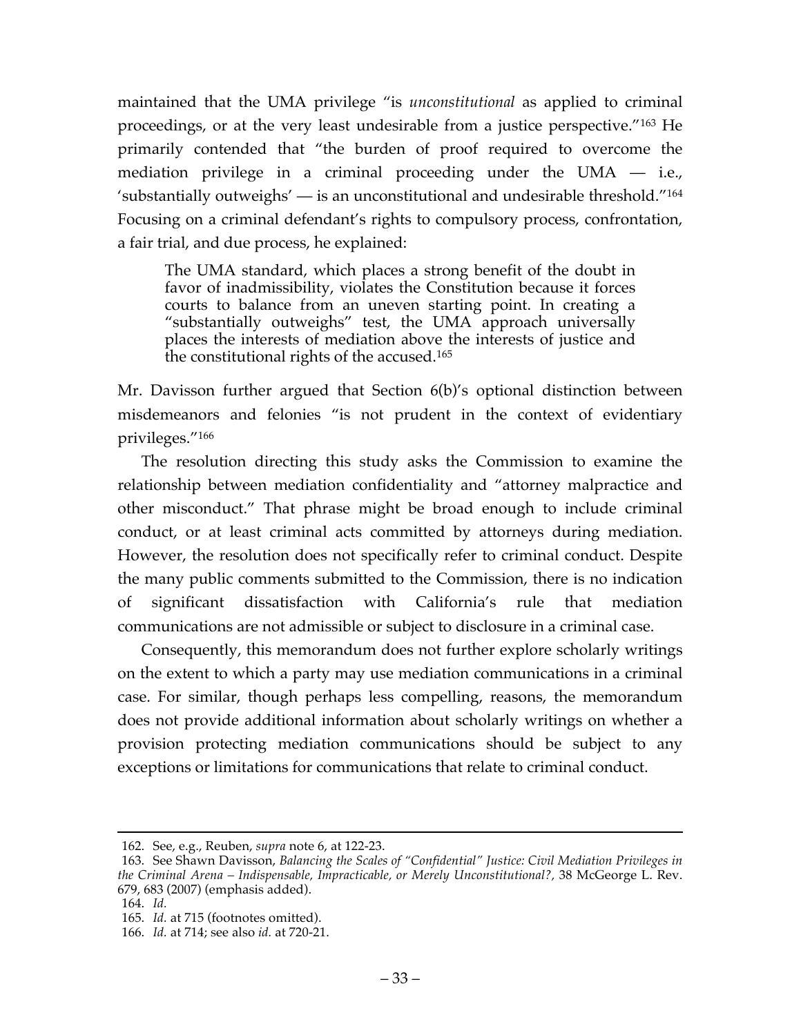maintained that the UMA privilege "is *unconstitutional* as applied to criminal proceedings, or at the very least undesirable from a justice perspective."[163] He primarily contended that "the burden of proof required to overcome the mediation privilege in a criminal proceeding under the UMA — i.e., 'substantially outweighs' — is an unconstitutional and undesirable threshold."[164] Focusing on a criminal defendant's rights to compulsory process, confrontation, a fair trial, and due process, he explained:

> The UMA standard, which places a strong benefit of the doubt in favor of inadmissibility, violates the Constitution because it forces courts to balance from an uneven starting point. In creating a "substantially outweighs" test, the UMA approach universally places the interests of mediation above the interests of justice and the constitutional rights of the accused.[165]

Mr. Davisson further argued that Section 6(b)'s optional distinction between misdemeanors and felonies "is not prudent in the context of evidentiary privileges."[166]

The resolution directing this study asks the Commission to examine the relationship between mediation confidentiality and "attorney malpractice and other misconduct." That phrase might be broad enough to include criminal conduct, or at least criminal acts committed by attorneys during mediation. However, the resolution does not specifically refer to criminal conduct. Despite the many public comments submitted to the Commission, there is no indication of significant dissatisfaction with California's rule that mediation communications are not admissible or subject to disclosure in a criminal case.

Consequently, this memorandum does not further explore scholarly writings on the extent to which a party may use mediation communications in a criminal case. For similar, though perhaps less compelling, reasons, the memorandum does not provide additional information about scholarly writings on whether a provision protecting mediation communications should be subject to any exceptions or limitations for communications that relate to criminal conduct.

---

162. See, e.g., Reuben, *supra* note 6, at 122-23.

163. See Shawn Davisson, *Balancing the Scales of "Confidential" Justice: Civil Mediation Privileges in the Criminal Arena – Indispensable, Impracticable, or Merely Unconstitutional?*, 38 McGeorge L. Rev. 679, 683 (2007) (emphasis added).

164. *Id.*

165. *Id.* at 715 (footnotes omitted).

166. *Id.* at 714; see also *id.* at 720-21.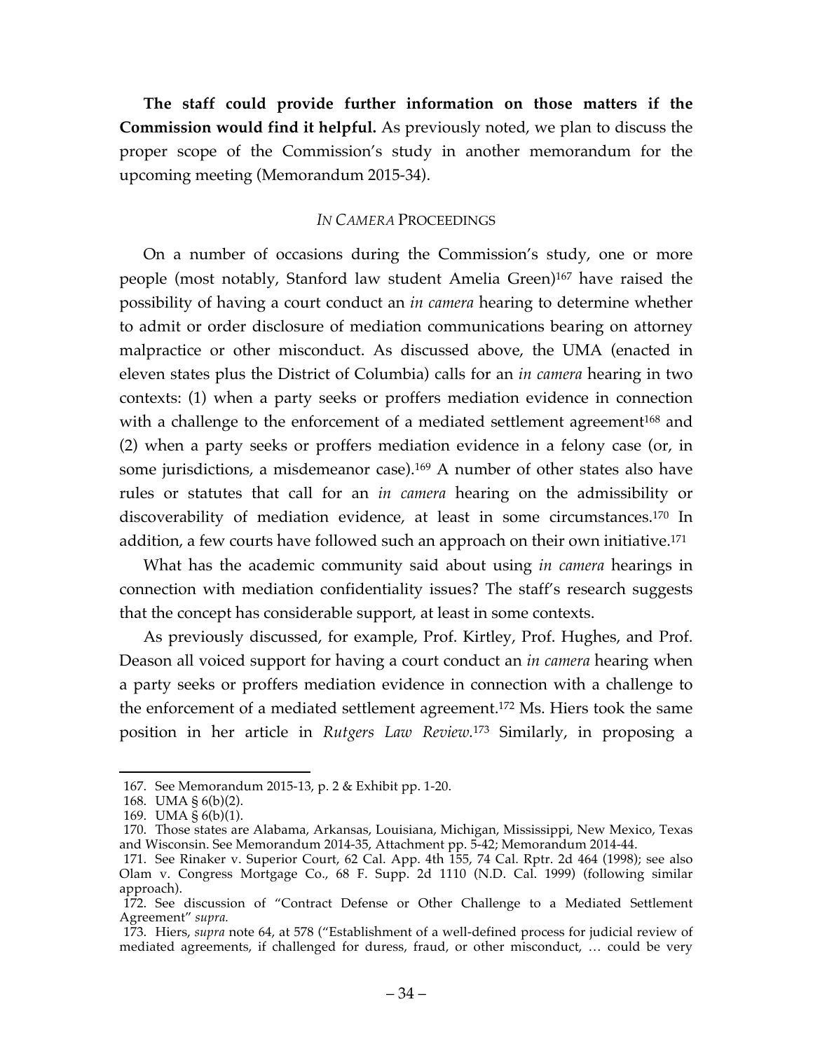**The staff could provide further information on those matters if the Commission would find it helpful.** As previously noted, we plan to discuss the proper scope of the Commission's study in another memorandum for the upcoming meeting (Memorandum 2015-34).

## *IN CAMERA* PROCEEDINGS

On a number of occasions during the Commission's study, one or more people (most notably, Stanford law student Amelia Green)[167] have raised the possibility of having a court conduct an *in camera* hearing to determine whether to admit or order disclosure of mediation communications bearing on attorney malpractice or other misconduct. As discussed above, the UMA (enacted in eleven states plus the District of Columbia) calls for an *in camera* hearing in two contexts: (1) when a party seeks or proffers mediation evidence in connection with a challenge to the enforcement of a mediated settlement agreement[168] and (2) when a party seeks or proffers mediation evidence in a felony case (or, in some jurisdictions, a misdemeanor case).[169] A number of other states also have rules or statutes that call for an *in camera* hearing on the admissibility or discoverability of mediation evidence, at least in some circumstances.[170] In addition, a few courts have followed such an approach on their own initiative.[171]

What has the academic community said about using *in camera* hearings in connection with mediation confidentiality issues? The staff's research suggests that the concept has considerable support, at least in some contexts.

As previously discussed, for example, Prof. Kirtley, Prof. Hughes, and Prof. Deason all voiced support for having a court conduct an *in camera* hearing when a party seeks or proffers mediation evidence in connection with a challenge to the enforcement of a mediated settlement agreement.[172] Ms. Hiers took the same position in her article in *Rutgers Law Review*.[173] Similarly, in proposing a

---

167. See Memorandum 2015-13, p. 2 & Exhibit pp. 1-20.

168. UMA § 6(b)(2).

169. UMA § 6(b)(1).

170. Those states are Alabama, Arkansas, Louisiana, Michigan, Mississippi, New Mexico, Texas and Wisconsin. See Memorandum 2014-35, Attachment pp. 5-42; Memorandum 2014-44.

171. See Rinaker v. Superior Court, 62 Cal. App. 4th 155, 74 Cal. Rptr. 2d 464 (1998); see also Olam v. Congress Mortgage Co., 68 F. Supp. 2d 1110 (N.D. Cal. 1999) (following similar approach).

172. See discussion of "Contract Defense or Other Challenge to a Mediated Settlement Agreement" *supra.*

173. Hiers, *supra* note 64, at 578 ("Establishment of a well-defined process for judicial review of mediated agreements, if challenged for duress, fraud, or other misconduct, … could be very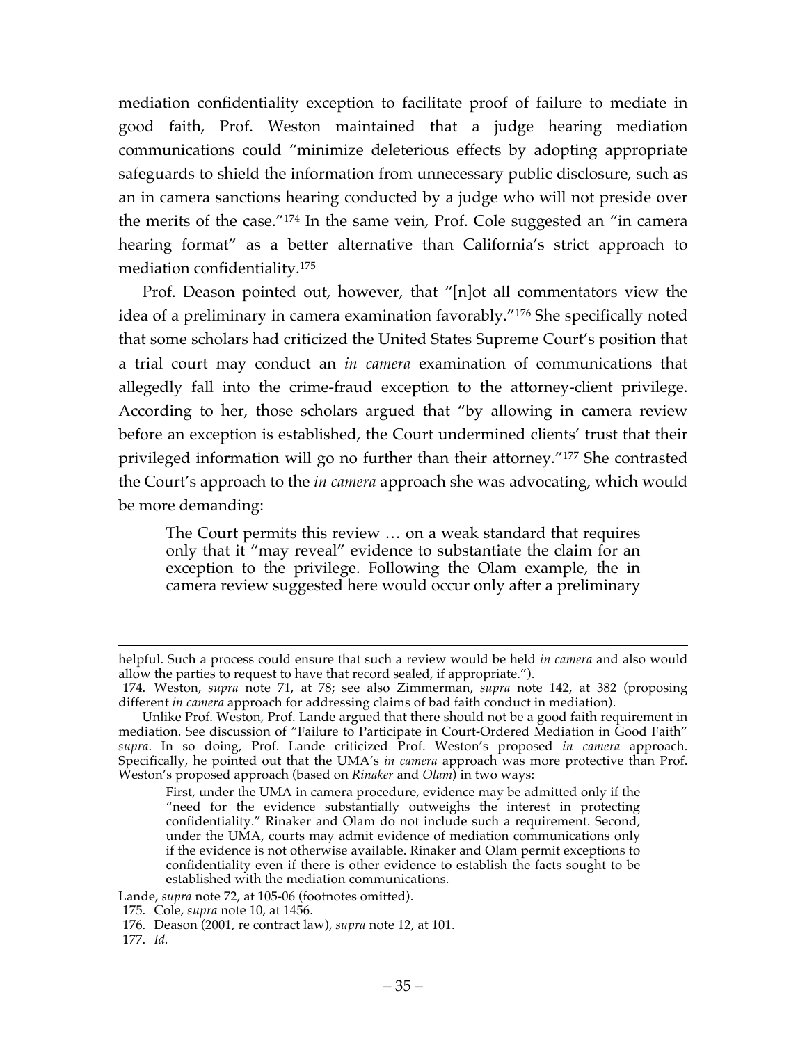mediation confidentiality exception to facilitate proof of failure to mediate in good faith, Prof. Weston maintained that a judge hearing mediation communications could "minimize deleterious effects by adopting appropriate safeguards to shield the information from unnecessary public disclosure, such as an in camera sanctions hearing conducted by a judge who will not preside over the merits of the case."[174] In the same vein, Prof. Cole suggested an "in camera hearing format" as a better alternative than California's strict approach to mediation confidentiality.[175]

Prof. Deason pointed out, however, that "[n]ot all commentators view the idea of a preliminary in camera examination favorably."[176] She specifically noted that some scholars had criticized the United States Supreme Court's position that a trial court may conduct an *in camera* examination of communications that allegedly fall into the crime-fraud exception to the attorney-client privilege. According to her, those scholars argued that "by allowing in camera review before an exception is established, the Court undermined clients' trust that their privileged information will go no further than their attorney."[177] She contrasted the Court's approach to the *in camera* approach she was advocating, which would be more demanding:

> The Court permits this review … on a weak standard that requires only that it "may reveal" evidence to substantiate the claim for an exception to the privilege. Following the Olam example, the in camera review suggested here would occur only after a preliminary

---

helpful. Such a process could ensure that such a review would be held *in camera* and also would allow the parties to request to have that record sealed, if appropriate.").

174. Weston, *supra* note 71, at 78; see also Zimmerman, *supra* note 142, at 382 (proposing different *in camera* approach for addressing claims of bad faith conduct in mediation).

Unlike Prof. Weston, Prof. Lande argued that there should not be a good faith requirement in mediation. See discussion of "Failure to Participate in Court-Ordered Mediation in Good Faith" *supra*. In so doing, Prof. Lande criticized Prof. Weston's proposed *in camera* approach. Specifically, he pointed out that the UMA's *in camera* approach was more protective than Prof. Weston's proposed approach (based on *Rinaker* and *Olam*) in two ways:

> First, under the UMA in camera procedure, evidence may be admitted only if the "need for the evidence substantially outweighs the interest in protecting confidentiality." Rinaker and Olam do not include such a requirement. Second, under the UMA, courts may admit evidence of mediation communications only if the evidence is not otherwise available. Rinaker and Olam permit exceptions to confidentiality even if there is other evidence to establish the facts sought to be established with the mediation communications.

Lande, *supra* note 72, at 105-06 (footnotes omitted).

175. Cole, *supra* note 10, at 1456.

176. Deason (2001, re contract law), *supra* note 12, at 101.

177. *Id.*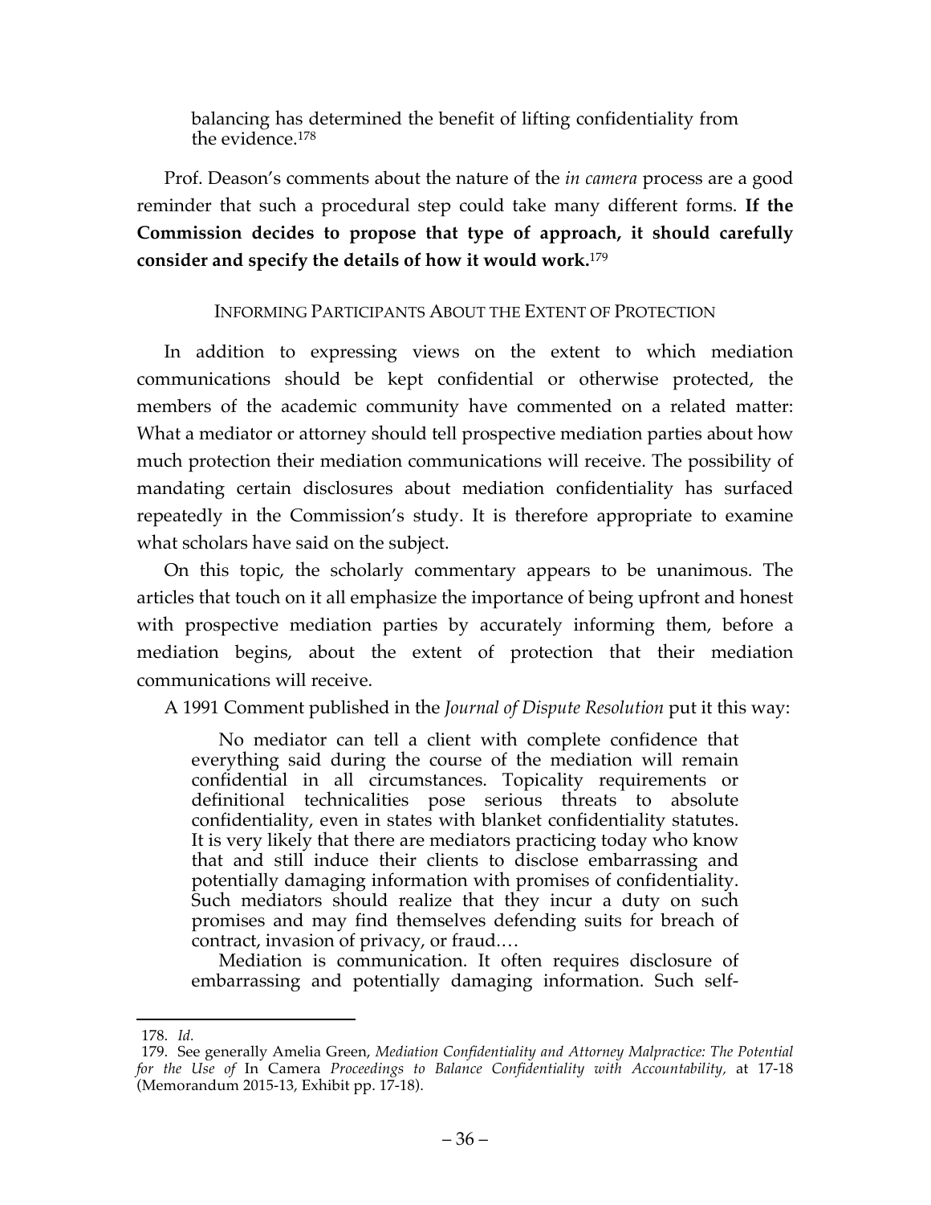> balancing has determined the benefit of lifting confidentiality from the evidence.[178]

Prof. Deason's comments about the nature of the *in camera* process are a good reminder that such a procedural step could take many different forms. **If the Commission decides to propose that type of approach, it should carefully consider and specify the details of how it would work.**[179]

### INFORMING PARTICIPANTS ABOUT THE EXTENT OF PROTECTION

In addition to expressing views on the extent to which mediation communications should be kept confidential or otherwise protected, the members of the academic community have commented on a related matter: What a mediator or attorney should tell prospective mediation parties about how much protection their mediation communications will receive. The possibility of mandating certain disclosures about mediation confidentiality has surfaced repeatedly in the Commission's study. It is therefore appropriate to examine what scholars have said on the subject.

On this topic, the scholarly commentary appears to be unanimous. The articles that touch on it all emphasize the importance of being upfront and honest with prospective mediation parties by accurately informing them, before a mediation begins, about the extent of protection that their mediation communications will receive.

A 1991 Comment published in the *Journal of Dispute Resolution* put it this way:

> No mediator can tell a client with complete confidence that everything said during the course of the mediation will remain confidential in all circumstances. Topicality requirements or definitional technicalities pose serious threats to absolute confidentiality, even in states with blanket confidentiality statutes. It is very likely that there are mediators practicing today who know that and still induce their clients to disclose embarrassing and potentially damaging information with promises of confidentiality. Such mediators should realize that they incur a duty on such promises and may find themselves defending suits for breach of contract, invasion of privacy, or fraud.…
>
> Mediation is communication. It often requires disclosure of embarrassing and potentially damaging information. Such self-

---

178. *Id.*

179. See generally Amelia Green, *Mediation Confidentiality and Attorney Malpractice: The Potential for the Use of* In Camera *Proceedings to Balance Confidentiality with Accountability,* at 17-18 (Memorandum 2015-13, Exhibit pp. 17-18).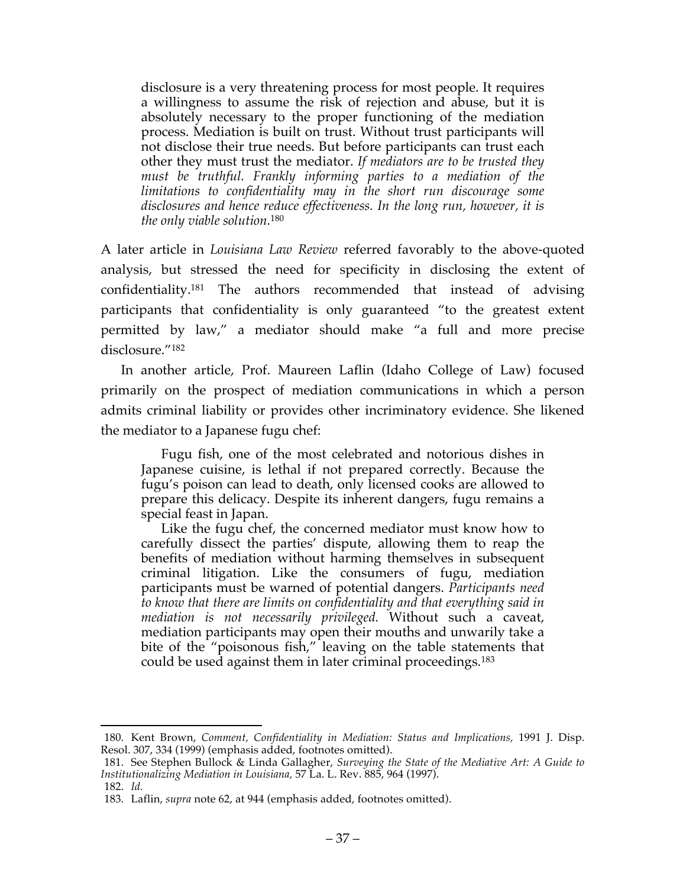> disclosure is a very threatening process for most people. It requires a willingness to assume the risk of rejection and abuse, but it is absolutely necessary to the proper functioning of the mediation process. Mediation is built on trust. Without trust participants will not disclose their true needs. But before participants can trust each other they must trust the mediator. *If mediators are to be trusted they must be truthful. Frankly informing parties to a mediation of the limitations to confidentiality may in the short run discourage some disclosures and hence reduce effectiveness. In the long run, however, it is the only viable solution.*[180]

A later article in *Louisiana Law Review* referred favorably to the above-quoted analysis, but stressed the need for specificity in disclosing the extent of confidentiality.[181] The authors recommended that instead of advising participants that confidentiality is only guaranteed "to the greatest extent permitted by law," a mediator should make "a full and more precise disclosure."[182]

In another article, Prof. Maureen Laflin (Idaho College of Law) focused primarily on the prospect of mediation communications in which a person admits criminal liability or provides other incriminatory evidence. She likened the mediator to a Japanese fugu chef:

> Fugu fish, one of the most celebrated and notorious dishes in Japanese cuisine, is lethal if not prepared correctly. Because the fugu's poison can lead to death, only licensed cooks are allowed to prepare this delicacy. Despite its inherent dangers, fugu remains a special feast in Japan.
>
> Like the fugu chef, the concerned mediator must know how to carefully dissect the parties' dispute, allowing them to reap the benefits of mediation without harming themselves in subsequent criminal litigation. Like the consumers of fugu, mediation participants must be warned of potential dangers. *Participants need to know that there are limits on confidentiality and that everything said in mediation is not necessarily privileged.* Without such a caveat, mediation participants may open their mouths and unwarily take a bite of the "poisonous fish," leaving on the table statements that could be used against them in later criminal proceedings.[183]

---

180. Kent Brown, *Comment, Confidentiality in Mediation: Status and Implications,* 1991 J. Disp. Resol. 307, 334 (1999) (emphasis added, footnotes omitted).

181. See Stephen Bullock & Linda Gallagher, *Surveying the State of the Mediative Art: A Guide to Institutionalizing Mediation in Louisiana,* 57 La. L. Rev. 885, 964 (1997).

182. *Id.*

183. Laflin, *supra* note 62, at 944 (emphasis added, footnotes omitted).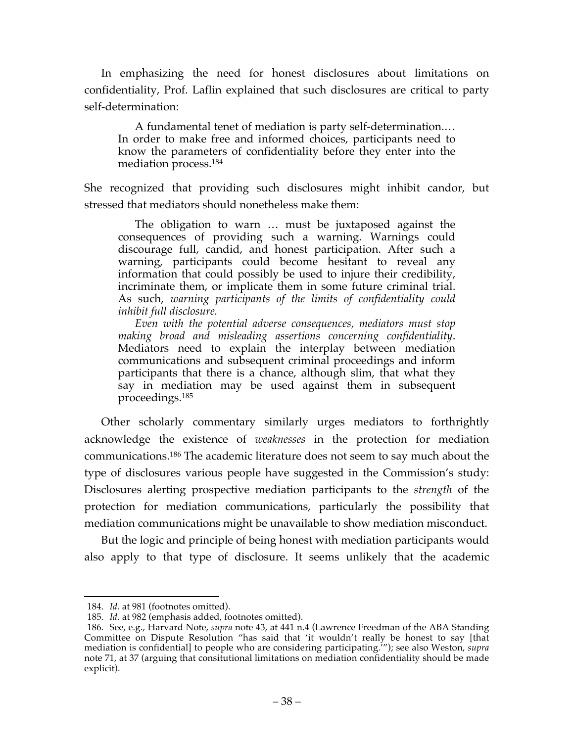In emphasizing the need for honest disclosures about limitations on confidentiality, Prof. Laflin explained that such disclosures are critical to party self-determination:

> A fundamental tenet of mediation is party self-determination.… In order to make free and informed choices, participants need to know the parameters of confidentiality before they enter into the mediation process.[184]

She recognized that providing such disclosures might inhibit candor, but stressed that mediators should nonetheless make them:

> The obligation to warn … must be juxtaposed against the consequences of providing such a warning. Warnings could discourage full, candid, and honest participation. After such a warning, participants could become hesitant to reveal any information that could possibly be used to injure their credibility, incriminate them, or implicate them in some future criminal trial. As such, *warning participants of the limits of confidentiality could inhibit full disclosure*.
>
> *Even with the potential adverse consequences, mediators must stop making broad and misleading assertions concerning confidentiality*. Mediators need to explain the interplay between mediation communications and subsequent criminal proceedings and inform participants that there is a chance, although slim, that what they say in mediation may be used against them in subsequent proceedings.[185]

Other scholarly commentary similarly urges mediators to forthrightly acknowledge the existence of *weaknesses* in the protection for mediation communications.[186] The academic literature does not seem to say much about the type of disclosures various people have suggested in the Commission's study: Disclosures alerting prospective mediation participants to the *strength* of the protection for mediation communications, particularly the possibility that mediation communications might be unavailable to show mediation misconduct.

But the logic and principle of being honest with mediation participants would also apply to that type of disclosure. It seems unlikely that the academic

---

184. *Id.* at 981 (footnotes omitted).

185. *Id.* at 982 (emphasis added, footnotes omitted).

186. See, e.g., Harvard Note, *supra* note 43, at 441 n.4 (Lawrence Freedman of the ABA Standing Committee on Dispute Resolution "has said that 'it wouldn't really be honest to say [that mediation is confidential] to people who are considering participating.'"); see also Weston, *supra* note 71, at 37 (arguing that consitutional limitations on mediation confidentiality should be made explicit).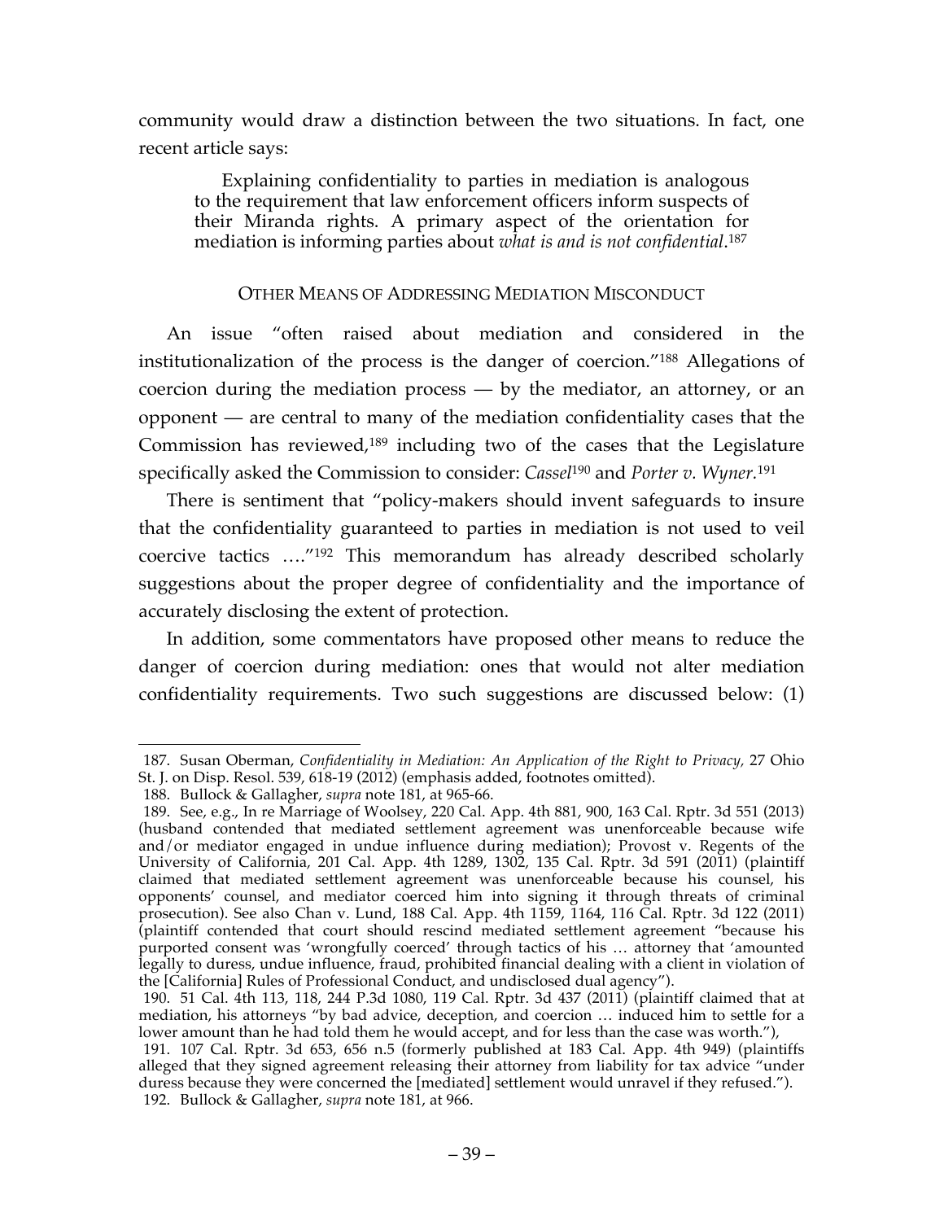community would draw a distinction between the two situations. In fact, one recent article says:

> Explaining confidentiality to parties in mediation is analogous to the requirement that law enforcement officers inform suspects of their Miranda rights. A primary aspect of the orientation for mediation is informing parties about *what is and is not confidential*.[187]

## OTHER MEANS OF ADDRESSING MEDIATION MISCONDUCT

An issue "often raised about mediation and considered in the institutionalization of the process is the danger of coercion."[188] Allegations of coercion during the mediation process — by the mediator, an attorney, or an opponent — are central to many of the mediation confidentiality cases that the Commission has reviewed,[189] including two of the cases that the Legislature specifically asked the Commission to consider: *Cassel*[190] and *Porter v. Wyner.*[191]

There is sentiment that "policy-makers should invent safeguards to insure that the confidentiality guaranteed to parties in mediation is not used to veil coercive tactics …."[192] This memorandum has already described scholarly suggestions about the proper degree of confidentiality and the importance of accurately disclosing the extent of protection.

In addition, some commentators have proposed other means to reduce the danger of coercion during mediation: ones that would not alter mediation confidentiality requirements. Two such suggestions are discussed below: (1)

---

187. Susan Oberman, *Confidentiality in Mediation: An Application of the Right to Privacy,* 27 Ohio St. J. on Disp. Resol. 539, 618-19 (2012) (emphasis added, footnotes omitted).

188. Bullock & Gallagher, *supra* note 181, at 965-66.

189. See, e.g., In re Marriage of Woolsey, 220 Cal. App. 4th 881, 900, 163 Cal. Rptr. 3d 551 (2013) (husband contended that mediated settlement agreement was unenforceable because wife and/or mediator engaged in undue influence during mediation); Provost v. Regents of the University of California, 201 Cal. App. 4th 1289, 1302, 135 Cal. Rptr. 3d 591 (2011) (plaintiff claimed that mediated settlement agreement was unenforceable because his counsel, his opponents' counsel, and mediator coerced him into signing it through threats of criminal prosecution). See also Chan v. Lund, 188 Cal. App. 4th 1159, 1164, 116 Cal. Rptr. 3d 122 (2011) (plaintiff contended that court should rescind mediated settlement agreement "because his purported consent was 'wrongfully coerced' through tactics of his … attorney that 'amounted legally to duress, undue influence, fraud, prohibited financial dealing with a client in violation of the [California] Rules of Professional Conduct, and undisclosed dual agency").

190. 51 Cal. 4th 113, 118, 244 P.3d 1080, 119 Cal. Rptr. 3d 437 (2011) (plaintiff claimed that at mediation, his attorneys "by bad advice, deception, and coercion … induced him to settle for a lower amount than he had told them he would accept, and for less than the case was worth."),

191. 107 Cal. Rptr. 3d 653, 656 n.5 (formerly published at 183 Cal. App. 4th 949) (plaintiffs alleged that they signed agreement releasing their attorney from liability for tax advice "under duress because they were concerned the [mediated] settlement would unravel if they refused.").

192. Bullock & Gallagher, *supra* note 181, at 966.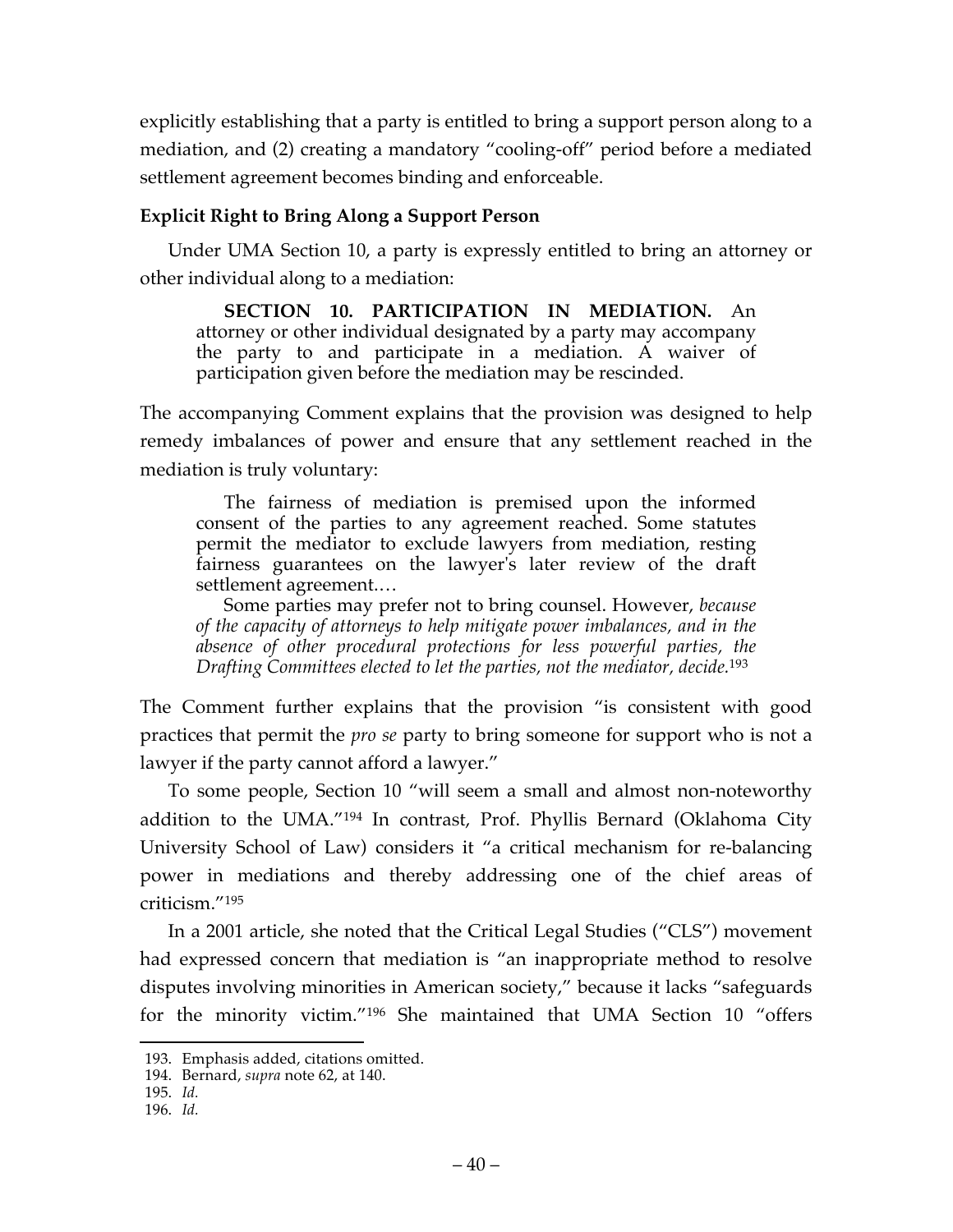explicitly establishing that a party is entitled to bring a support person along to a mediation, and (2) creating a mandatory "cooling-off" period before a mediated settlement agreement becomes binding and enforceable.

**Explicit Right to Bring Along a Support Person**

Under UMA Section 10, a party is expressly entitled to bring an attorney or other individual along to a mediation:

> **SECTION 10. PARTICIPATION IN MEDIATION.** An attorney or other individual designated by a party may accompany the party to and participate in a mediation. A waiver of participation given before the mediation may be rescinded.

The accompanying Comment explains that the provision was designed to help remedy imbalances of power and ensure that any settlement reached in the mediation is truly voluntary:

> The fairness of mediation is premised upon the informed consent of the parties to any agreement reached. Some statutes permit the mediator to exclude lawyers from mediation, resting fairness guarantees on the lawyer's later review of the draft settlement agreement.…
>
> Some parties may prefer not to bring counsel. However, *because of the capacity of attorneys to help mitigate power imbalances, and in the absence of other procedural protections for less powerful parties, the Drafting Committees elected to let the parties, not the mediator, decide.*[193]

The Comment further explains that the provision "is consistent with good practices that permit the *pro se* party to bring someone for support who is not a lawyer if the party cannot afford a lawyer."

To some people, Section 10 "will seem a small and almost non-noteworthy addition to the UMA."[194] In contrast, Prof. Phyllis Bernard (Oklahoma City University School of Law) considers it "a critical mechanism for re-balancing power in mediations and thereby addressing one of the chief areas of criticism."[195]

In a 2001 article, she noted that the Critical Legal Studies ("CLS") movement had expressed concern that mediation is "an inappropriate method to resolve disputes involving minorities in American society," because it lacks "safeguards for the minority victim."[196] She maintained that UMA Section 10 "offers

---

193. Emphasis added, citations omitted.
194. Bernard, *supra* note 62, at 140.
195. *Id.*
196. *Id.*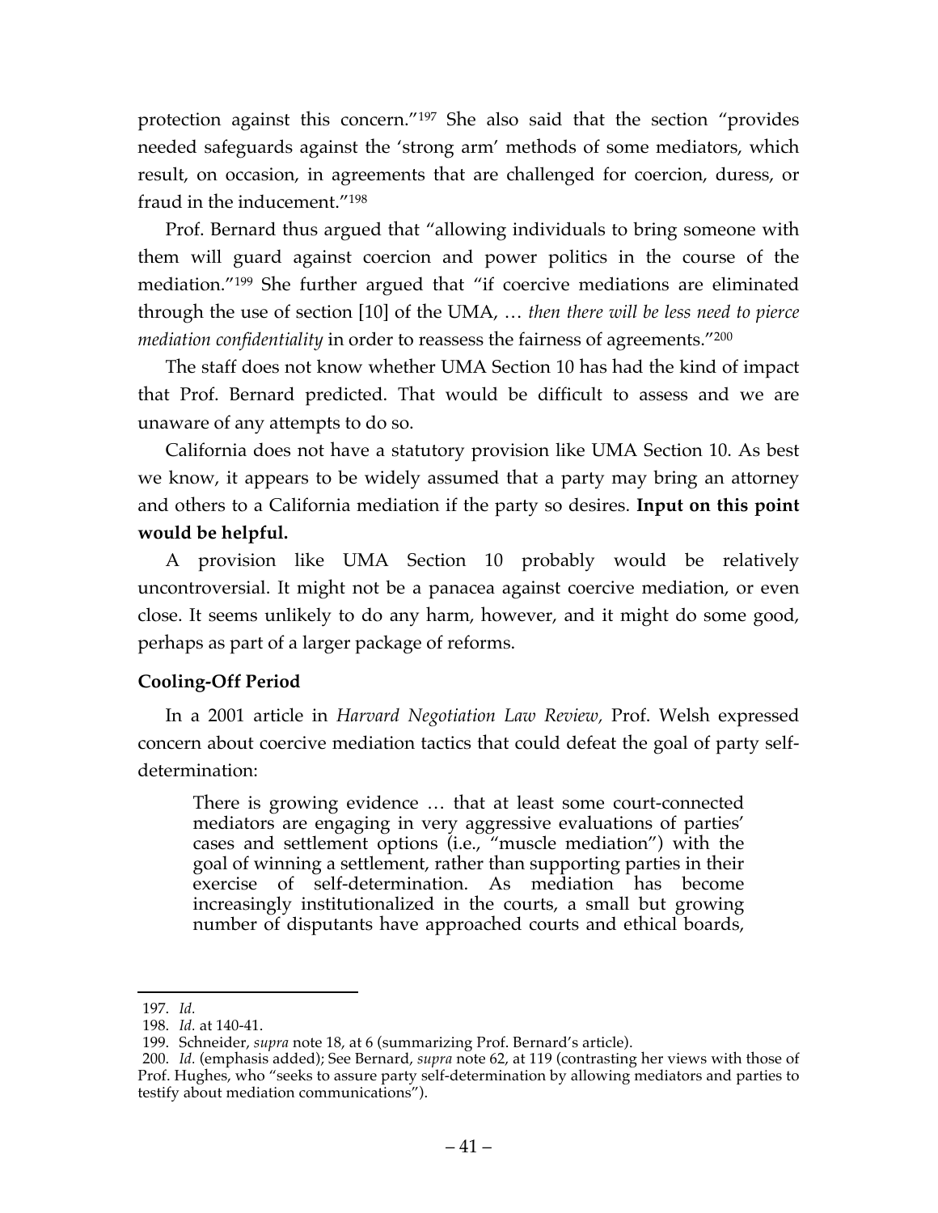protection against this concern."[197] She also said that the section "provides needed safeguards against the 'strong arm' methods of some mediators, which result, on occasion, in agreements that are challenged for coercion, duress, or fraud in the inducement."[198]

Prof. Bernard thus argued that "allowing individuals to bring someone with them will guard against coercion and power politics in the course of the mediation."[199] She further argued that "if coercive mediations are eliminated through the use of section [10] of the UMA, … *then there will be less need to pierce mediation confidentiality* in order to reassess the fairness of agreements."[200]

The staff does not know whether UMA Section 10 has had the kind of impact that Prof. Bernard predicted. That would be difficult to assess and we are unaware of any attempts to do so.

California does not have a statutory provision like UMA Section 10. As best we know, it appears to be widely assumed that a party may bring an attorney and others to a California mediation if the party so desires. **Input on this point would be helpful.**

A provision like UMA Section 10 probably would be relatively uncontroversial. It might not be a panacea against coercive mediation, or even close. It seems unlikely to do any harm, however, and it might do some good, perhaps as part of a larger package of reforms.

### Cooling-Off Period

In a 2001 article in *Harvard Negotiation Law Review,* Prof. Welsh expressed concern about coercive mediation tactics that could defeat the goal of party self-determination:

> There is growing evidence … that at least some court-connected mediators are engaging in very aggressive evaluations of parties' cases and settlement options (i.e., "muscle mediation") with the goal of winning a settlement, rather than supporting parties in their exercise of self-determination. As mediation has become increasingly institutionalized in the courts, a small but growing number of disputants have approached courts and ethical boards,

---

197. *Id.*

198. *Id.* at 140-41.

199. Schneider, *supra* note 18, at 6 (summarizing Prof. Bernard's article).

200. *Id.* (emphasis added); See Bernard, *supra* note 62, at 119 (contrasting her views with those of Prof. Hughes, who "seeks to assure party self-determination by allowing mediators and parties to testify about mediation communications").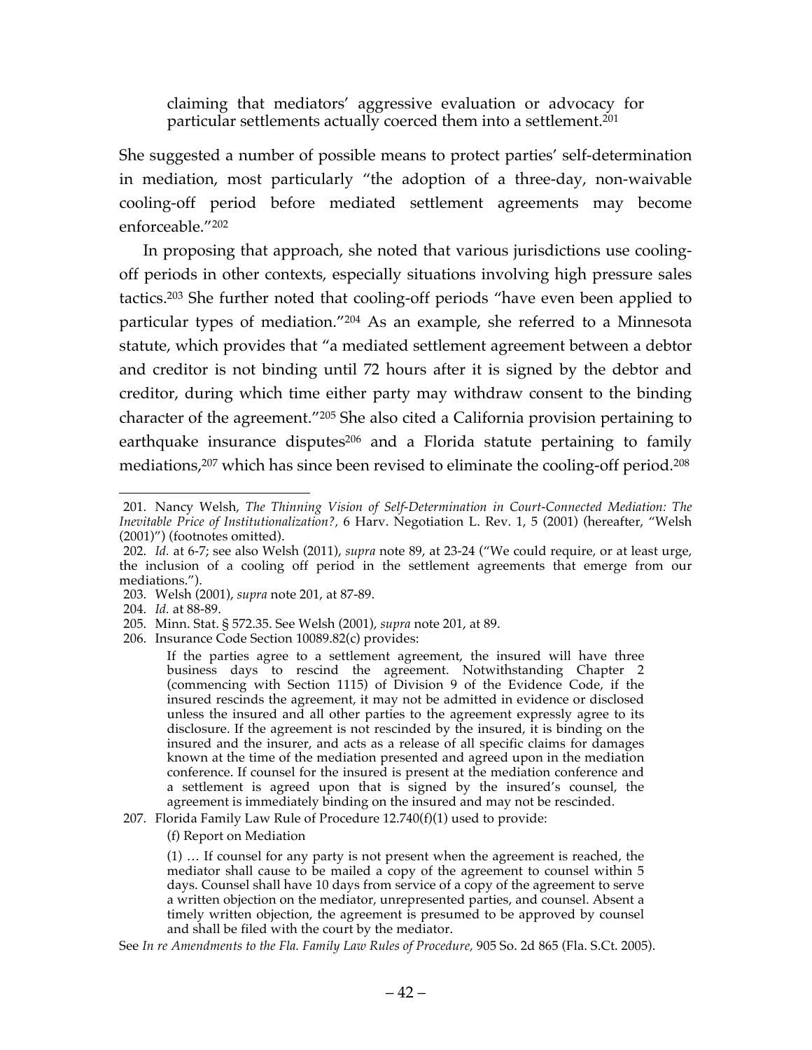> claiming that mediators' aggressive evaluation or advocacy for particular settlements actually coerced them into a settlement.[201]

She suggested a number of possible means to protect parties' self-determination in mediation, most particularly "the adoption of a three-day, non-waivable cooling-off period before mediated settlement agreements may become enforceable."[202]

In proposing that approach, she noted that various jurisdictions use cooling-off periods in other contexts, especially situations involving high pressure sales tactics.[203] She further noted that cooling-off periods "have even been applied to particular types of mediation."[204] As an example, she referred to a Minnesota statute, which provides that "a mediated settlement agreement between a debtor and creditor is not binding until 72 hours after it is signed by the debtor and creditor, during which time either party may withdraw consent to the binding character of the agreement."[205] She also cited a California provision pertaining to earthquake insurance disputes[206] and a Florida statute pertaining to family mediations,[207] which has since been revised to eliminate the cooling-off period.[208]

---

201. Nancy Welsh, *The Thinning Vision of Self-Determination in Court-Connected Mediation: The Inevitable Price of Institutionalization?*, 6 Harv. Negotiation L. Rev. 1, 5 (2001) (hereafter, "Welsh (2001)") (footnotes omitted).

202. *Id.* at 6-7; see also Welsh (2011), *supra* note 89, at 23-24 ("We could require, or at least urge, the inclusion of a cooling off period in the settlement agreements that emerge from our mediations.").

203. Welsh (2001), *supra* note 201, at 87-89.

204. *Id.* at 88-89.

205. Minn. Stat. § 572.35. See Welsh (2001), *supra* note 201, at 89.

206. Insurance Code Section 10089.82(c) provides:

> If the parties agree to a settlement agreement, the insured will have three business days to rescind the agreement. Notwithstanding Chapter 2 (commencing with Section 1115) of Division 9 of the Evidence Code, if the insured rescinds the agreement, it may not be admitted in evidence or disclosed unless the insured and all other parties to the agreement expressly agree to its disclosure. If the agreement is not rescinded by the insured, it is binding on the insured and the insurer, and acts as a release of all specific claims for damages known at the time of the mediation presented and agreed upon in the mediation conference. If counsel for the insured is present at the mediation conference and a settlement is agreed upon that is signed by the insured's counsel, the agreement is immediately binding on the insured and may not be rescinded.

207. Florida Family Law Rule of Procedure 12.740(f)(1) used to provide:

> (f) Report on Mediation
>
> (1) … If counsel for any party is not present when the agreement is reached, the mediator shall cause to be mailed a copy of the agreement to counsel within 5 days. Counsel shall have 10 days from service of a copy of the agreement to serve a written objection on the mediator, unrepresented parties, and counsel. Absent a timely written objection, the agreement is presumed to be approved by counsel and shall be filed with the court by the mediator.

See *In re Amendments to the Fla. Family Law Rules of Procedure,* 905 So. 2d 865 (Fla. S.Ct. 2005).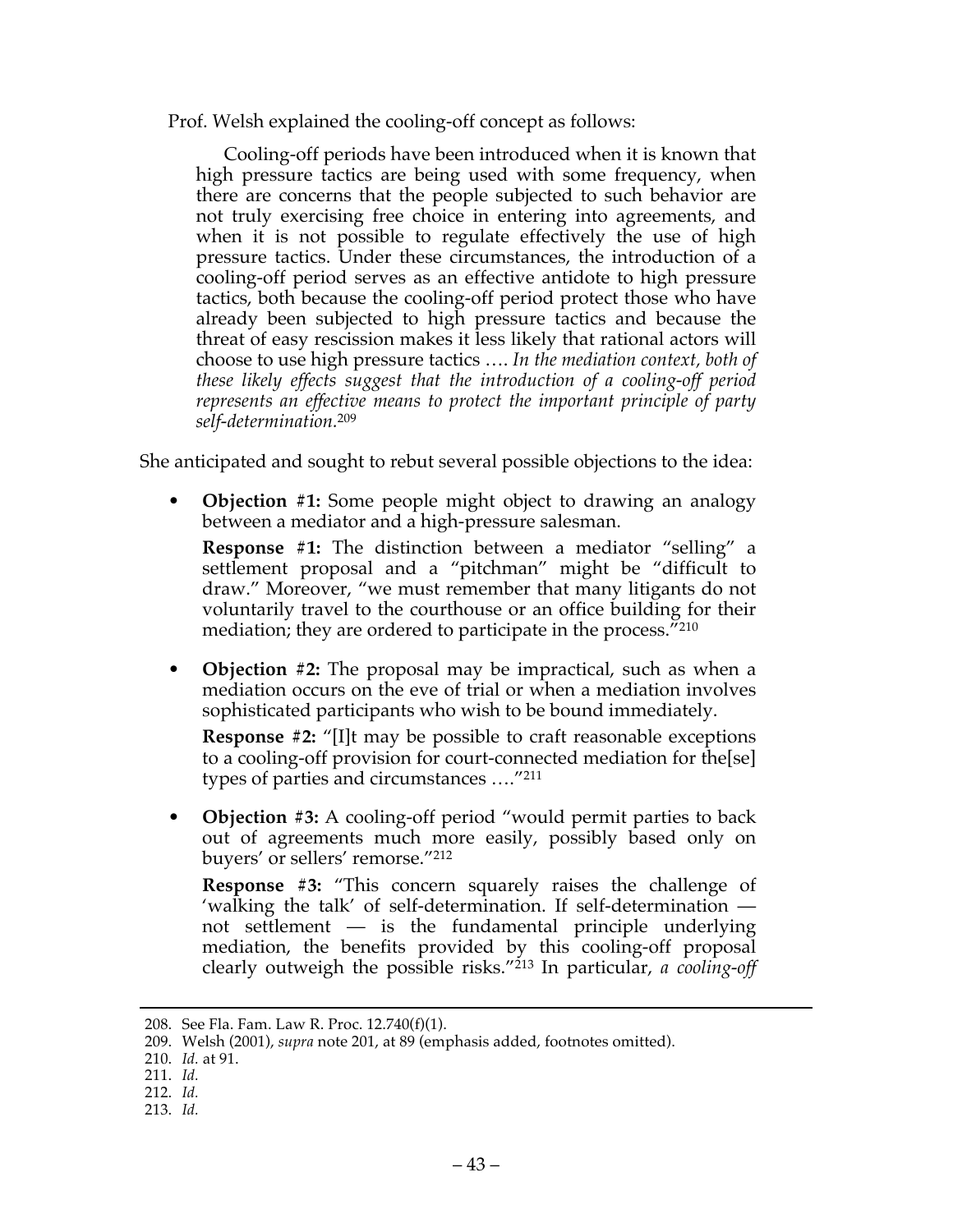Prof. Welsh explained the cooling-off concept as follows:

> Cooling-off periods have been introduced when it is known that high pressure tactics are being used with some frequency, when there are concerns that the people subjected to such behavior are not truly exercising free choice in entering into agreements, and when it is not possible to regulate effectively the use of high pressure tactics. Under these circumstances, the introduction of a cooling-off period serves as an effective antidote to high pressure tactics, both because the cooling-off period protect those who have already been subjected to high pressure tactics and because the threat of easy rescission makes it less likely that rational actors will choose to use high pressure tactics …. *In the mediation context, both of these likely effects suggest that the introduction of a cooling-off period represents an effective means to protect the important principle of party self-determination.*[209]

She anticipated and sought to rebut several possible objections to the idea:

- **Objection #1:** Some people might object to drawing an analogy between a mediator and a high-pressure salesman.

  **Response #1:** The distinction between a mediator "selling" a settlement proposal and a "pitchman" might be "difficult to draw." Moreover, "we must remember that many litigants do not voluntarily travel to the courthouse or an office building for their mediation; they are ordered to participate in the process."[210]

- **Objection #2:** The proposal may be impractical, such as when a mediation occurs on the eve of trial or when a mediation involves sophisticated participants who wish to be bound immediately.

  **Response #2:** "[I]t may be possible to craft reasonable exceptions to a cooling-off provision for court-connected mediation for the[se] types of parties and circumstances …."[211]

- **Objection #3:** A cooling-off period "would permit parties to back out of agreements much more easily, possibly based only on buyers' or sellers' remorse."[212]

  **Response #3:** "This concern squarely raises the challenge of 'walking the talk' of self-determination. If self-determination — not settlement — is the fundamental principle underlying mediation, the benefits provided by this cooling-off proposal clearly outweigh the possible risks."[213] In particular, *a cooling-off*

---

208. See Fla. Fam. Law R. Proc. 12.740(f)(1).

209. Welsh (2001), *supra* note 201, at 89 (emphasis added, footnotes omitted).

210. *Id.* at 91.

211. *Id.*

212. *Id.*

213. *Id.*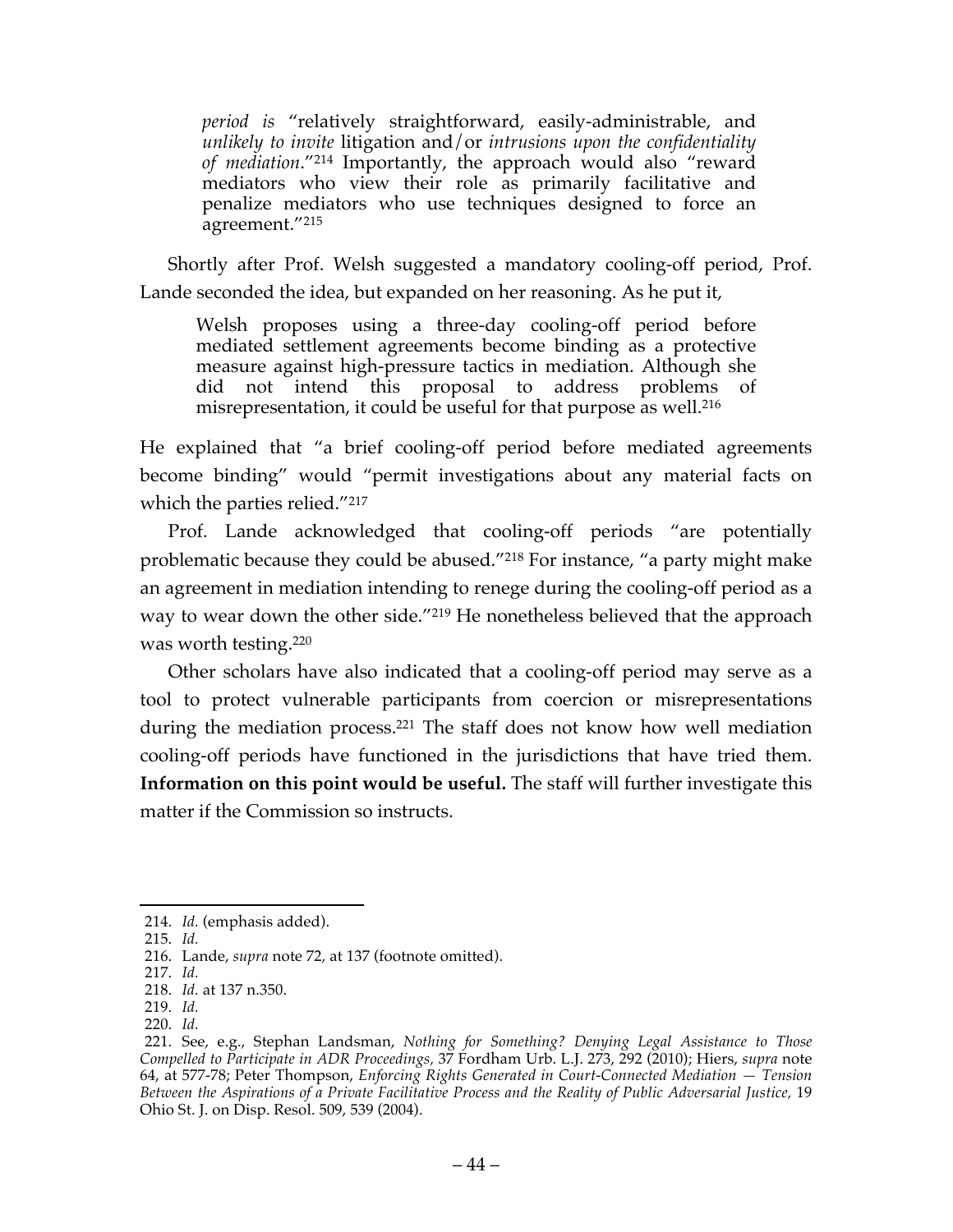> *period is* "relatively straightforward, easily-administrable, and *unlikely to invite* litigation and/or *intrusions upon the confidentiality of mediation*."[214] Importantly, the approach would also "reward mediators who view their role as primarily facilitative and penalize mediators who use techniques designed to force an agreement."[215]

Shortly after Prof. Welsh suggested a mandatory cooling-off period, Prof. Lande seconded the idea, but expanded on her reasoning. As he put it,

> Welsh proposes using a three-day cooling-off period before mediated settlement agreements become binding as a protective measure against high-pressure tactics in mediation. Although she did not intend this proposal to address problems of misrepresentation, it could be useful for that purpose as well.[216]

He explained that "a brief cooling-off period before mediated agreements become binding" would "permit investigations about any material facts on which the parties relied."[217]

Prof. Lande acknowledged that cooling-off periods "are potentially problematic because they could be abused."[218] For instance, "a party might make an agreement in mediation intending to renege during the cooling-off period as a way to wear down the other side."[219] He nonetheless believed that the approach was worth testing.[220]

Other scholars have also indicated that a cooling-off period may serve as a tool to protect vulnerable participants from coercion or misrepresentations during the mediation process.[221] The staff does not know how well mediation cooling-off periods have functioned in the jurisdictions that have tried them. **Information on this point would be useful.** The staff will further investigate this matter if the Commission so instructs.

---

214. *Id.* (emphasis added).

215. *Id.*

216. Lande, *supra* note 72, at 137 (footnote omitted).

217. *Id.*

218. *Id.* at 137 n.350.

219. *Id.*

220. *Id.*

221. See, e.g., Stephan Landsman, *Nothing for Something? Denying Legal Assistance to Those Compelled to Participate in ADR Proceedings,* 37 Fordham Urb. L.J. 273, 292 (2010); Hiers, *supra* note 64, at 577-78; Peter Thompson, *Enforcing Rights Generated in Court-Connected Mediation — Tension Between the Aspirations of a Private Facilitative Process and the Reality of Public Adversarial Justice,* 19 Ohio St. J. on Disp. Resol. 509, 539 (2004).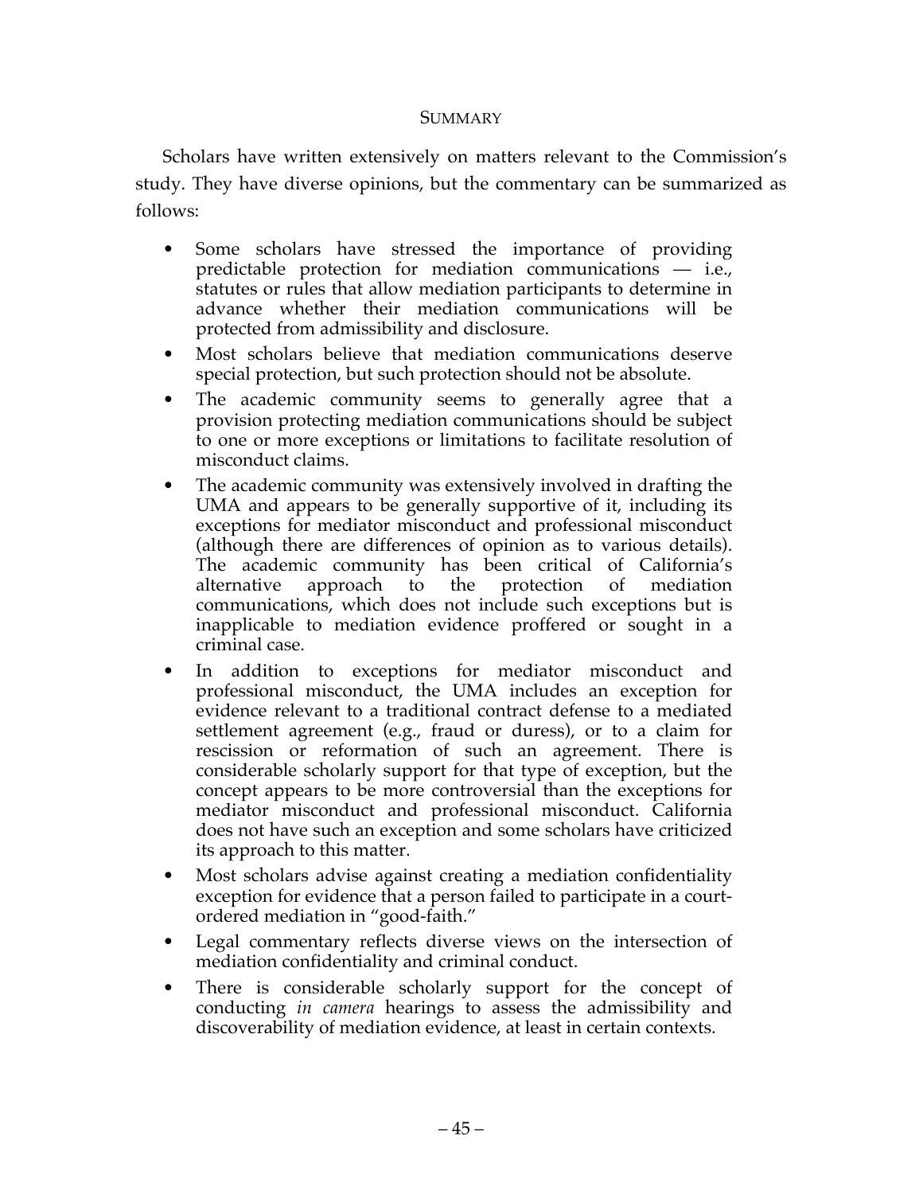## SUMMARY

Scholars have written extensively on matters relevant to the Commission's study. They have diverse opinions, but the commentary can be summarized as follows:

- Some scholars have stressed the importance of providing predictable protection for mediation communications — i.e., statutes or rules that allow mediation participants to determine in advance whether their mediation communications will be protected from admissibility and disclosure.
- Most scholars believe that mediation communications deserve special protection, but such protection should not be absolute.
- The academic community seems to generally agree that a provision protecting mediation communications should be subject to one or more exceptions or limitations to facilitate resolution of misconduct claims.
- The academic community was extensively involved in drafting the UMA and appears to be generally supportive of it, including its exceptions for mediator misconduct and professional misconduct (although there are differences of opinion as to various details). The academic community has been critical of California's alternative approach to the protection of mediation communications, which does not include such exceptions but is inapplicable to mediation evidence proffered or sought in a criminal case.
- In addition to exceptions for mediator misconduct and professional misconduct, the UMA includes an exception for evidence relevant to a traditional contract defense to a mediated settlement agreement (e.g., fraud or duress), or to a claim for rescission or reformation of such an agreement. There is considerable scholarly support for that type of exception, but the concept appears to be more controversial than the exceptions for mediator misconduct and professional misconduct. California does not have such an exception and some scholars have criticized its approach to this matter.
- Most scholars advise against creating a mediation confidentiality exception for evidence that a person failed to participate in a court-ordered mediation in "good-faith."
- Legal commentary reflects diverse views on the intersection of mediation confidentiality and criminal conduct.
- There is considerable scholarly support for the concept of conducting *in camera* hearings to assess the admissibility and discoverability of mediation evidence, at least in certain contexts.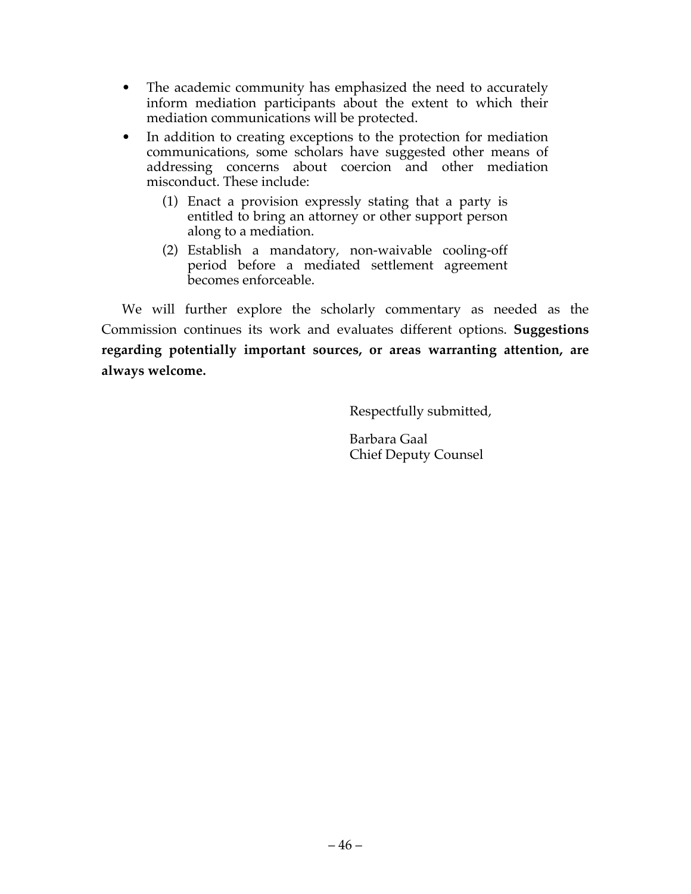- The academic community has emphasized the need to accurately inform mediation participants about the extent to which their mediation communications will be protected.
- In addition to creating exceptions to the protection for mediation communications, some scholars have suggested other means of addressing concerns about coercion and other mediation misconduct. These include:
  - (1) Enact a provision expressly stating that a party is entitled to bring an attorney or other support person along to a mediation.
  - (2) Establish a mandatory, non-waivable cooling-off period before a mediated settlement agreement becomes enforceable.

We will further explore the scholarly commentary as needed as the Commission continues its work and evaluates different options. **Suggestions regarding potentially important sources, or areas warranting attention, are always welcome.**

Respectfully submitted,

Barbara Gaal
Chief Deputy Counsel